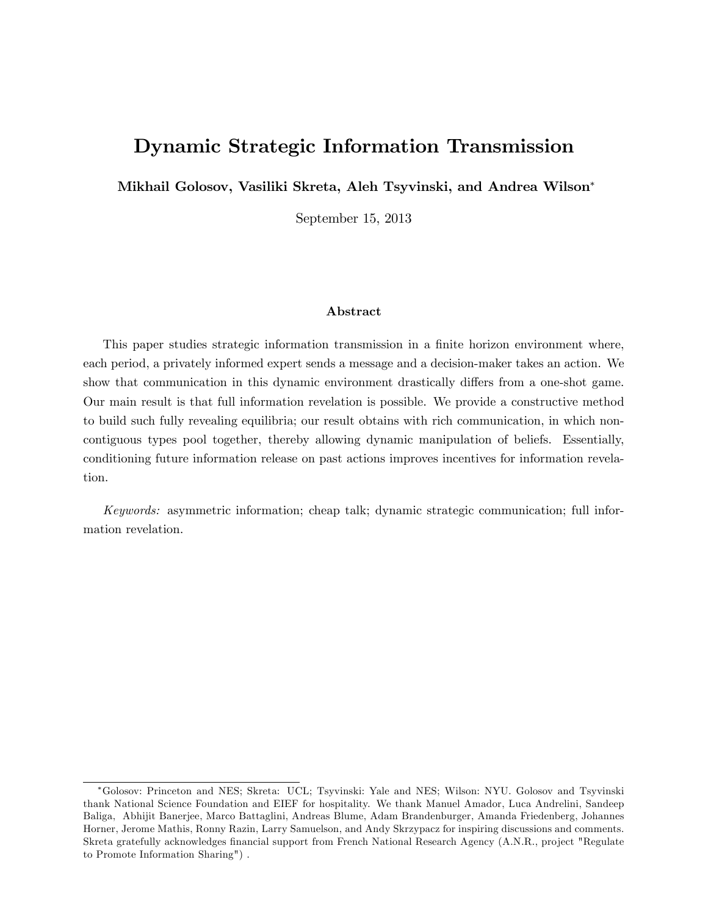# Dynamic Strategic Information Transmission

**Mikhail Golosov, Vasiliki Skreta, Aleh Tsyvinski, and Andrea Wilson***

September 15, 2013

### Abstract

This paper studies strategic information transmission in a finite horizon environment where, each period, a privately informed expert sends a message and a decision-maker takes an action. We show that communication in this dynamic environment drastically differs from a one-shot game. Our main result is that full information revelation is possible. We provide a constructive method to build such fully revealing equilibria; our result obtains with rich communication, in which non-contiguous types pool together, thereby allowing dynamic manipulation of beliefs. Essentially, conditioning future information release on past actions improves incentives for information revelation.

*Keywords:* asymmetric information; cheap talk; dynamic strategic communication; full information revelation.

---

*Golosov: Princeton and NES; Skreta: UCL; Tsyvinski: Yale and NES; Wilson: NYU. Golosov and Tsyvinski thank National Science Foundation and EIEF for hospitality. We thank Manuel Amador, Luca Andrelini, Sandeep Baliga, Abhijit Banerjee, Marco Battaglini, Andreas Blume, Adam Brandenburger, Amanda Friedenberg, Johannes Horner, Jerome Mathis, Ronny Razin, Larry Samuelson, and Andy Skrzypacz for inspiring discussions and comments. Skreta gratefully acknowledges financial support from French National Research Agency (A.N.R., project "Regulate to Promote Information Sharing") .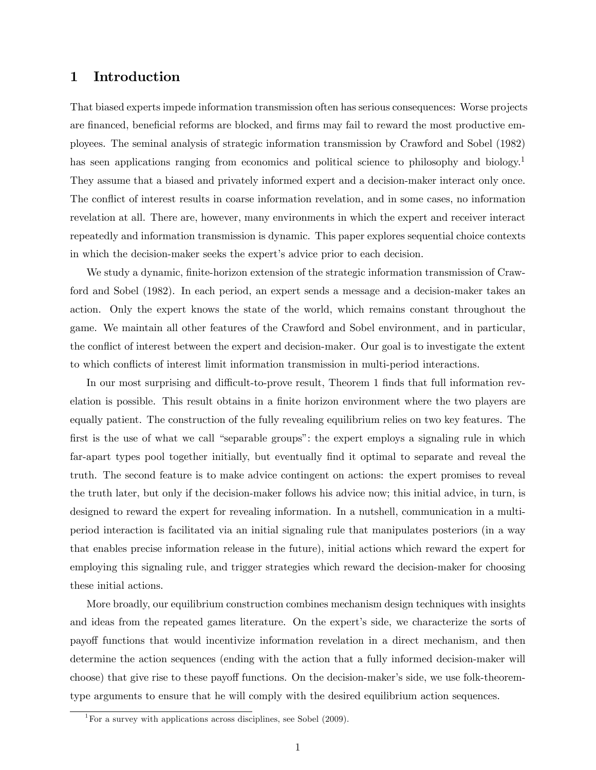# 1 Introduction

That biased experts impede information transmission often has serious consequences: Worse projects are financed, beneficial reforms are blocked, and firms may fail to reward the most productive employees. The seminal analysis of strategic information transmission by Crawford and Sobel (1982) has seen applications ranging from economics and political science to philosophy and biology.[1] They assume that a biased and privately informed expert and a decision-maker interact only once. The conflict of interest results in coarse information revelation, and in some cases, no information revelation at all. There are, however, many environments in which the expert and receiver interact repeatedly and information transmission is dynamic. This paper explores sequential choice contexts in which the decision-maker seeks the expert's advice prior to each decision.

We study a dynamic, finite-horizon extension of the strategic information transmission of Crawford and Sobel (1982). In each period, an expert sends a message and a decision-maker takes an action. Only the expert knows the state of the world, which remains constant throughout the game. We maintain all other features of the Crawford and Sobel environment, and in particular, the conflict of interest between the expert and decision-maker. Our goal is to investigate the extent to which conflicts of interest limit information transmission in multi-period interactions.

In our most surprising and difficult-to-prove result, Theorem 1 finds that full information revelation is possible. This result obtains in a finite horizon environment where the two players are equally patient. The construction of the fully revealing equilibrium relies on two key features. The first is the use of what we call "separable groups": the expert employs a signaling rule in which far-apart types pool together initially, but eventually find it optimal to separate and reveal the truth. The second feature is to make advice contingent on actions: the expert promises to reveal the truth later, but only if the decision-maker follows his advice now; this initial advice, in turn, is designed to reward the expert for revealing information. In a nutshell, communication in a multi-period interaction is facilitated via an initial signaling rule that manipulates posteriors (in a way that enables precise information release in the future), initial actions which reward the expert for employing this signaling rule, and trigger strategies which reward the decision-maker for choosing these initial actions.

More broadly, our equilibrium construction combines mechanism design techniques with insights and ideas from the repeated games literature. On the expert's side, we characterize the sorts of payoff functions that would incentivize information revelation in a direct mechanism, and then determine the action sequences (ending with the action that a fully informed decision-maker will choose) that give rise to these payoff functions. On the decision-maker's side, we use folk-theorem-type arguments to ensure that he will comply with the desired equilibrium action sequences.

[1] For a survey with applications across disciplines, see Sobel (2009).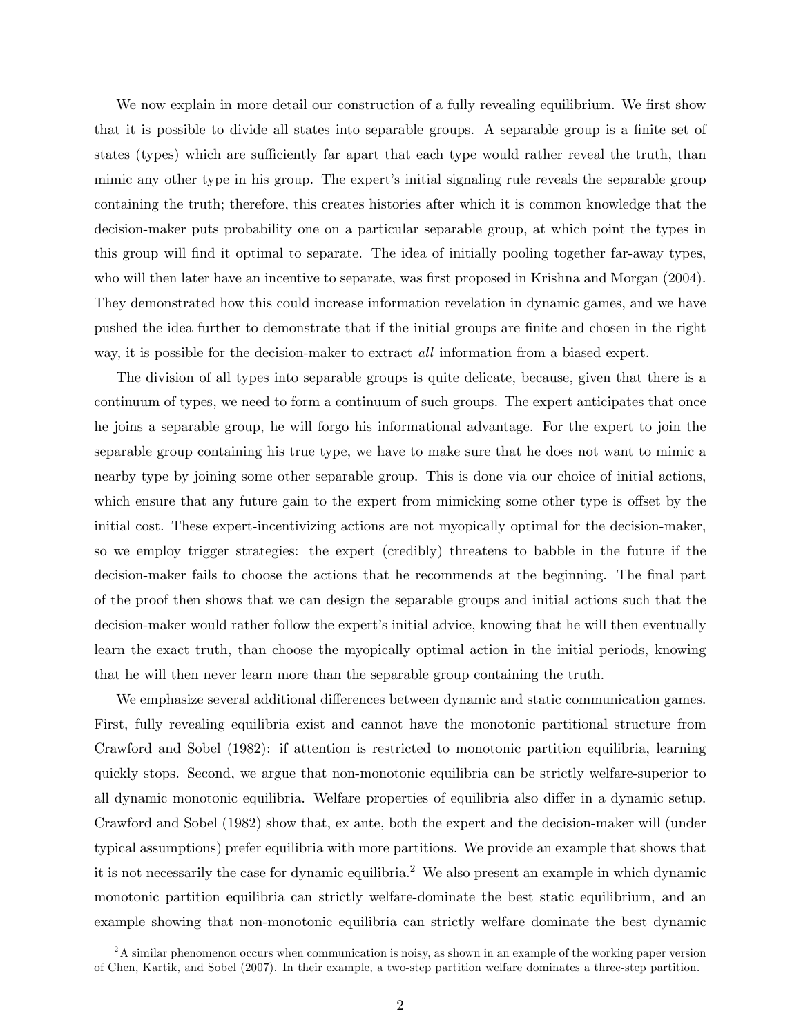We now explain in more detail our construction of a fully revealing equilibrium. We first show that it is possible to divide all states into separable groups. A separable group is a finite set of states (types) which are sufficiently far apart that each type would rather reveal the truth, than mimic any other type in his group. The expert's initial signaling rule reveals the separable group containing the truth; therefore, this creates histories after which it is common knowledge that the decision-maker puts probability one on a particular separable group, at which point the types in this group will find it optimal to separate. The idea of initially pooling together far-away types, who will then later have an incentive to separate, was first proposed in Krishna and Morgan (2004). They demonstrated how this could increase information revelation in dynamic games, and we have pushed the idea further to demonstrate that if the initial groups are finite and chosen in the right way, it is possible for the decision-maker to extract *all* information from a biased expert.

The division of all types into separable groups is quite delicate, because, given that there is a continuum of types, we need to form a continuum of such groups. The expert anticipates that once he joins a separable group, he will forgo his informational advantage. For the expert to join the separable group containing his true type, we have to make sure that he does not want to mimic a nearby type by joining some other separable group. This is done via our choice of initial actions, which ensure that any future gain to the expert from mimicking some other type is offset by the initial cost. These expert-incentivizing actions are not myopically optimal for the decision-maker, so we employ trigger strategies: the expert (credibly) threatens to babble in the future if the decision-maker fails to choose the actions that he recommends at the beginning. The final part of the proof then shows that we can design the separable groups and initial actions such that the decision-maker would rather follow the expert's initial advice, knowing that he will then eventually learn the exact truth, than choose the myopically optimal action in the initial periods, knowing that he will then never learn more than the separable group containing the truth.

We emphasize several additional differences between dynamic and static communication games. First, fully revealing equilibria exist and cannot have the monotonic partitional structure from Crawford and Sobel (1982): if attention is restricted to monotonic partition equilibria, learning quickly stops. Second, we argue that non-monotonic equilibria can be strictly welfare-superior to all dynamic monotonic equilibria. Welfare properties of equilibria also differ in a dynamic setup. Crawford and Sobel (1982) show that, ex ante, both the expert and the decision-maker will (under typical assumptions) prefer equilibria with more partitions. We provide an example that shows that it is not necessarily the case for dynamic equilibria.[2] We also present an example in which dynamic monotonic partition equilibria can strictly welfare-dominate the best static equilibrium, and an example showing that non-monotonic equilibria can strictly welfare dominate the best dynamic

[2] A similar phenomenon occurs when communication is noisy, as shown in an example of the working paper version of Chen, Kartik, and Sobel (2007). In their example, a two-step partition welfare dominates a three-step partition.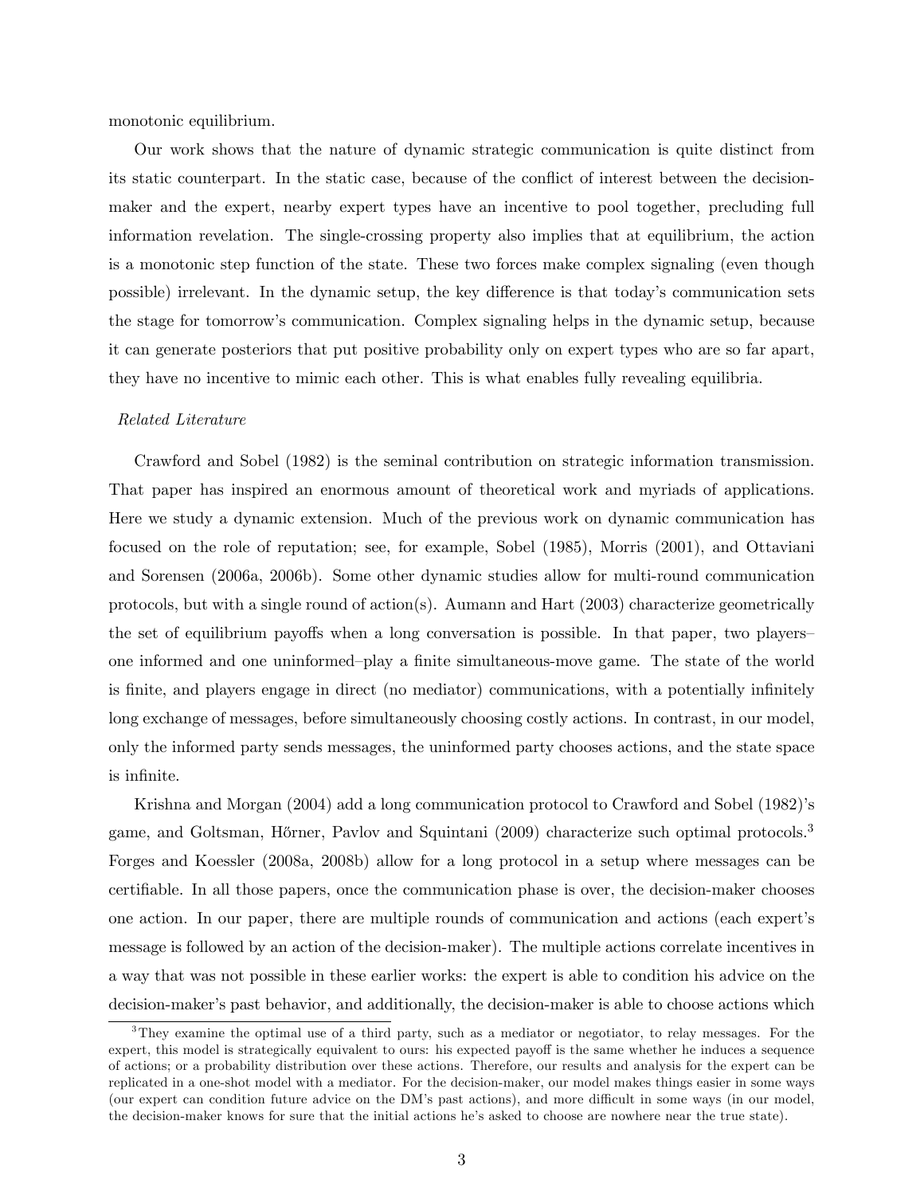monotonic equilibrium.

Our work shows that the nature of dynamic strategic communication is quite distinct from its static counterpart. In the static case, because of the conflict of interest between the decision-maker and the expert, nearby expert types have an incentive to pool together, precluding full information revelation. The single-crossing property also implies that at equilibrium, the action is a monotonic step function of the state. These two forces make complex signaling (even though possible) irrelevant. In the dynamic setup, the key difference is that today's communication sets the stage for tomorrow's communication. Complex signaling helps in the dynamic setup, because it can generate posteriors that put positive probability only on expert types who are so far apart, they have no incentive to mimic each other. This is what enables fully revealing equilibria.

*Related Literature*

Crawford and Sobel (1982) is the seminal contribution on strategic information transmission. That paper has inspired an enormous amount of theoretical work and myriads of applications. Here we study a dynamic extension. Much of the previous work on dynamic communication has focused on the role of reputation; see, for example, Sobel (1985), Morris (2001), and Ottaviani and Sorensen (2006a, 2006b). Some other dynamic studies allow for multi-round communication protocols, but with a single round of action(s). Aumann and Hart (2003) characterize geometrically the set of equilibrium payoffs when a long conversation is possible. In that paper, two players–one informed and one uninformed–play a finite simultaneous-move game. The state of the world is finite, and players engage in direct (no mediator) communications, with a potentially infinitely long exchange of messages, before simultaneously choosing costly actions. In contrast, in our model, only the informed party sends messages, the uninformed party chooses actions, and the state space is infinite.

Krishna and Morgan (2004) add a long communication protocol to Crawford and Sobel (1982)'s game, and Goltsman, Hőrner, Pavlov and Squintani (2009) characterize such optimal protocols.[3] Forges and Koessler (2008a, 2008b) allow for a long protocol in a setup where messages can be certifiable. In all those papers, once the communication phase is over, the decision-maker chooses one action. In our paper, there are multiple rounds of communication and actions (each expert's message is followed by an action of the decision-maker). The multiple actions correlate incentives in a way that was not possible in these earlier works: the expert is able to condition his advice on the decision-maker's past behavior, and additionally, the decision-maker is able to choose actions which

[3] They examine the optimal use of a third party, such as a mediator or negotiator, to relay messages. For the expert, this model is strategically equivalent to ours: his expected payoff is the same whether he induces a sequence of actions; or a probability distribution over these actions. Therefore, our results and analysis for the expert can be replicated in a one-shot model with a mediator. For the decision-maker, our model makes things easier in some ways (our expert can condition future advice on the DM's past actions), and more difficult in some ways (in our model, the decision-maker knows for sure that the initial actions he's asked to choose are nowhere near the true state).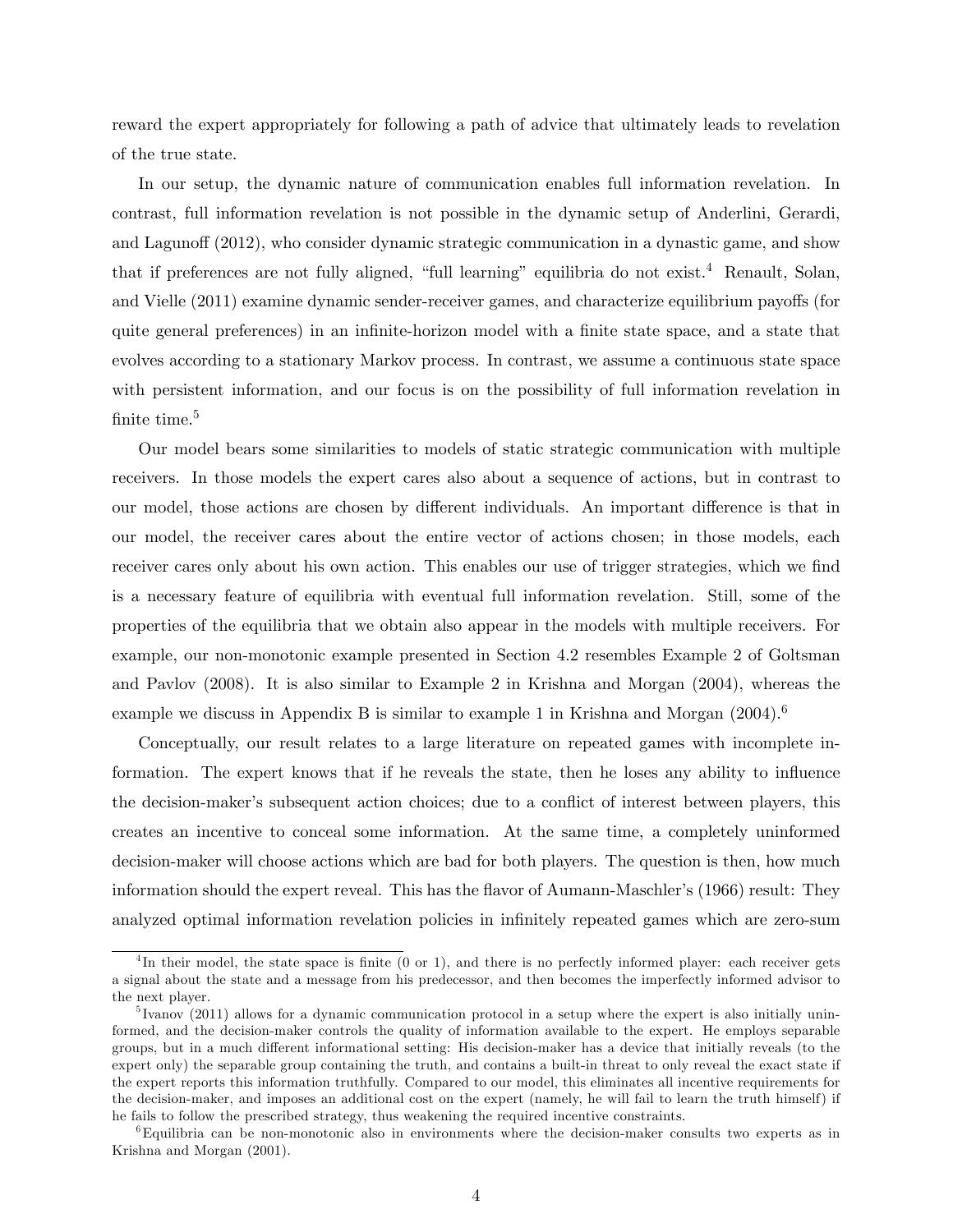reward the expert appropriately for following a path of advice that ultimately leads to revelation of the true state.

In our setup, the dynamic nature of communication enables full information revelation. In contrast, full information revelation is not possible in the dynamic setup of Anderlini, Gerardi, and Lagunoff (2012), who consider dynamic strategic communication in a dynastic game, and show that if preferences are not fully aligned, "full learning" equilibria do not exist.[4] Renault, Solan, and Vielle (2011) examine dynamic sender-receiver games, and characterize equilibrium payoffs (for quite general preferences) in an infinite-horizon model with a finite state space, and a state that evolves according to a stationary Markov process. In contrast, we assume a continuous state space with persistent information, and our focus is on the possibility of full information revelation in finite time.[5]

Our model bears some similarities to models of static strategic communication with multiple receivers. In those models the expert cares also about a sequence of actions, but in contrast to our model, those actions are chosen by different individuals. An important difference is that in our model, the receiver cares about the entire vector of actions chosen; in those models, each receiver cares only about his own action. This enables our use of trigger strategies, which we find is a necessary feature of equilibria with eventual full information revelation. Still, some of the properties of the equilibria that we obtain also appear in the models with multiple receivers. For example, our non-monotonic example presented in Section 4.2 resembles Example 2 of Goltsman and Pavlov (2008). It is also similar to Example 2 in Krishna and Morgan (2004), whereas the example we discuss in Appendix B is similar to example 1 in Krishna and Morgan (2004).[6]

Conceptually, our result relates to a large literature on repeated games with incomplete information. The expert knows that if he reveals the state, then he loses any ability to influence the decision-maker's subsequent action choices; due to a conflict of interest between players, this creates an incentive to conceal some information. At the same time, a completely uninformed decision-maker will choose actions which are bad for both players. The question is then, how much information should the expert reveal. This has the flavor of Aumann-Maschler's (1966) result: They analyzed optimal information revelation policies in infinitely repeated games which are zero-sum

---

[4] In their model, the state space is finite (0 or 1), and there is no perfectly informed player: each receiver gets a signal about the state and a message from his predecessor, and then becomes the imperfectly informed advisor to the next player.

[5] Ivanov (2011) allows for a dynamic communication protocol in a setup where the expert is also initially uninformed, and the decision-maker controls the quality of information available to the expert. He employs separable groups, but in a much different informational setting: His decision-maker has a device that initially reveals (to the expert only) the separable group containing the truth, and contains a built-in threat to only reveal the exact state if the expert reports this information truthfully. Compared to our model, this eliminates all incentive requirements for the decision-maker, and imposes an additional cost on the expert (namely, he will fail to learn the truth himself) if he fails to follow the prescribed strategy, thus weakening the required incentive constraints.

[6] Equilibria can be non-monotonic also in environments where the decision-maker consults two experts as in Krishna and Morgan (2001).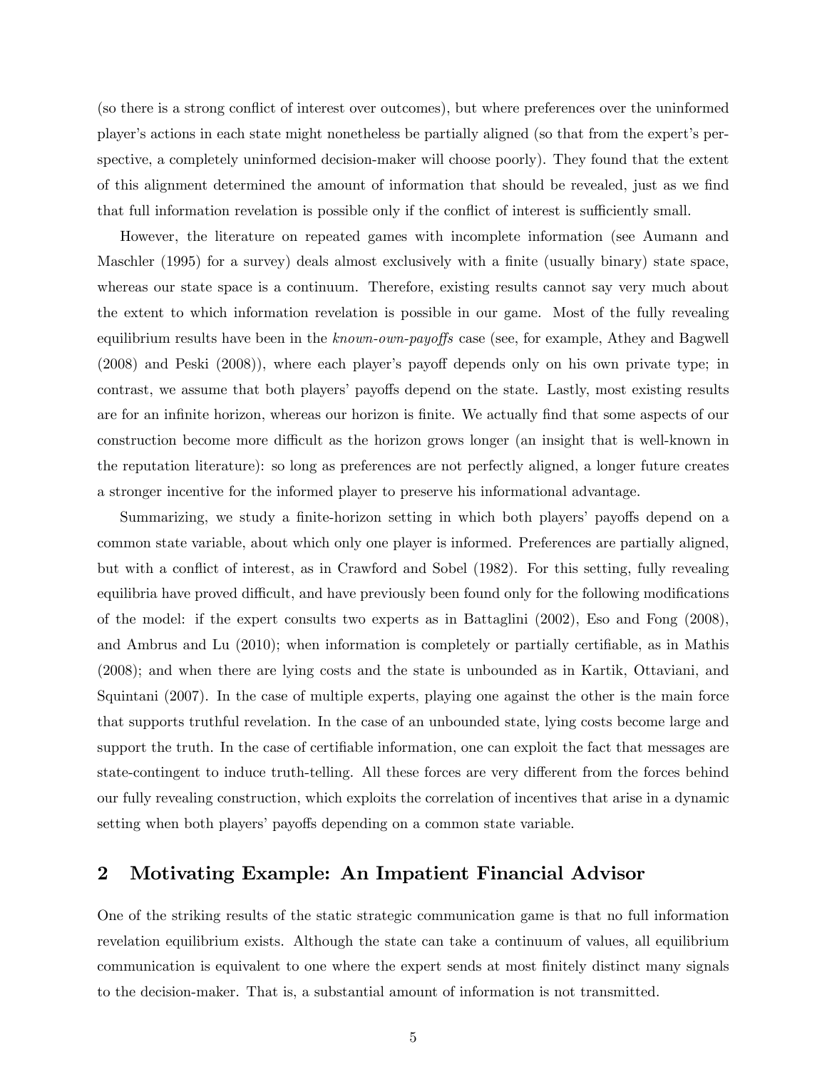(so there is a strong conflict of interest over outcomes), but where preferences over the uninformed player's actions in each state might nonetheless be partially aligned (so that from the expert's perspective, a completely uninformed decision-maker will choose poorly). They found that the extent of this alignment determined the amount of information that should be revealed, just as we find that full information revelation is possible only if the conflict of interest is sufficiently small.

However, the literature on repeated games with incomplete information (see Aumann and Maschler (1995) for a survey) deals almost exclusively with a finite (usually binary) state space, whereas our state space is a continuum. Therefore, existing results cannot say very much about the extent to which information revelation is possible in our game. Most of the fully revealing equilibrium results have been in the *known-own-payoffs* case (see, for example, Athey and Bagwell (2008) and Peski (2008)), where each player's payoff depends only on his own private type; in contrast, we assume that both players' payoffs depend on the state. Lastly, most existing results are for an infinite horizon, whereas our horizon is finite. We actually find that some aspects of our construction become more difficult as the horizon grows longer (an insight that is well-known in the reputation literature): so long as preferences are not perfectly aligned, a longer future creates a stronger incentive for the informed player to preserve his informational advantage.

Summarizing, we study a finite-horizon setting in which both players' payoffs depend on a common state variable, about which only one player is informed. Preferences are partially aligned, but with a conflict of interest, as in Crawford and Sobel (1982). For this setting, fully revealing equilibria have proved difficult, and have previously been found only for the following modifications of the model: if the expert consults two experts as in Battaglini (2002), Eso and Fong (2008), and Ambrus and Lu (2010); when information is completely or partially certifiable, as in Mathis (2008); and when there are lying costs and the state is unbounded as in Kartik, Ottaviani, and Squintani (2007). In the case of multiple experts, playing one against the other is the main force that supports truthful revelation. In the case of an unbounded state, lying costs become large and support the truth. In the case of certifiable information, one can exploit the fact that messages are state-contingent to induce truth-telling. All these forces are very different from the forces behind our fully revealing construction, which exploits the correlation of incentives that arise in a dynamic setting when both players' payoffs depending on a common state variable.

## 2 Motivating Example: An Impatient Financial Advisor

One of the striking results of the static strategic communication game is that no full information revelation equilibrium exists. Although the state can take a continuum of values, all equilibrium communication is equivalent to one where the expert sends at most finitely distinct many signals to the decision-maker. That is, a substantial amount of information is not transmitted.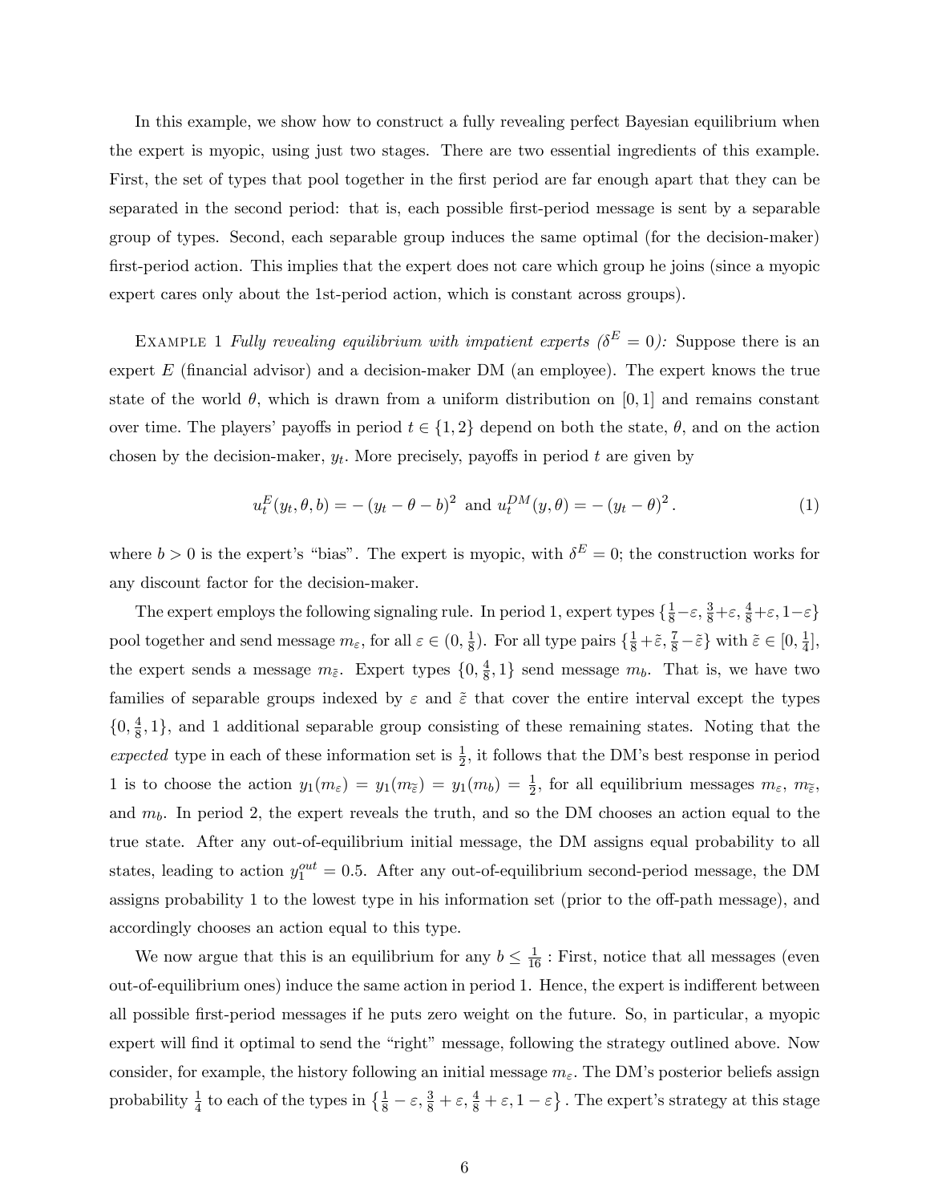In this example, we show how to construct a fully revealing perfect Bayesian equilibrium when the expert is myopic, using just two stages. There are two essential ingredients of this example. First, the set of types that pool together in the first period are far enough apart that they can be separated in the second period: that is, each possible first-period message is sent by a separable group of types. Second, each separable group induces the same optimal (for the decision-maker) first-period action. This implies that the expert does not care which group he joins (since a myopic expert cares only about the 1st-period action, which is constant across groups).

Example 1 *Fully revealing equilibrium with impatient experts ($\delta^E = 0$):* Suppose there is an expert $E$ (financial advisor) and a decision-maker DM (an employee). The expert knows the true state of the world $\theta$, which is drawn from a uniform distribution on $[0, 1]$ and remains constant over time. The players' payoffs in period $t \in \{1, 2\}$ depend on both the state, $\theta$, and on the action chosen by the decision-maker, $y_t$. More precisely, payoffs in period $t$ are given by

$$u_t^E(y_t, \theta, b) = -(y_t - \theta - b)^2 \text{ and } u_t^{DM}(y, \theta) = -(y_t - \theta)^2. \tag{1}$$

where $b > 0$ is the expert's "bias". The expert is myopic, with $\delta^E = 0$; the construction works for any discount factor for the decision-maker.

The expert employs the following signaling rule. In period 1, expert types $\{\frac{1}{8} - \varepsilon, \frac{3}{8} + \varepsilon, \frac{4}{8} + \varepsilon, 1 - \varepsilon\}$ pool together and send message $m_\varepsilon$, for all $\varepsilon \in (0, \frac{1}{8})$. For all type pairs $\{\frac{1}{8} + \tilde{\varepsilon}, \frac{7}{8} - \tilde{\varepsilon}\}$ with $\tilde{\varepsilon} \in [0, \frac{1}{4}]$, the expert sends a message $m_{\tilde{\varepsilon}}$. Expert types $\{0, \frac{4}{8}, 1\}$ send message $m_b$. That is, we have two families of separable groups indexed by $\varepsilon$ and $\tilde{\varepsilon}$ that cover the entire interval except the types $\{0, \frac{4}{8}, 1\}$, and 1 additional separable group consisting of these remaining states. Noting that the *expected* type in each of these information set is $\frac{1}{2}$, it follows that the DM's best response in period 1 is to choose the action $y_1(m_\varepsilon) = y_1(m_{\tilde{\varepsilon}}) = y_1(m_b) = \frac{1}{2}$, for all equilibrium messages $m_\varepsilon$, $m_{\tilde{\varepsilon}}$, and $m_b$. In period 2, the expert reveals the truth, and so the DM chooses an action equal to the true state. After any out-of-equilibrium initial message, the DM assigns equal probability to all states, leading to action $y_1^{out} = 0.5$. After any out-of-equilibrium second-period message, the DM assigns probability 1 to the lowest type in his information set (prior to the off-path message), and accordingly chooses an action equal to this type.

We now argue that this is an equilibrium for any $b \leq \frac{1}{16}$ : First, notice that all messages (even out-of-equilibrium ones) induce the same action in period 1. Hence, the expert is indifferent between all possible first-period messages if he puts zero weight on the future. So, in particular, a myopic expert will find it optimal to send the "right" message, following the strategy outlined above. Now consider, for example, the history following an initial message $m_\varepsilon$. The DM's posterior beliefs assign probability $\frac{1}{4}$ to each of the types in $\left\{\frac{1}{8} - \varepsilon, \frac{3}{8} + \varepsilon, \frac{4}{8} + \varepsilon, 1 - \varepsilon\right\}$. The expert's strategy at this stage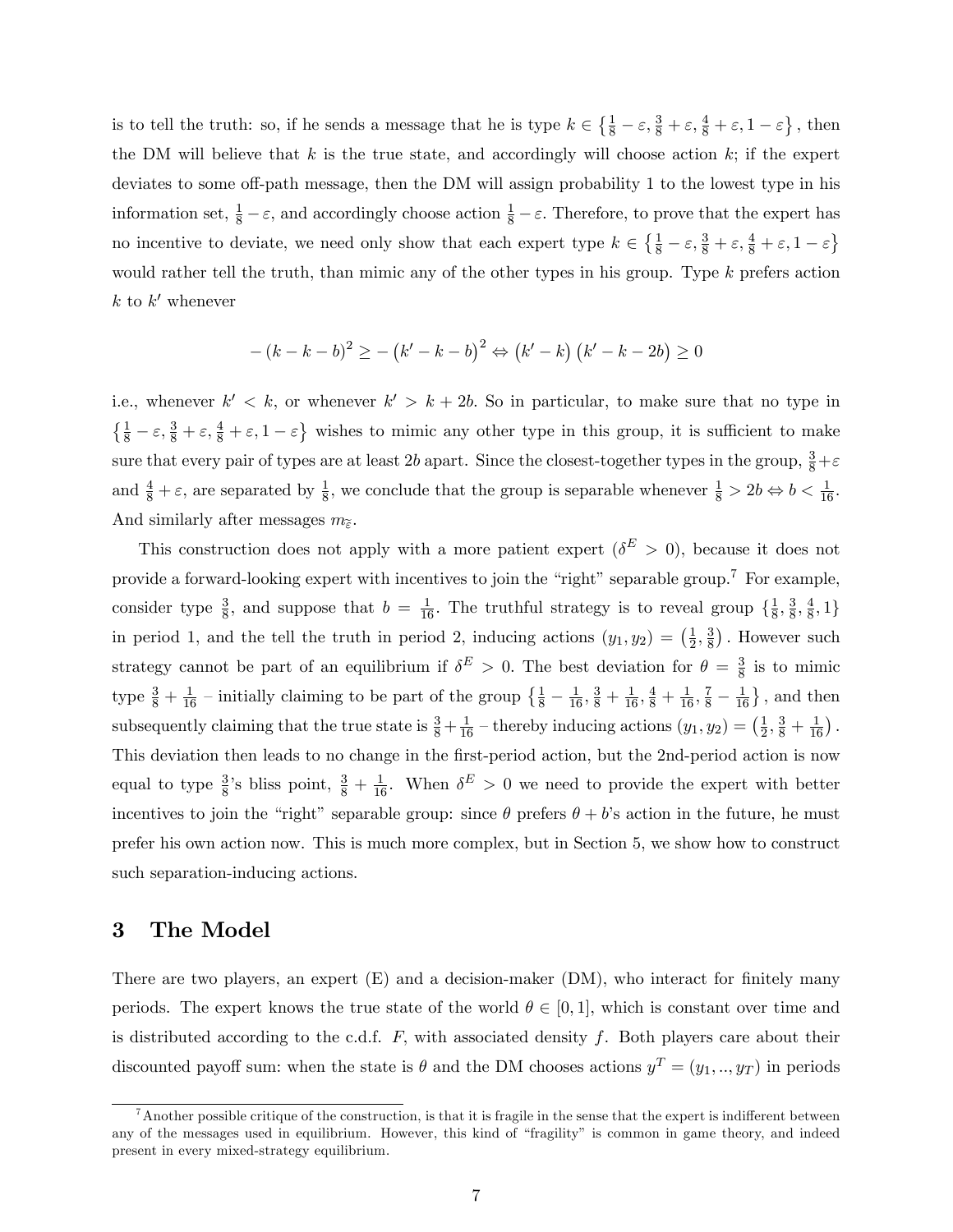is to tell the truth: so, if he sends a message that he is type $k \in \left\{\frac{1}{8} - \varepsilon, \frac{3}{8} + \varepsilon, \frac{4}{8} + \varepsilon, 1 - \varepsilon\right\}$, then the DM will believe that $k$ is the true state, and accordingly will choose action $k$; if the expert deviates to some off-path message, then the DM will assign probability 1 to the lowest type in his information set, $\frac{1}{8} - \varepsilon$, and accordingly choose action $\frac{1}{8} - \varepsilon$. Therefore, to prove that the expert has no incentive to deviate, we need only show that each expert type $k \in \left\{\frac{1}{8} - \varepsilon, \frac{3}{8} + \varepsilon, \frac{4}{8} + \varepsilon, 1 - \varepsilon\right\}$ would rather tell the truth, than mimic any of the other types in his group. Type $k$ prefers action $k$ to $k'$ whenever

$$-\left(k - k - b\right)^2 \geq -\left(k' - k - b\right)^2 \Leftrightarrow \left(k' - k\right)\left(k' - k - 2b\right) \geq 0$$

i.e., whenever $k' < k$, or whenever $k' > k + 2b$. So in particular, to make sure that no type in $\left\{\frac{1}{8} - \varepsilon, \frac{3}{8} + \varepsilon, \frac{4}{8} + \varepsilon, 1 - \varepsilon\right\}$ wishes to mimic any other type in this group, it is sufficient to make sure that every pair of types are at least $2b$ apart. Since the closest-together types in the group, $\frac{3}{8} + \varepsilon$ and $\frac{4}{8} + \varepsilon$, are separated by $\frac{1}{8}$, we conclude that the group is separable whenever $\frac{1}{8} > 2b \Leftrightarrow b < \frac{1}{16}$. And similarly after messages $m_{\tilde{\varepsilon}}$.

This construction does not apply with a more patient expert ($\delta^E > 0$), because it does not provide a forward-looking expert with incentives to join the "right" separable group.[7] For example, consider type $\frac{3}{8}$, and suppose that $b = \frac{1}{16}$. The truthful strategy is to reveal group $\left\{\frac{1}{8}, \frac{3}{8}, \frac{4}{8}, 1\right\}$ in period 1, and the tell the truth in period 2, inducing actions $(y_1, y_2) = \left(\frac{1}{2}, \frac{3}{8}\right)$. However such strategy cannot be part of an equilibrium if $\delta^E > 0$. The best deviation for $\theta = \frac{3}{8}$ is to mimic type $\frac{3}{8} + \frac{1}{16}$ – initially claiming to be part of the group $\left\{\frac{1}{8} - \frac{1}{16}, \frac{3}{8} + \frac{1}{16}, \frac{4}{8} + \frac{1}{16}, \frac{7}{8} - \frac{1}{16}\right\}$, and then subsequently claiming that the true state is $\frac{3}{8} + \frac{1}{16}$ – thereby inducing actions $(y_1, y_2) = \left(\frac{1}{2}, \frac{3}{8} + \frac{1}{16}\right)$. This deviation then leads to no change in the first-period action, but the 2nd-period action is now equal to type $\frac{3}{8}$'s bliss point, $\frac{3}{8} + \frac{1}{16}$. When $\delta^E > 0$ we need to provide the expert with better incentives to join the "right" separable group: since $\theta$ prefers $\theta + b$'s action in the future, he must prefer his own action now. This is much more complex, but in Section 5, we show how to construct such separation-inducing actions.

# 3 The Model

There are two players, an expert (E) and a decision-maker (DM), who interact for finitely many periods. The expert knows the true state of the world $\theta \in [0, 1]$, which is constant over time and is distributed according to the c.d.f. $F$, with associated density $f$. Both players care about their discounted payoff sum: when the state is $\theta$ and the DM chooses actions $y^T = (y_1, .., y_T)$ in periods

[7] Another possible critique of the construction, is that it is fragile in the sense that the expert is indifferent between any of the messages used in equilibrium. However, this kind of "fragility" is common in game theory, and indeed present in every mixed-strategy equilibrium.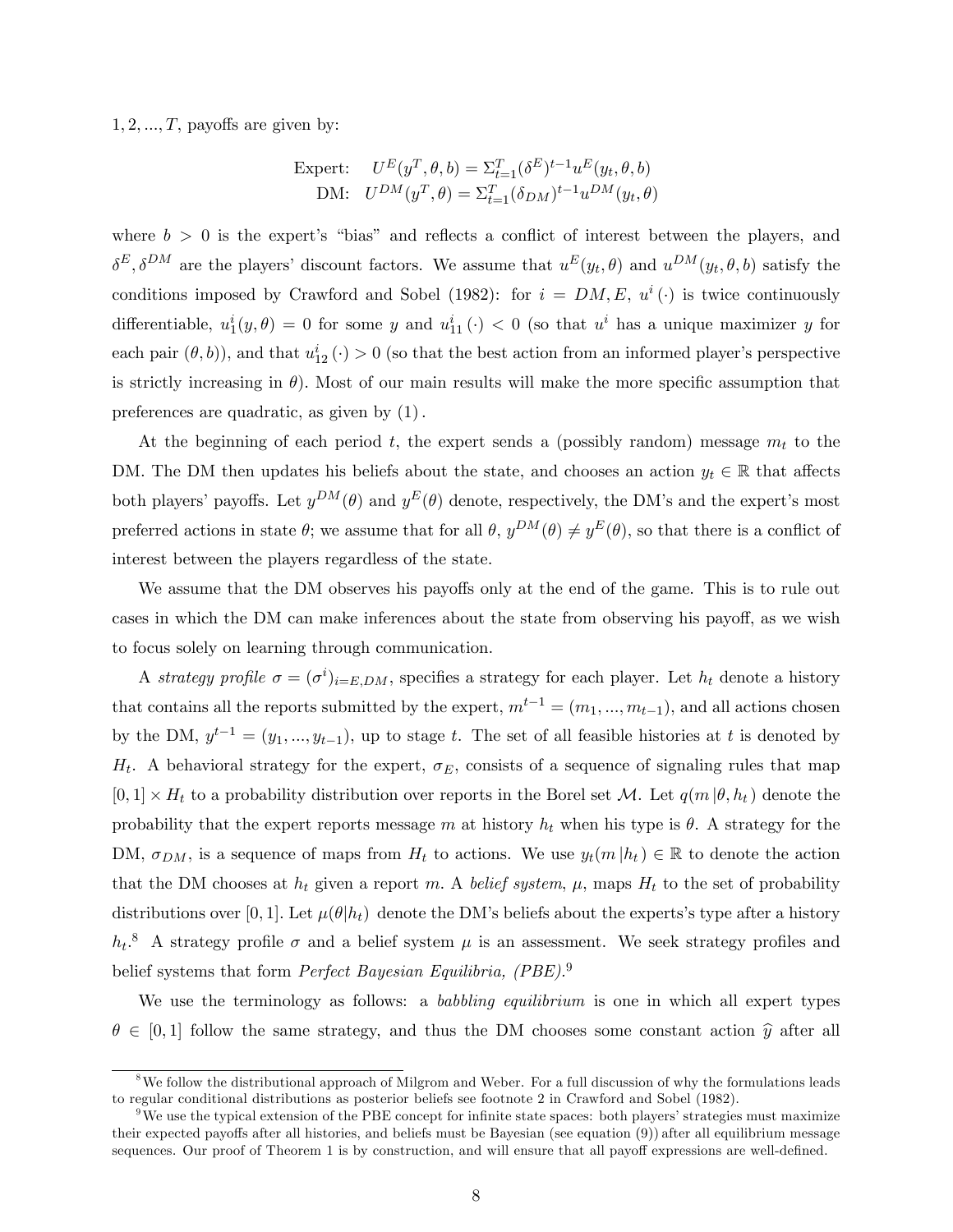$1, 2, ..., T$, payoffs are given by:

$$\begin{aligned} \text{Expert:} \quad & U^E(y^T, \theta, b) = \Sigma_{t=1}^T (\delta^E)^{t-1} u^E(y_t, \theta, b) \\ \text{DM:} \quad & U^{DM}(y^T, \theta) = \Sigma_{t=1}^T (\delta_{DM})^{t-1} u^{DM}(y_t, \theta) \end{aligned}$$

where $b > 0$ is the expert's "bias" and reflects a conflict of interest between the players, and $\delta^E, \delta^{DM}$ are the players' discount factors. We assume that $u^E(y_t, \theta)$ and $u^{DM}(y_t, \theta, b)$ satisfy the conditions imposed by Crawford and Sobel (1982): for $i = DM, E$, $u^i(\cdot)$ is twice continuously differentiable, $u_1^i(y, \theta) = 0$ for some $y$ and $u_{11}^i(\cdot) < 0$ (so that $u^i$ has a unique maximizer $y$ for each pair $(\theta, b)$), and that $u_{12}^i(\cdot) > 0$ (so that the best action from an informed player's perspective is strictly increasing in $\theta$). Most of our main results will make the more specific assumption that preferences are quadratic, as given by (1).

At the beginning of each period $t$, the expert sends a (possibly random) message $m_t$ to the DM. The DM then updates his beliefs about the state, and chooses an action $y_t \in \mathbb{R}$ that affects both players' payoffs. Let $y^{DM}(\theta)$ and $y^E(\theta)$ denote, respectively, the DM's and the expert's most preferred actions in state $\theta$; we assume that for all $\theta$, $y^{DM}(\theta) \neq y^E(\theta)$, so that there is a conflict of interest between the players regardless of the state.

We assume that the DM observes his payoffs only at the end of the game. This is to rule out cases in which the DM can make inferences about the state from observing his payoff, as we wish to focus solely on learning through communication.

A *strategy profile* $\sigma = (\sigma^i)_{i=E,DM}$, specifies a strategy for each player. Let $h_t$ denote a history that contains all the reports submitted by the expert, $m^{t-1} = (m_1, ..., m_{t-1})$, and all actions chosen by the DM, $y^{t-1} = (y_1, ..., y_{t-1})$, up to stage $t$. The set of all feasible histories at $t$ is denoted by $H_t$. A behavioral strategy for the expert, $\sigma_E$, consists of a sequence of signaling rules that map $[0, 1] \times H_t$ to a probability distribution over reports in the Borel set $\mathcal{M}$. Let $q(m\,|\theta, h_t)$ denote the probability that the expert reports message $m$ at history $h_t$ when his type is $\theta$. A strategy for the DM, $\sigma_{DM}$, is a sequence of maps from $H_t$ to actions. We use $y_t(m\,|h_t) \in \mathbb{R}$ to denote the action that the DM chooses at $h_t$ given a report $m$. A *belief system*, $\mu$, maps $H_t$ to the set of probability distributions over $[0, 1]$. Let $\mu(\theta|h_t)$ denote the DM's beliefs about the experts's type after a history $h_t$.[8] A strategy profile $\sigma$ and a belief system $\mu$ is an assessment. We seek strategy profiles and belief systems that form *Perfect Bayesian Equilibria, (PBE)*.[9]

We use the terminology as follows: a *babbling equilibrium* is one in which all expert types $\theta \in [0, 1]$ follow the same strategy, and thus the DM chooses some constant action $\widehat{y}$ after all

---

[8] We follow the distributional approach of Milgrom and Weber. For a full discussion of why the formulations leads to regular conditional distributions as posterior beliefs see footnote 2 in Crawford and Sobel (1982).

[9] We use the typical extension of the PBE concept for infinite state spaces: both players' strategies must maximize their expected payoffs after all histories, and beliefs must be Bayesian (see equation (9)) after all equilibrium message sequences. Our proof of Theorem 1 is by construction, and will ensure that all payoff expressions are well-defined.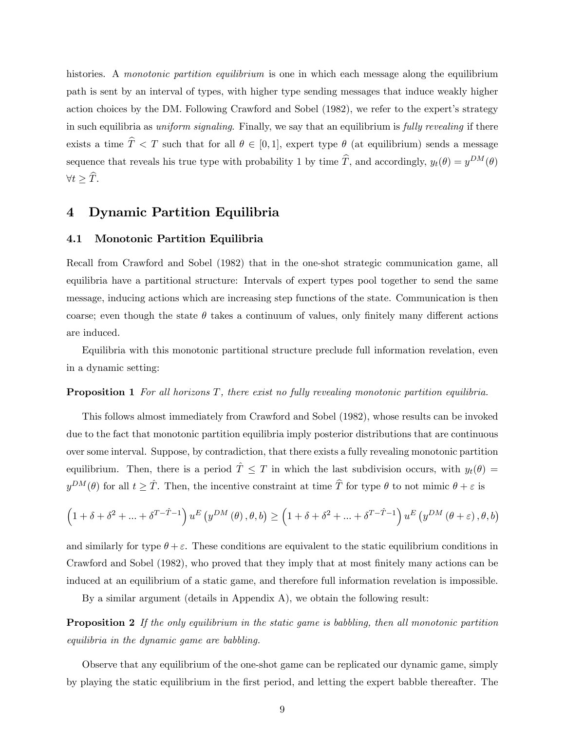histories. A *monotonic partition equilibrium* is one in which each message along the equilibrium path is sent by an interval of types, with higher type sending messages that induce weakly higher action choices by the DM. Following Crawford and Sobel (1982), we refer to the expert's strategy in such equilibria as *uniform signaling*. Finally, we say that an equilibrium is *fully revealing* if there exists a time $\widehat{T} < T$ such that for all $\theta \in [0,1]$, expert type $\theta$ (at equilibrium) sends a message sequence that reveals his true type with probability 1 by time $\widehat{T}$, and accordingly, $y_t(\theta) = y^{DM}(\theta)$ $\forall t \geq \widehat{T}$.

# 4 Dynamic Partition Equilibria

## 4.1 Monotonic Partition Equilibria

Recall from Crawford and Sobel (1982) that in the one-shot strategic communication game, all equilibria have a partitional structure: Intervals of expert types pool together to send the same message, inducing actions which are increasing step functions of the state. Communication is then coarse; even though the state $\theta$ takes a continuum of values, only finitely many different actions are induced.

Equilibria with this monotonic partitional structure preclude full information revelation, even in a dynamic setting:

**Proposition 1** *For all horizons $T$, there exist no fully revealing monotonic partition equilibria.*

This follows almost immediately from Crawford and Sobel (1982), whose results can be invoked due to the fact that monotonic partition equilibria imply posterior distributions that are continuous over some interval. Suppose, by contradiction, that there exists a fully revealing monotonic partition equilibrium. Then, there is a period $\hat{T} \leq T$ in which the last subdivision occurs, with $y_t(\theta) = y^{DM}(\theta)$ for all $t \geq \hat{T}$. Then, the incentive constraint at time $\widehat{T}$ for type $\theta$ to not mimic $\theta + \varepsilon$ is

$$\left(1 + \delta + \delta^2 + ... + \delta^{T-\hat{T}-1}\right) u^E\left(y^{DM}\left(\theta\right), \theta, b\right) \geq \left(1 + \delta + \delta^2 + ... + \delta^{T-\hat{T}-1}\right) u^E\left(y^{DM}\left(\theta + \varepsilon\right), \theta, b\right)$$

and similarly for type $\theta + \varepsilon$. These conditions are equivalent to the static equilibrium conditions in Crawford and Sobel (1982), who proved that they imply that at most finitely many actions can be induced at an equilibrium of a static game, and therefore full information revelation is impossible.

By a similar argument (details in Appendix A), we obtain the following result:

**Proposition 2** *If the only equilibrium in the static game is babbling, then all monotonic partition equilibria in the dynamic game are babbling.*

Observe that any equilibrium of the one-shot game can be replicated our dynamic game, simply by playing the static equilibrium in the first period, and letting the expert babble thereafter. The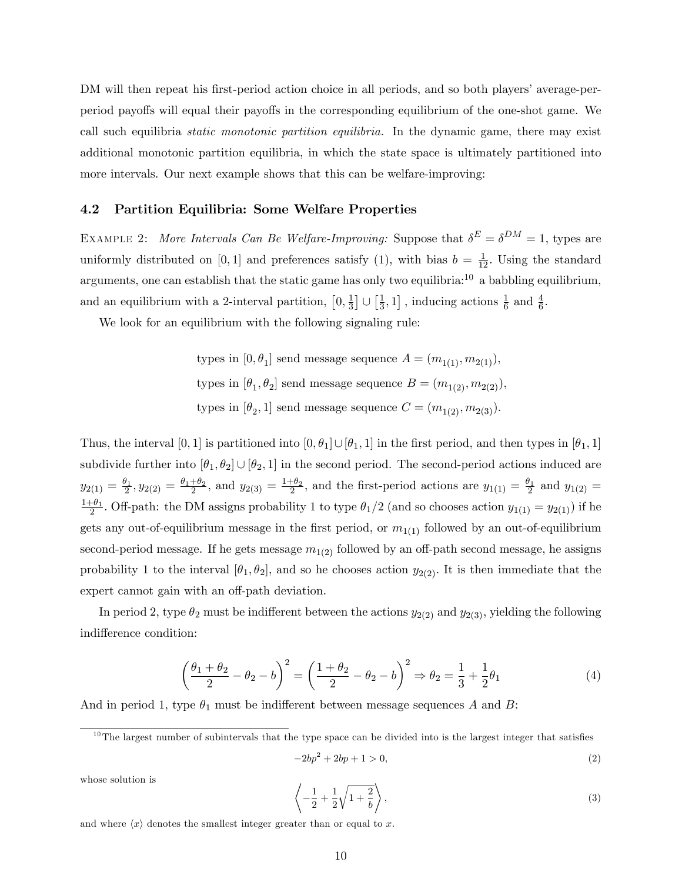DM will then repeat his first-period action choice in all periods, and so both players' average-per-period payoffs will equal their payoffs in the corresponding equilibrium of the one-shot game. We call such equilibria *static monotonic partition equilibria.* In the dynamic game, there may exist additional monotonic partition equilibria, in which the state space is ultimately partitioned into more intervals. Our next example shows that this can be welfare-improving:

### 4.2 Partition Equilibria: Some Welfare Properties

Example 2: *More Intervals Can Be Welfare-Improving:* Suppose that $\delta^E = \delta^{DM} = 1$, types are uniformly distributed on $[0,1]$ and preferences satisfy (1), with bias $b = \frac{1}{12}$. Using the standard arguments, one can establish that the static game has only two equilibria:[10] a babbling equilibrium, and an equilibrium with a 2-interval partition, $\left[0, \frac{1}{3}\right] \cup \left[\frac{1}{3}, 1\right]$, inducing actions $\frac{1}{6}$ and $\frac{4}{6}$.

We look for an equilibrium with the following signaling rule:

types in $[0, \theta_1]$ send message sequence $A = (m_{1(1)}, m_{2(1)})$,

types in $[\theta_1, \theta_2]$ send message sequence $B = (m_{1(2)}, m_{2(2)})$,

types in $[\theta_2, 1]$ send message sequence $C = (m_{1(2)}, m_{2(3)})$.

Thus, the interval $[0,1]$ is partitioned into $[0, \theta_1] \cup [\theta_1, 1]$ in the first period, and then types in $[\theta_1, 1]$ subdivide further into $[\theta_1, \theta_2] \cup [\theta_2, 1]$ in the second period. The second-period actions induced are $y_{2(1)} = \frac{\theta_1}{2}, y_{2(2)} = \frac{\theta_1 + \theta_2}{2}$, and $y_{2(3)} = \frac{1+\theta_2}{2}$, and the first-period actions are $y_{1(1)} = \frac{\theta_1}{2}$ and $y_{1(2)} = \frac{1+\theta_1}{2}$. Off-path: the DM assigns probability 1 to type $\theta_1/2$ (and so chooses action $y_{1(1)} = y_{2(1)}$) if he gets any out-of-equilibrium message in the first period, or $m_{1(1)}$ followed by an out-of-equilibrium second-period message. If he gets message $m_{1(2)}$ followed by an off-path second message, he assigns probability 1 to the interval $[\theta_1, \theta_2]$, and so he chooses action $y_{2(2)}$. It is then immediate that the expert cannot gain with an off-path deviation.

In period 2, type $\theta_2$ must be indifferent between the actions $y_{2(2)}$ and $y_{2(3)}$, yielding the following indifference condition:

$$\left(\frac{\theta_1 + \theta_2}{2} - \theta_2 - b\right)^2 = \left(\frac{1 + \theta_2}{2} - \theta_2 - b\right)^2 \Rightarrow \theta_2 = \frac{1}{3} + \frac{1}{2}\theta_1 \tag{4}$$

And in period 1, type $\theta_1$ must be indifferent between message sequences $A$ and $B$:

---

[10] The largest number of subintervals that the type space can be divided into is the largest integer that satisfies

$$-2bp^2 + 2bp + 1 > 0, \tag{2}$$

whose solution is

$$\left\langle -\frac{1}{2} + \frac{1}{2}\sqrt{1 + \frac{2}{b}} \right\rangle, \tag{3}$$

and where $\langle x \rangle$ denotes the smallest integer greater than or equal to $x$.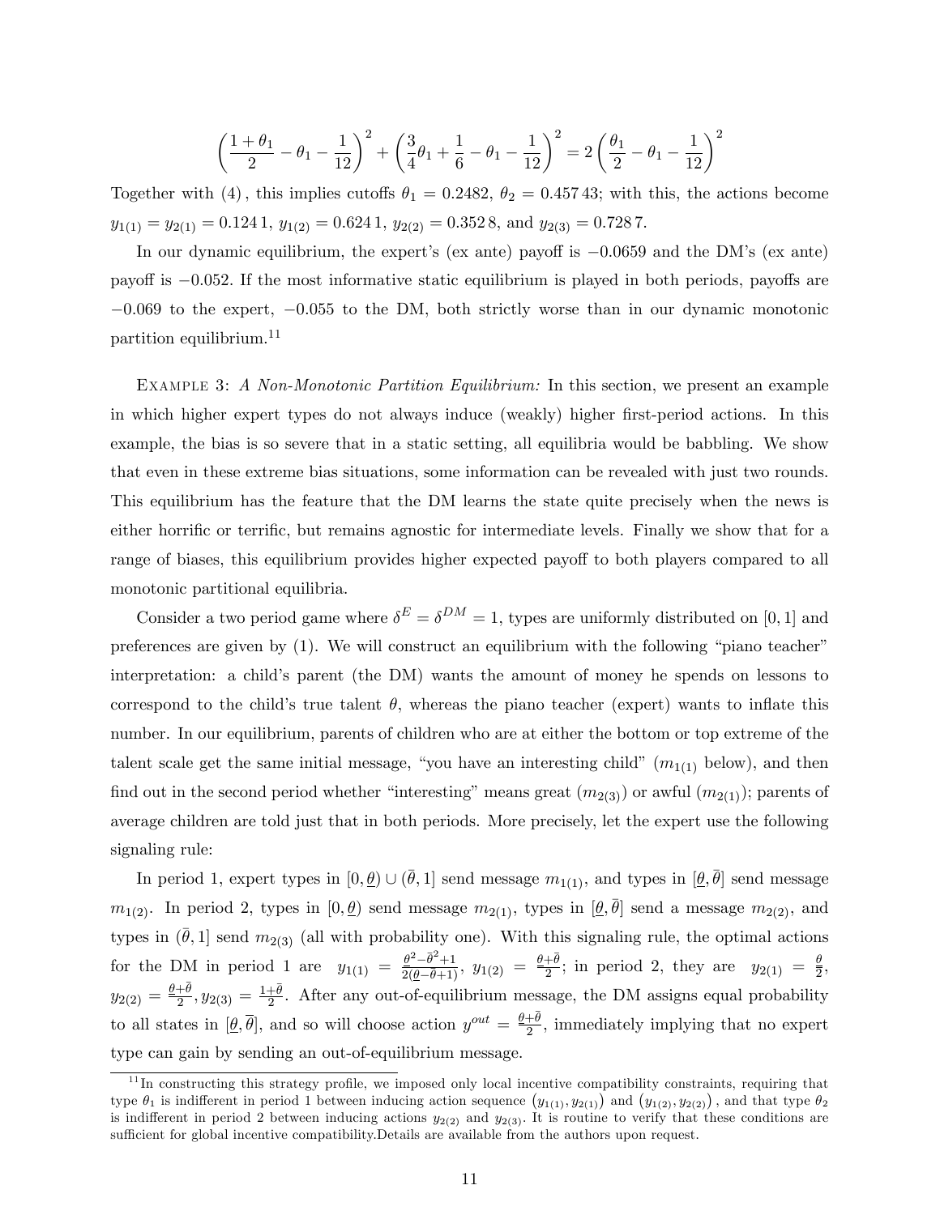$$\left(\frac{1+\theta_1}{2}-\theta_1-\frac{1}{12}\right)^2+\left(\frac{3}{4}\theta_1+\frac{1}{6}-\theta_1-\frac{1}{12}\right)^2=2\left(\frac{\theta_1}{2}-\theta_1-\frac{1}{12}\right)^2$$

Together with (4), this implies cutoffs $\theta_1 = 0.2482$, $\theta_2 = 0.457\,43$; with this, the actions become $y_{1(1)} = y_{2(1)} = 0.124\,1$, $y_{1(2)} = 0.624\,1$, $y_{2(2)} = 0.352\,8$, and $y_{2(3)} = 0.728\,7$.

In our dynamic equilibrium, the expert's (ex ante) payoff is $-0.0659$ and the DM's (ex ante) payoff is $-0.052$. If the most informative static equilibrium is played in both periods, payoffs are $-0.069$ to the expert, $-0.055$ to the DM, both strictly worse than in our dynamic monotonic partition equilibrium.[11]

Example 3: *A Non-Monotonic Partition Equilibrium:* In this section, we present an example in which higher expert types do not always induce (weakly) higher first-period actions. In this example, the bias is so severe that in a static setting, all equilibria would be babbling. We show that even in these extreme bias situations, some information can be revealed with just two rounds. This equilibrium has the feature that the DM learns the state quite precisely when the news is either horrific or terrific, but remains agnostic for intermediate levels. Finally we show that for a range of biases, this equilibrium provides higher expected payoff to both players compared to all monotonic partitional equilibria.

Consider a two period game where $\delta^E = \delta^{DM} = 1$, types are uniformly distributed on $[0,1]$ and preferences are given by (1). We will construct an equilibrium with the following "piano teacher" interpretation: a child's parent (the DM) wants the amount of money he spends on lessons to correspond to the child's true talent $\theta$, whereas the piano teacher (expert) wants to inflate this number. In our equilibrium, parents of children who are at either the bottom or top extreme of the talent scale get the same initial message, "you have an interesting child" ($m_{1(1)}$ below), and then find out in the second period whether "interesting" means great ($m_{2(3)}$) or awful ($m_{2(1)}$); parents of average children are told just that in both periods. More precisely, let the expert use the following signaling rule:

In period 1, expert types in $[0,\underline{\theta}) \cup (\bar{\theta},1]$ send message $m_{1(1)}$, and types in $[\underline{\theta},\bar{\theta}]$ send message $m_{1(2)}$. In period 2, types in $[0,\underline{\theta})$ send message $m_{2(1)}$, types in $[\underline{\theta},\bar{\theta}]$ send a message $m_{2(2)}$, and types in $(\bar{\theta},1]$ send $m_{2(3)}$ (all with probability one). With this signaling rule, the optimal actions for the DM in period 1 are $y_{1(1)} = \frac{\underline{\theta}^2-\bar{\theta}^2+1}{2(\underline{\theta}-\bar{\theta}+1)}$, $y_{1(2)} = \frac{\underline{\theta}+\bar{\theta}}{2}$; in period 2, they are $y_{2(1)} = \frac{\underline{\theta}}{2}$, $y_{2(2)} = \frac{\underline{\theta}+\bar{\theta}}{2}$, $y_{2(3)} = \frac{1+\bar{\theta}}{2}$. After any out-of-equilibrium message, the DM assigns equal probability to all states in $[\underline{\theta},\bar{\theta}]$, and so will choose action $y^{out} = \frac{\underline{\theta}+\bar{\theta}}{2}$, immediately implying that no expert type can gain by sending an out-of-equilibrium message.

[11] In constructing this strategy profile, we imposed only local incentive compatibility constraints, requiring that type $\theta_1$ is indifferent in period 1 between inducing action sequence $(y_{1(1)}, y_{2(1)})$ and $(y_{1(2)}, y_{2(2)})$, and that type $\theta_2$ is indifferent in period 2 between inducing actions $y_{2(2)}$ and $y_{2(3)}$. It is routine to verify that these conditions are sufficient for global incentive compatibility.Details are available from the authors upon request.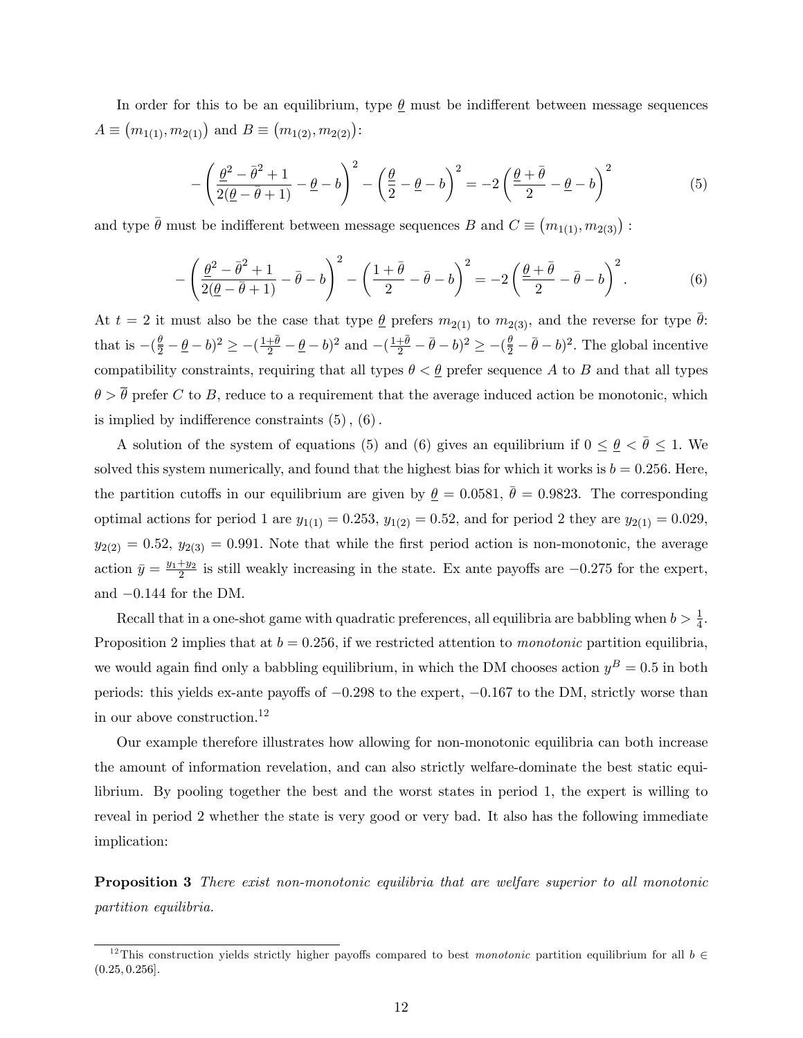In order for this to be an equilibrium, type $\underline{\theta}$ must be indifferent between message sequences $A \equiv (m_{1(1)}, m_{2(1)})$ and $B \equiv (m_{1(2)}, m_{2(2)})$:

$$-\left(\frac{\underline{\theta}^2 - \bar{\theta}^2 + 1}{2(\underline{\theta} - \bar{\theta} + 1)} - \underline{\theta} - b\right)^2 - \left(\frac{\underline{\theta}}{2} - \underline{\theta} - b\right)^2 = -2\left(\frac{\underline{\theta} + \bar{\theta}}{2} - \underline{\theta} - b\right)^2 \tag{5}$$

and type $\bar{\theta}$ must be indifferent between message sequences $B$ and $C \equiv (m_{1(1)}, m_{2(3)})$ :

$$-\left(\frac{\underline{\theta}^2 - \bar{\theta}^2 + 1}{2(\underline{\theta} - \bar{\theta} + 1)} - \bar{\theta} - b\right)^2 - \left(\frac{1 + \bar{\theta}}{2} - \bar{\theta} - b\right)^2 = -2\left(\frac{\underline{\theta} + \bar{\theta}}{2} - \bar{\theta} - b\right)^2. \tag{6}$$

At $t = 2$ it must also be the case that type $\underline{\theta}$ prefers $m_{2(1)}$ to $m_{2(3)}$, and the reverse for type $\bar{\theta}$: that is $-(\frac{\underline{\theta}}{2} - \underline{\theta} - b)^2 \geq -(\frac{1+\bar{\theta}}{2} - \underline{\theta} - b)^2$ and $-(\frac{1+\bar{\theta}}{2} - \bar{\theta} - b)^2 \geq -(\frac{\underline{\theta}}{2} - \bar{\theta} - b)^2$. The global incentive compatibility constraints, requiring that all types $\theta < \underline{\theta}$ prefer sequence $A$ to $B$ and that all types $\theta > \overline{\theta}$ prefer $C$ to $B$, reduce to a requirement that the average induced action be monotonic, which is implied by indifference constraints (5), (6).

A solution of the system of equations (5) and (6) gives an equilibrium if $0 \leq \underline{\theta} < \bar{\theta} \leq 1$. We solved this system numerically, and found that the highest bias for which it works is $b = 0.256$. Here, the partition cutoffs in our equilibrium are given by $\underline{\theta} = 0.0581$, $\bar{\theta} = 0.9823$. The corresponding optimal actions for period 1 are $y_{1(1)} = 0.253$, $y_{1(2)} = 0.52$, and for period 2 they are $y_{2(1)} = 0.029$, $y_{2(2)} = 0.52$, $y_{2(3)} = 0.991$. Note that while the first period action is non-monotonic, the average action $\bar{y} = \frac{y_1 + y_2}{2}$ is still weakly increasing in the state. Ex ante payoffs are $-0.275$ for the expert, and $-0.144$ for the DM.

Recall that in a one-shot game with quadratic preferences, all equilibria are babbling when $b > \frac{1}{4}$. Proposition 2 implies that at $b = 0.256$, if we restricted attention to *monotonic* partition equilibria, we would again find only a babbling equilibrium, in which the DM chooses action $y^B = 0.5$ in both periods: this yields ex-ante payoffs of $-0.298$ to the expert, $-0.167$ to the DM, strictly worse than in our above construction.[12]

Our example therefore illustrates how allowing for non-monotonic equilibria can both increase the amount of information revelation, and can also strictly welfare-dominate the best static equilibrium. By pooling together the best and the worst states in period 1, the expert is willing to reveal in period 2 whether the state is very good or very bad. It also has the following immediate implication:

**Proposition 3** *There exist non-monotonic equilibria that are welfare superior to all monotonic partition equilibria.*

[12] This construction yields strictly higher payoffs compared to best *monotonic* partition equilibrium for all $b \in (0.25, 0.256]$.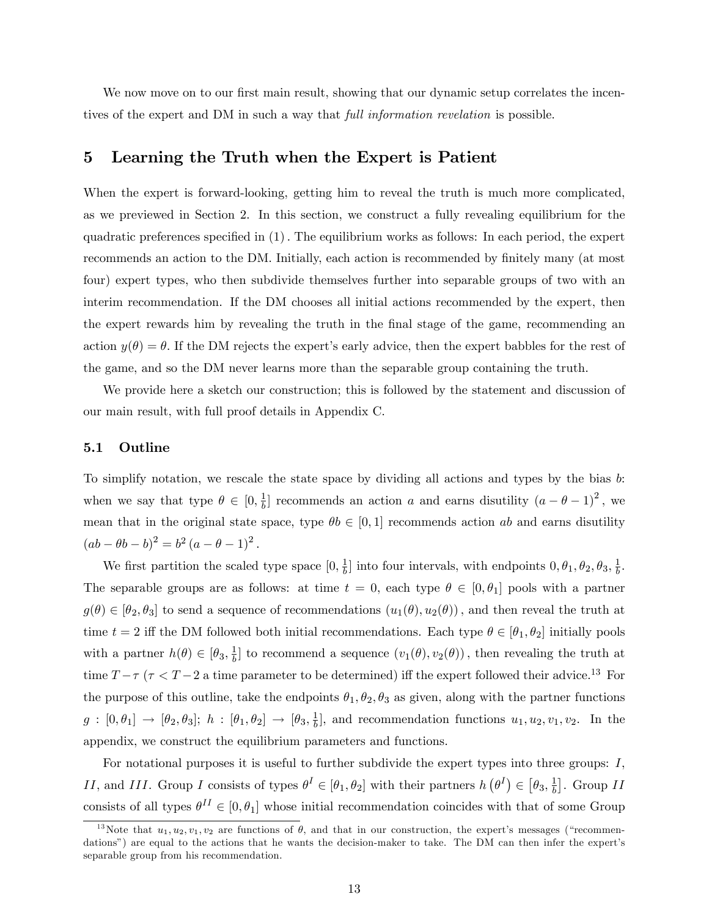We now move on to our first main result, showing that our dynamic setup correlates the incentives of the expert and DM in such a way that *full information revelation* is possible.

## 5 Learning the Truth when the Expert is Patient

When the expert is forward-looking, getting him to reveal the truth is much more complicated, as we previewed in Section 2. In this section, we construct a fully revealing equilibrium for the quadratic preferences specified in (1) . The equilibrium works as follows: In each period, the expert recommends an action to the DM. Initially, each action is recommended by finitely many (at most four) expert types, who then subdivide themselves further into separable groups of two with an interim recommendation. If the DM chooses all initial actions recommended by the expert, then the expert rewards him by revealing the truth in the final stage of the game, recommending an action $y(\theta) = \theta$. If the DM rejects the expert's early advice, then the expert babbles for the rest of the game, and so the DM never learns more than the separable group containing the truth.

We provide here a sketch our construction; this is followed by the statement and discussion of our main result, with full proof details in Appendix C.

### 5.1 Outline

To simplify notation, we rescale the state space by dividing all actions and types by the bias $b$: when we say that type $\theta \in [0, \frac{1}{b}]$ recommends an action $a$ and earns disutility $(a - \theta - 1)^2$, we mean that in the original state space, type $\theta b \in [0, 1]$ recommends action $ab$ and earns disutility $(ab - \theta b - b)^2 = b^2 (a - \theta - 1)^2$.

We first partition the scaled type space $[0, \frac{1}{b}]$ into four intervals, with endpoints $0, \theta_1, \theta_2, \theta_3, \frac{1}{b}$. The separable groups are as follows: at time $t = 0$, each type $\theta \in [0, \theta_1]$ pools with a partner $g(\theta) \in [\theta_2, \theta_3]$ to send a sequence of recommendations $(u_1(\theta), u_2(\theta))$, and then reveal the truth at time $t = 2$ iff the DM followed both initial recommendations. Each type $\theta \in [\theta_1, \theta_2]$ initially pools with a partner $h(\theta) \in [\theta_3, \frac{1}{b}]$ to recommend a sequence $(v_1(\theta), v_2(\theta))$, then revealing the truth at time $T - \tau$ ($\tau < T - 2$ a time parameter to be determined) iff the expert followed their advice.[13] For the purpose of this outline, take the endpoints $\theta_1, \theta_2, \theta_3$ as given, along with the partner functions $g : [0, \theta_1] \to [\theta_2, \theta_3]$; $h : [\theta_1, \theta_2] \to [\theta_3, \frac{1}{b}]$, and recommendation functions $u_1, u_2, v_1, v_2$. In the appendix, we construct the equilibrium parameters and functions.

For notational purposes it is useful to further subdivide the expert types into three groups: $I$, $II$, and $III$. Group $I$ consists of types $\theta^I \in [\theta_1, \theta_2]$ with their partners $h(\theta^I) \in [\theta_3, \frac{1}{b}]$. Group $II$ consists of all types $\theta^{II} \in [0, \theta_1]$ whose initial recommendation coincides with that of some Group

[13] Note that $u_1, u_2, v_1, v_2$ are functions of $\theta$, and that in our construction, the expert's messages ("recommendations") are equal to the actions that he wants the decision-maker to take. The DM can then infer the expert's separable group from his recommendation.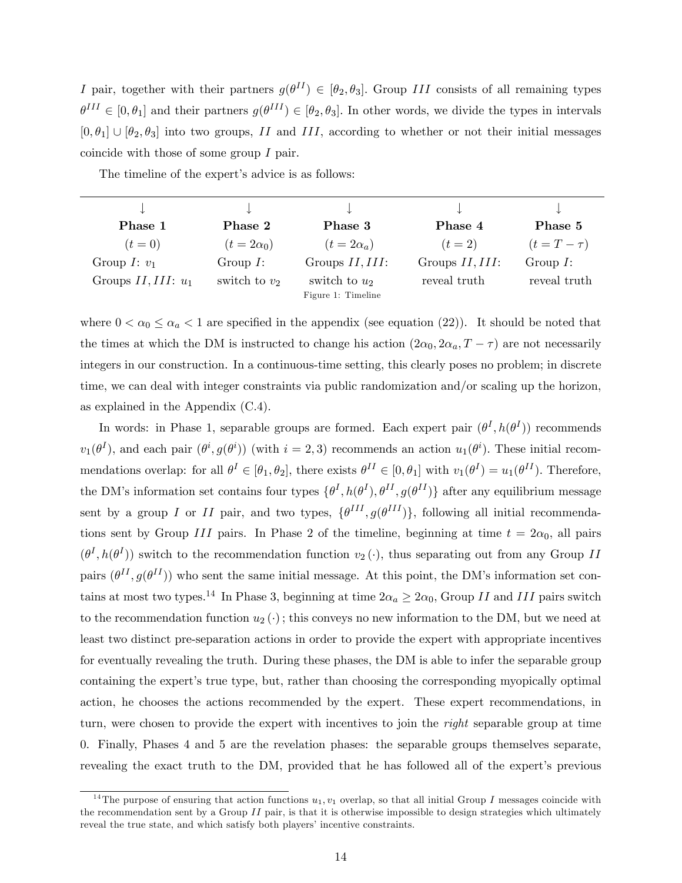$I$ pair, together with their partners $g(\theta^{II}) \in [\theta_2, \theta_3]$. Group $III$ consists of all remaining types $\theta^{III} \in [0, \theta_1]$ and their partners $g(\theta^{III}) \in [\theta_2, \theta_3]$. In other words, we divide the types in intervals $[0, \theta_1] \cup [\theta_2, \theta_3]$ into two groups, $II$ and $III$, according to whether or not their initial messages coincide with those of some group $I$ pair.

The timeline of the expert's advice is as follows:

| ↓ | ↓ | ↓ | ↓ | ↓ |
|---|---|---|---|---|
| **Phase 1** | **Phase 2** | **Phase 3** | **Phase 4** | **Phase 5** |
| $(t = 0)$ | $(t = 2\alpha_0)$ | $(t = 2\alpha_a)$ | $(t = 2)$ | $(t = T - \tau)$ |
| Group $I$: $v_1$ | Group $I$: | Groups $II, III$: | Groups $II, III$: | Group $I$: |
| Groups $II, III$: $u_1$ | switch to $v_2$ | switch to $u_2$ | reveal truth | reveal truth |

Figure 1: Timeline

where $0 < \alpha_0 \leq \alpha_a < 1$ are specified in the appendix (see equation (22)). It should be noted that the times at which the DM is instructed to change his action $(2\alpha_0, 2\alpha_a, T - \tau)$ are not necessarily integers in our construction. In a continuous-time setting, this clearly poses no problem; in discrete time, we can deal with integer constraints via public randomization and/or scaling up the horizon, as explained in the Appendix (C.4).

In words: in Phase 1, separable groups are formed. Each expert pair $(\theta^I, h(\theta^I))$ recommends $v_1(\theta^I)$, and each pair $(\theta^i, g(\theta^i))$ (with $i = 2, 3$) recommends an action $u_1(\theta^i)$. These initial recommendations overlap: for all $\theta^I \in [\theta_1, \theta_2]$, there exists $\theta^{II} \in [0, \theta_1]$ with $v_1(\theta^I) = u_1(\theta^{II})$. Therefore, the DM's information set contains four types $\{\theta^I, h(\theta^I), \theta^{II}, g(\theta^{II})\}$ after any equilibrium message sent by a group $I$ or $II$ pair, and two types, $\{\theta^{III}, g(\theta^{III})\}$, following all initial recommendations sent by Group $III$ pairs. In Phase 2 of the timeline, beginning at time $t = 2\alpha_0$, all pairs $(\theta^I, h(\theta^I))$ switch to the recommendation function $v_2(\cdot)$, thus separating out from any Group $II$ pairs $(\theta^{II}, g(\theta^{II}))$ who sent the same initial message. At this point, the DM's information set contains at most two types.[14] In Phase 3, beginning at time $2\alpha_a \geq 2\alpha_0$, Group $II$ and $III$ pairs switch to the recommendation function $u_2(\cdot)$; this conveys no new information to the DM, but we need at least two distinct pre-separation actions in order to provide the expert with appropriate incentives for eventually revealing the truth. During these phases, the DM is able to infer the separable group containing the expert's true type, but, rather than choosing the corresponding myopically optimal action, he chooses the actions recommended by the expert. These expert recommendations, in turn, were chosen to provide the expert with incentives to join the *right* separable group at time 0. Finally, Phases 4 and 5 are the revelation phases: the separable groups themselves separate, revealing the exact truth to the DM, provided that he has followed all of the expert's previous

[14] The purpose of ensuring that action functions $u_1, v_1$ overlap, so that all initial Group $I$ messages coincide with the recommendation sent by a Group $II$ pair, is that it is otherwise impossible to design strategies which ultimately reveal the true state, and which satisfy both players' incentive constraints.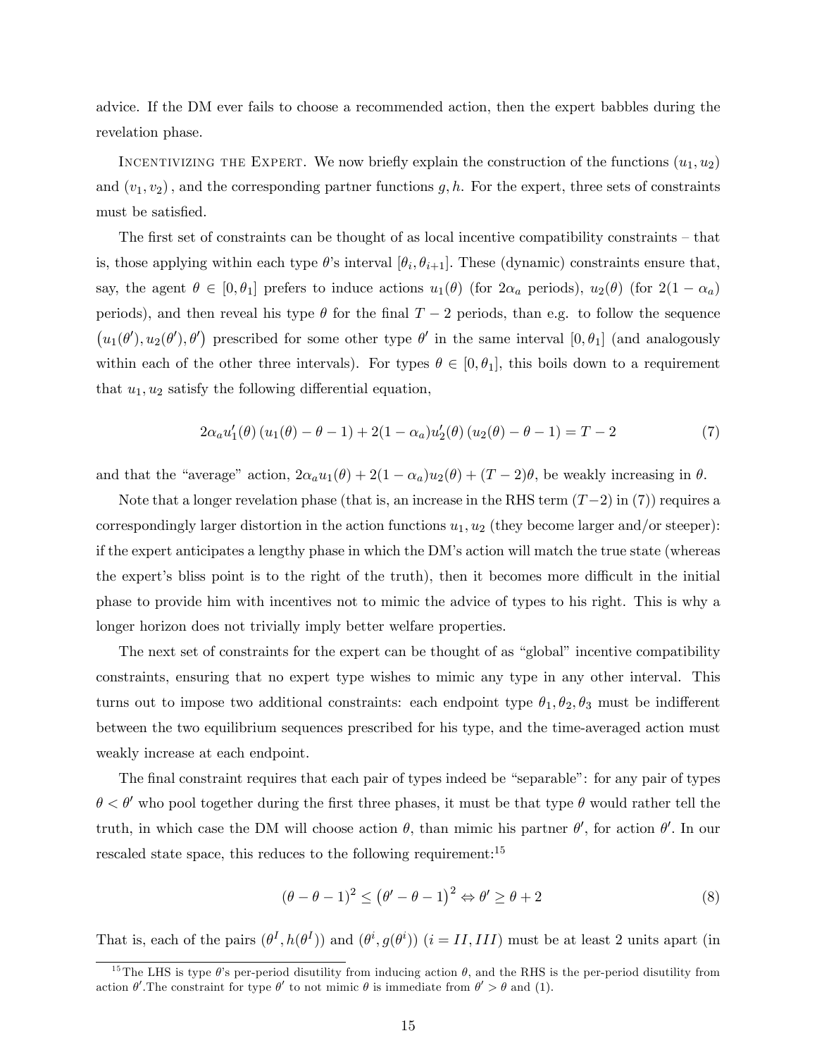advice. If the DM ever fails to choose a recommended action, then the expert babbles during the revelation phase.

Incentivizing the Expert. We now briefly explain the construction of the functions $(u_1, u_2)$ and $(v_1, v_2)$, and the corresponding partner functions $g, h$. For the expert, three sets of constraints must be satisfied.

The first set of constraints can be thought of as local incentive compatibility constraints – that is, those applying within each type $\theta$'s interval $[\theta_i, \theta_{i+1}]$. These (dynamic) constraints ensure that, say, the agent $\theta \in [0, \theta_1]$ prefers to induce actions $u_1(\theta)$ (for $2\alpha_a$ periods), $u_2(\theta)$ (for $2(1-\alpha_a)$ periods), and then reveal his type $\theta$ for the final $T-2$ periods, than e.g. to follow the sequence $\left(u_1(\theta'), u_2(\theta'), \theta'\right)$ prescribed for some other type $\theta'$ in the same interval $[0, \theta_1]$ (and analogously within each of the other three intervals). For types $\theta \in [0, \theta_1]$, this boils down to a requirement that $u_1, u_2$ satisfy the following differential equation,

$$2\alpha_a u_1'(\theta)\left(u_1(\theta) - \theta - 1\right) + 2(1-\alpha_a)u_2'(\theta)\left(u_2(\theta) - \theta - 1\right) = T - 2 \tag{7}$$

and that the "average" action, $2\alpha_a u_1(\theta) + 2(1-\alpha_a)u_2(\theta) + (T-2)\theta$, be weakly increasing in $\theta$.

Note that a longer revelation phase (that is, an increase in the RHS term $(T-2)$ in (7)) requires a correspondingly larger distortion in the action functions $u_1, u_2$ (they become larger and/or steeper): if the expert anticipates a lengthy phase in which the DM's action will match the true state (whereas the expert's bliss point is to the right of the truth), then it becomes more difficult in the initial phase to provide him with incentives not to mimic the advice of types to his right. This is why a longer horizon does not trivially imply better welfare properties.

The next set of constraints for the expert can be thought of as "global" incentive compatibility constraints, ensuring that no expert type wishes to mimic any type in any other interval. This turns out to impose two additional constraints: each endpoint type $\theta_1, \theta_2, \theta_3$ must be indifferent between the two equilibrium sequences prescribed for his type, and the time-averaged action must weakly increase at each endpoint.

The final constraint requires that each pair of types indeed be "separable": for any pair of types $\theta < \theta'$ who pool together during the first three phases, it must be that type $\theta$ would rather tell the truth, in which case the DM will choose action $\theta$, than mimic his partner $\theta'$, for action $\theta'$. In our rescaled state space, this reduces to the following requirement:[15]

$$(\theta - \theta - 1)^2 \leq \left(\theta' - \theta - 1\right)^2 \Leftrightarrow \theta' \geq \theta + 2 \tag{8}$$

That is, each of the pairs $(\theta^I, h(\theta^I))$ and $(\theta^i, g(\theta^i))$ $(i = II, III)$ must be at least 2 units apart (in

[15] The LHS is type $\theta$'s per-period disutility from inducing action $\theta$, and the RHS is the per-period disutility from action $\theta'$. The constraint for type $\theta'$ to not mimic $\theta$ is immediate from $\theta' > \theta$ and (1).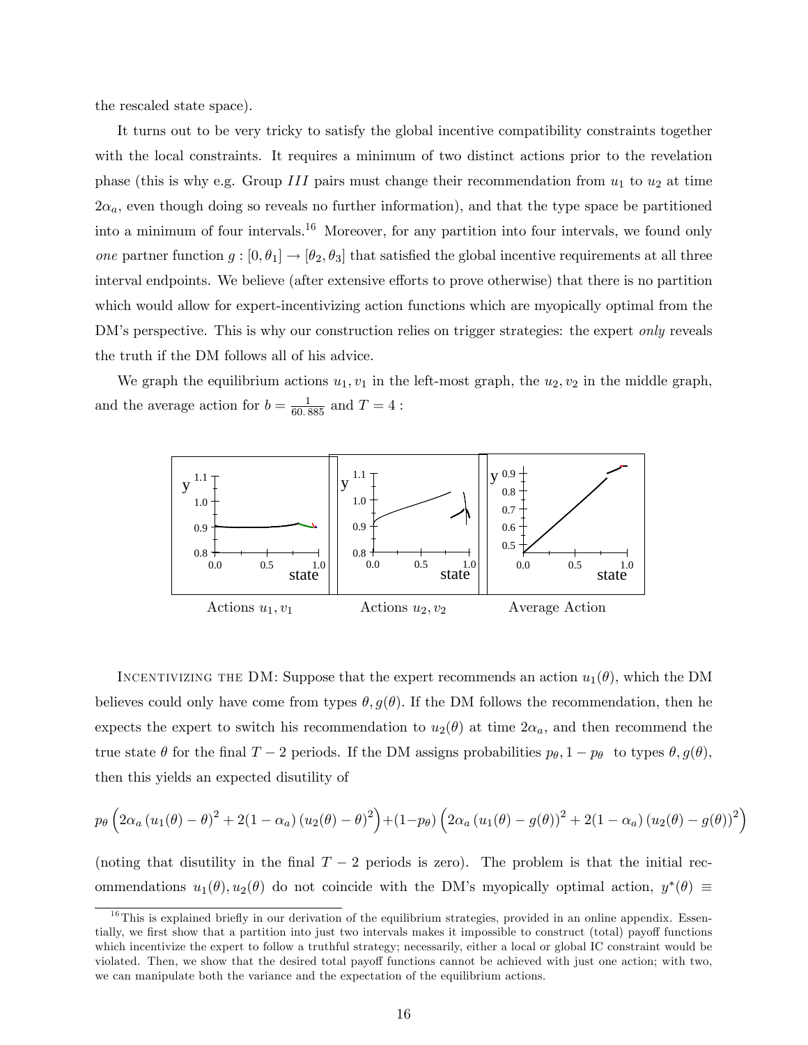the rescaled state space).

It turns out to be very tricky to satisfy the global incentive compatibility constraints together with the local constraints. It requires a minimum of two distinct actions prior to the revelation phase (this is why e.g. Group $III$ pairs must change their recommendation from $u_1$ to $u_2$ at time $2\alpha_a$, even though doing so reveals no further information), and that the type space be partitioned into a minimum of four intervals.[16] Moreover, for any partition into four intervals, we found only *one* partner function $g : [0, \theta_1] \to [\theta_2, \theta_3]$ that satisfied the global incentive requirements at all three interval endpoints. We believe (after extensive efforts to prove otherwise) that there is no partition which would allow for expert-incentivizing action functions which are myopically optimal from the DM's perspective. This is why our construction relies on trigger strategies: the expert *only* reveals the truth if the DM follows all of his advice.

We graph the equilibrium actions $u_1, v_1$ in the left-most graph, the $u_2, v_2$ in the middle graph, and the average action for $b = \frac{1}{60.885}$ and $T = 4$ :

Actions $u_1, v_1$ &nbsp;&nbsp;&nbsp;&nbsp; Actions $u_2, v_2$ &nbsp;&nbsp;&nbsp;&nbsp; Average Action

Incentivizing the DM: Suppose that the expert recommends an action $u_1(\theta)$, which the DM believes could only have come from types $\theta, g(\theta)$. If the DM follows the recommendation, then he expects the expert to switch his recommendation to $u_2(\theta)$ at time $2\alpha_a$, and then recommend the true state $\theta$ for the final $T-2$ periods. If the DM assigns probabilities $p_\theta, 1-p_\theta$ to types $\theta, g(\theta)$, then this yields an expected disutility of

$$p_\theta \left( 2\alpha_a \left(u_1(\theta) - \theta\right)^2 + 2(1-\alpha_a)\left(u_2(\theta) - \theta\right)^2 \right) + (1-p_\theta)\left( 2\alpha_a \left(u_1(\theta) - g(\theta)\right)^2 + 2(1-\alpha_a)\left(u_2(\theta) - g(\theta)\right)^2 \right)$$

(noting that disutility in the final $T-2$ periods is zero). The problem is that the initial recommendations $u_1(\theta), u_2(\theta)$ do not coincide with the DM's myopically optimal action, $y^*(\theta) \equiv$

[16] This is explained briefly in our derivation of the equilibrium strategies, provided in an online appendix. Essentially, we first show that a partition into just two intervals makes it impossible to construct (total) payoff functions which incentivize the expert to follow a truthful strategy; necessarily, either a local or global IC constraint would be violated. Then, we show that the desired total payoff functions cannot be achieved with just one action; with two, we can manipulate both the variance and the expectation of the equilibrium actions.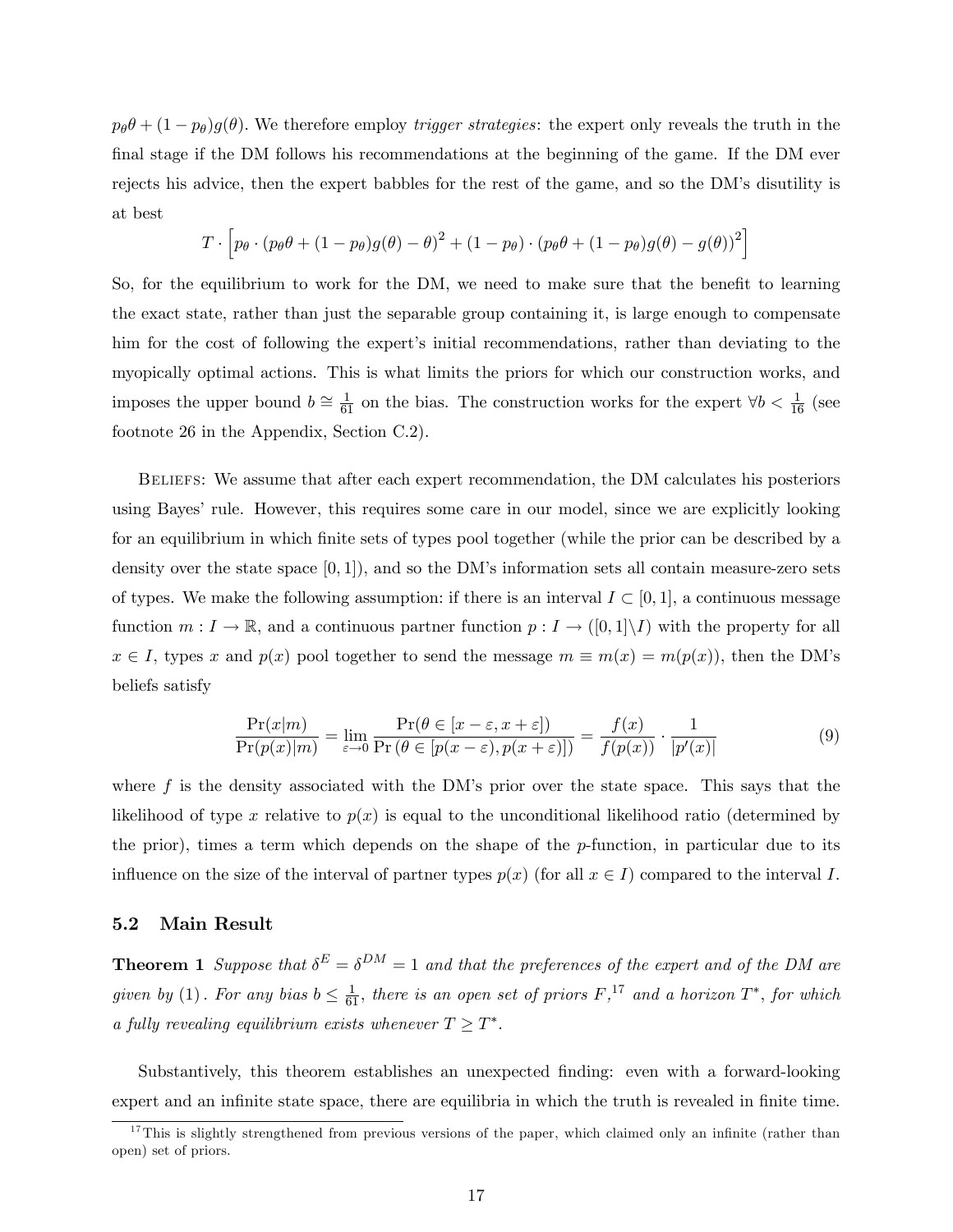$p_\theta\theta + (1-p_\theta)g(\theta)$. We therefore employ *trigger strategies*: the expert only reveals the truth in the final stage if the DM follows his recommendations at the beginning of the game. If the DM ever rejects his advice, then the expert babbles for the rest of the game, and so the DM's disutility is at best

$$T \cdot \left[ p_\theta \cdot (p_\theta\theta + (1-p_\theta)g(\theta) - \theta)^2 + (1-p_\theta) \cdot (p_\theta\theta + (1-p_\theta)g(\theta) - g(\theta))^2 \right]$$

So, for the equilibrium to work for the DM, we need to make sure that the benefit to learning the exact state, rather than just the separable group containing it, is large enough to compensate him for the cost of following the expert's initial recommendations, rather than deviating to the myopically optimal actions. This is what limits the priors for which our construction works, and imposes the upper bound $b \cong \frac{1}{61}$ on the bias. The construction works for the expert $\forall b < \frac{1}{16}$ (see footnote 26 in the Appendix, Section C.2).

Beliefs: We assume that after each expert recommendation, the DM calculates his posteriors using Bayes' rule. However, this requires some care in our model, since we are explicitly looking for an equilibrium in which finite sets of types pool together (while the prior can be described by a density over the state space $[0,1]$), and so the DM's information sets all contain measure-zero sets of types. We make the following assumption: if there is an interval $I \subset [0,1]$, a continuous message function $m : I \to \mathbb{R}$, and a continuous partner function $p : I \to ([0,1]\backslash I)$ with the property for all $x \in I$, types $x$ and $p(x)$ pool together to send the message $m \equiv m(x) = m(p(x))$, then the DM's beliefs satisfy

$$\frac{\Pr(x|m)}{\Pr(p(x)|m)} = \lim_{\varepsilon \to 0} \frac{\Pr(\theta \in [x-\varepsilon, x+\varepsilon])}{\Pr(\theta \in [p(x-\varepsilon), p(x+\varepsilon)])} = \frac{f(x)}{f(p(x))} \cdot \frac{1}{|p'(x)|} \tag{9}$$

where $f$ is the density associated with the DM's prior over the state space. This says that the likelihood of type $x$ relative to $p(x)$ is equal to the unconditional likelihood ratio (determined by the prior), times a term which depends on the shape of the $p$-function, in particular due to its influence on the size of the interval of partner types $p(x)$ (for all $x \in I$) compared to the interval $I$.

## 5.2 Main Result

**Theorem 1** *Suppose that $\delta^E = \delta^{DM} = 1$ and that the preferences of the expert and of the DM are given by* (1)*. For any bias $b \leq \frac{1}{61}$, there is an open set of priors $F$,*[17] *and a horizon $T^*$, for which a fully revealing equilibrium exists whenever $T \geq T^*$.*

Substantively, this theorem establishes an unexpected finding: even with a forward-looking expert and an infinite state space, there are equilibria in which the truth is revealed in finite time.

[17] This is slightly strengthened from previous versions of the paper, which claimed only an infinite (rather than open) set of priors.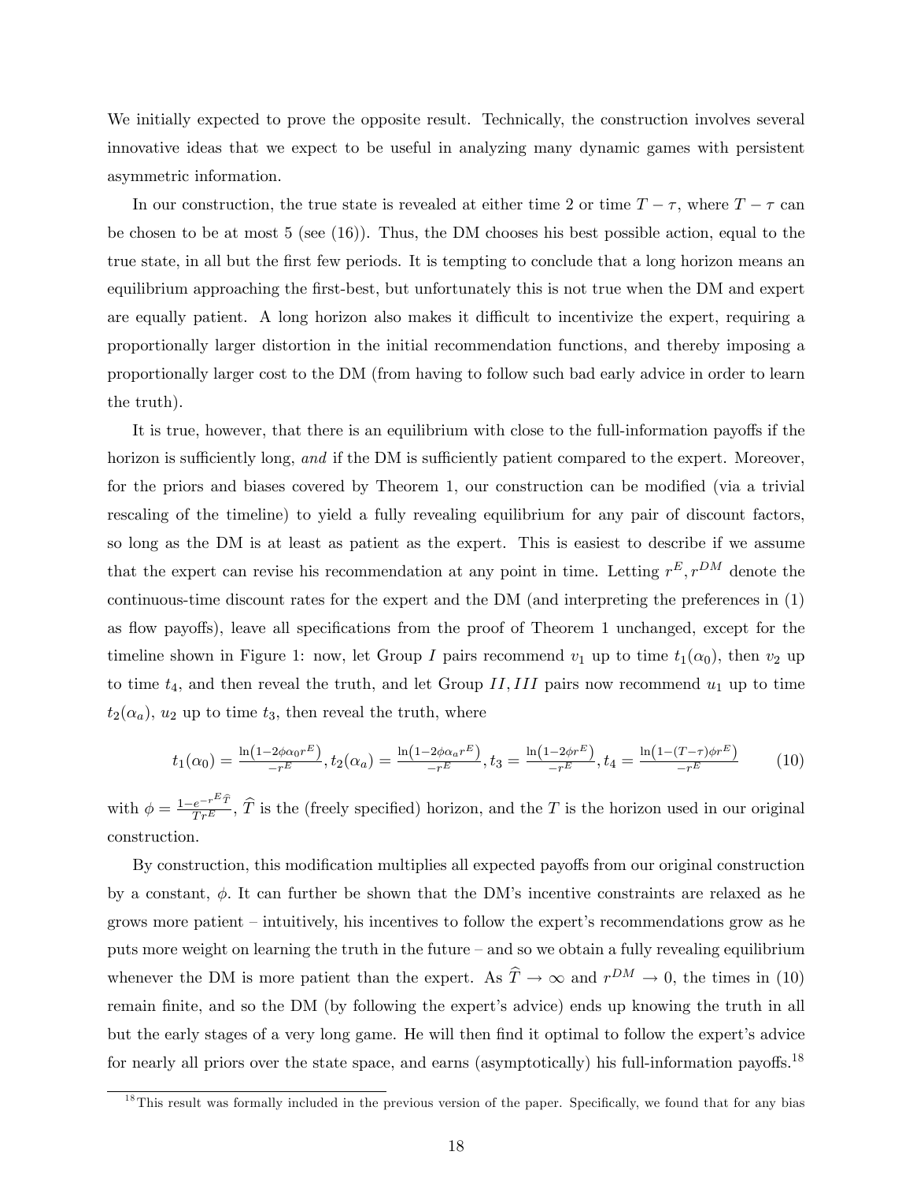We initially expected to prove the opposite result. Technically, the construction involves several innovative ideas that we expect to be useful in analyzing many dynamic games with persistent asymmetric information.

In our construction, the true state is revealed at either time 2 or time $T-\tau$, where $T-\tau$ can be chosen to be at most 5 (see (16)). Thus, the DM chooses his best possible action, equal to the true state, in all but the first few periods. It is tempting to conclude that a long horizon means an equilibrium approaching the first-best, but unfortunately this is not true when the DM and expert are equally patient. A long horizon also makes it difficult to incentivize the expert, requiring a proportionally larger distortion in the initial recommendation functions, and thereby imposing a proportionally larger cost to the DM (from having to follow such bad early advice in order to learn the truth).

It is true, however, that there is an equilibrium with close to the full-information payoffs if the horizon is sufficiently long, *and* if the DM is sufficiently patient compared to the expert. Moreover, for the priors and biases covered by Theorem 1, our construction can be modified (via a trivial rescaling of the timeline) to yield a fully revealing equilibrium for any pair of discount factors, so long as the DM is at least as patient as the expert. This is easiest to describe if we assume that the expert can revise his recommendation at any point in time. Letting $r^E, r^{DM}$ denote the continuous-time discount rates for the expert and the DM (and interpreting the preferences in (1) as flow payoffs), leave all specifications from the proof of Theorem 1 unchanged, except for the timeline shown in Figure 1: now, let Group $I$ pairs recommend $v_1$ up to time $t_1(\alpha_0)$, then $v_2$ up to time $t_4$, and then reveal the truth, and let Group $II, III$ pairs now recommend $u_1$ up to time $t_2(\alpha_a)$, $u_2$ up to time $t_3$, then reveal the truth, where

$$t_1(\alpha_0) = \frac{\ln\left(1-2\phi\alpha_0 r^E\right)}{-r^E}, t_2(\alpha_a) = \frac{\ln\left(1-2\phi\alpha_a r^E\right)}{-r^E}, t_3 = \frac{\ln\left(1-2\phi r^E\right)}{-r^E}, t_4 = \frac{\ln\left(1-(T-\tau)\phi r^E\right)}{-r^E} \tag{10}$$

with $\phi = \frac{1-e^{-r^E \widehat{T}}}{T r^E}$, $\widehat{T}$ is the (freely specified) horizon, and the $T$ is the horizon used in our original construction.

By construction, this modification multiplies all expected payoffs from our original construction by a constant, $\phi$. It can further be shown that the DM's incentive constraints are relaxed as he grows more patient – intuitively, his incentives to follow the expert's recommendations grow as he puts more weight on learning the truth in the future – and so we obtain a fully revealing equilibrium whenever the DM is more patient than the expert. As $\widehat{T} \to \infty$ and $r^{DM} \to 0$, the times in (10) remain finite, and so the DM (by following the expert's advice) ends up knowing the truth in all but the early stages of a very long game. He will then find it optimal to follow the expert's advice for nearly all priors over the state space, and earns (asymptotically) his full-information payoffs.[18]

[18] This result was formally included in the previous version of the paper. Specifically, we found that for any bias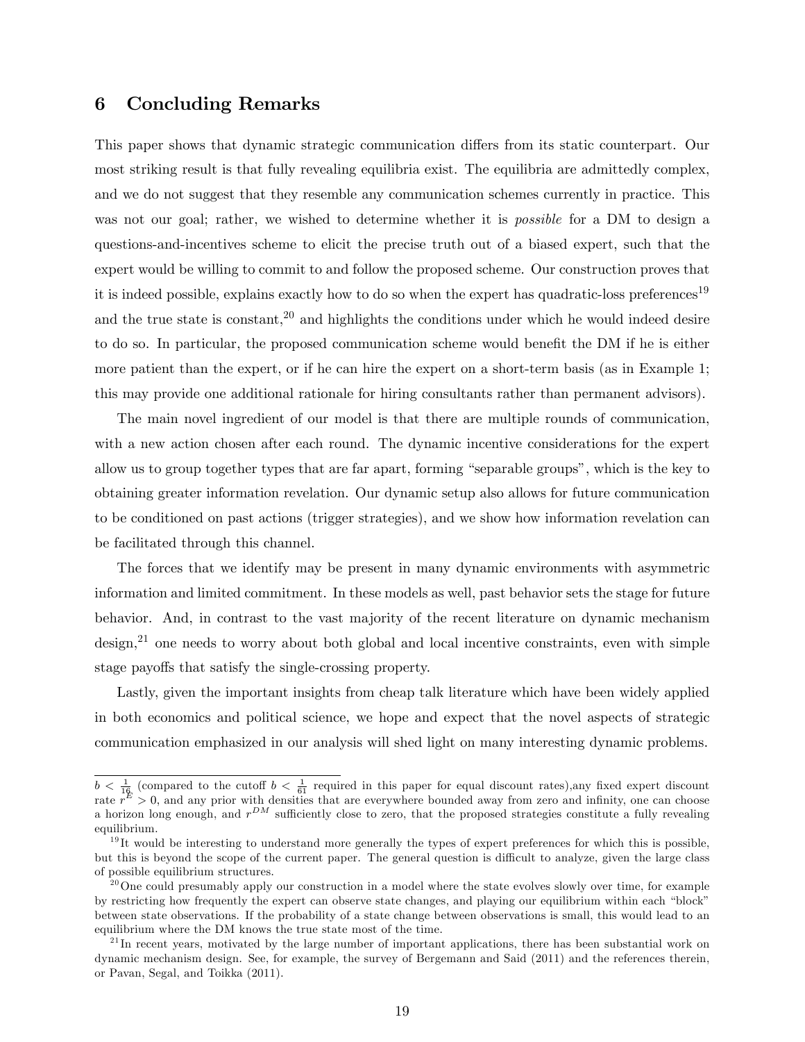## 6 Concluding Remarks

This paper shows that dynamic strategic communication differs from its static counterpart. Our most striking result is that fully revealing equilibria exist. The equilibria are admittedly complex, and we do not suggest that they resemble any communication schemes currently in practice. This was not our goal; rather, we wished to determine whether it is *possible* for a DM to design a questions-and-incentives scheme to elicit the precise truth out of a biased expert, such that the expert would be willing to commit to and follow the proposed scheme. Our construction proves that it is indeed possible, explains exactly how to do so when the expert has quadratic-loss preferences[19] and the true state is constant,[20] and highlights the conditions under which he would indeed desire to do so. In particular, the proposed communication scheme would benefit the DM if he is either more patient than the expert, or if he can hire the expert on a short-term basis (as in Example 1; this may provide one additional rationale for hiring consultants rather than permanent advisors).

The main novel ingredient of our model is that there are multiple rounds of communication, with a new action chosen after each round. The dynamic incentive considerations for the expert allow us to group together types that are far apart, forming "separable groups", which is the key to obtaining greater information revelation. Our dynamic setup also allows for future communication to be conditioned on past actions (trigger strategies), and we show how information revelation can be facilitated through this channel.

The forces that we identify may be present in many dynamic environments with asymmetric information and limited commitment. In these models as well, past behavior sets the stage for future behavior. And, in contrast to the vast majority of the recent literature on dynamic mechanism design,[21] one needs to worry about both global and local incentive constraints, even with simple stage payoffs that satisfy the single-crossing property.

Lastly, given the important insights from cheap talk literature which have been widely applied in both economics and political science, we hope and expect that the novel aspects of strategic communication emphasized in our analysis will shed light on many interesting dynamic problems.

---

$b < \frac{1}{16}$ (compared to the cutoff $b < \frac{1}{61}$ required in this paper for equal discount rates),any fixed expert discount rate $r^E > 0$, and any prior with densities that are everywhere bounded away from zero and infinity, one can choose a horizon long enough, and $r^{DM}$ sufficiently close to zero, that the proposed strategies constitute a fully revealing equilibrium.

[19] It would be interesting to understand more generally the types of expert preferences for which this is possible, but this is beyond the scope of the current paper. The general question is difficult to analyze, given the large class of possible equilibrium structures.

[20] One could presumably apply our construction in a model where the state evolves slowly over time, for example by restricting how frequently the expert can observe state changes, and playing our equilibrium within each "block" between state observations. If the probability of a state change between observations is small, this would lead to an equilibrium where the DM knows the true state most of the time.

[21] In recent years, motivated by the large number of important applications, there has been substantial work on dynamic mechanism design. See, for example, the survey of Bergemann and Said (2011) and the references therein, or Pavan, Segal, and Toikka (2011).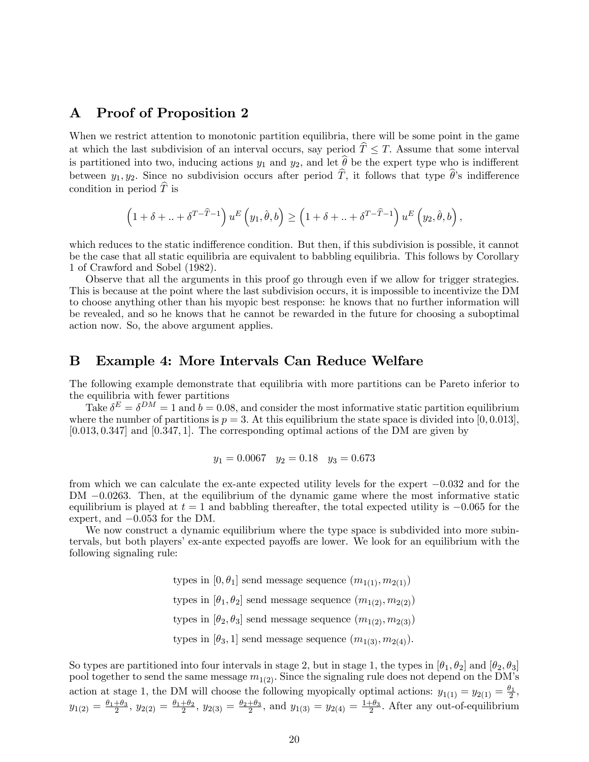# A Proof of Proposition 2

When we restrict attention to monotonic partition equilibria, there will be some point in the game at which the last subdivision of an interval occurs, say period $\widehat{T} \leq T$. Assume that some interval is partitioned into two, inducing actions $y_1$ and $y_2$, and let $\widehat{\theta}$ be the expert type who is indifferent between $y_1, y_2$. Since no subdivision occurs after period $\widehat{T}$, it follows that type $\widehat{\theta}$'s indifference condition in period $\widehat{T}$ is

$$\left(1+\delta+..+\delta^{T-\widehat{T}-1}\right) u^E\left(y_1, \hat{\theta}, b\right) \geq \left(1+\delta+..+\delta^{T-\widehat{T}-1}\right) u^E\left(y_2, \hat{\theta}, b\right),$$

which reduces to the static indifference condition. But then, if this subdivision is possible, it cannot be the case that all static equilibria are equivalent to babbling equilibria. This follows by Corollary 1 of Crawford and Sobel (1982).

Observe that all the arguments in this proof go through even if we allow for trigger strategies. This is because at the point where the last subdivision occurs, it is impossible to incentivize the DM to choose anything other than his myopic best response: he knows that no further information will be revealed, and so he knows that he cannot be rewarded in the future for choosing a suboptimal action now. So, the above argument applies.

# B Example 4: More Intervals Can Reduce Welfare

The following example demonstrate that equilibria with more partitions can be Pareto inferior to the equilibria with fewer partitions

Take $\delta^E = \delta^{DM} = 1$ and $b = 0.08$, and consider the most informative static partition equilibrium where the number of partitions is $p = 3$. At this equilibrium the state space is divided into $[0, 0.013]$, $[0.013, 0.347]$ and $[0.347, 1]$. The corresponding optimal actions of the DM are given by

$$y_1 = 0.0067 \quad y_2 = 0.18 \quad y_3 = 0.673$$

from which we can calculate the ex-ante expected utility levels for the expert $-0.032$ and for the DM $-0.0263$. Then, at the equilibrium of the dynamic game where the most informative static equilibrium is played at $t = 1$ and babbling thereafter, the total expected utility is $-0.065$ for the expert, and $-0.053$ for the DM.

We now construct a dynamic equilibrium where the type space is subdivided into more subintervals, but both players' ex-ante expected payoffs are lower. We look for an equilibrium with the following signaling rule:

types in $[0, \theta_1]$ send message sequence $(m_{1(1)}, m_{2(1)})$

types in $[\theta_1, \theta_2]$ send message sequence $(m_{1(2)}, m_{2(2)})$

types in $[\theta_2, \theta_3]$ send message sequence $(m_{1(2)}, m_{2(3)})$

types in $[\theta_3, 1]$ send message sequence $(m_{1(3)}, m_{2(4)})$.

So types are partitioned into four intervals in stage 2, but in stage 1, the types in $[\theta_1, \theta_2]$ and $[\theta_2, \theta_3]$ pool together to send the same message $m_{1(2)}$. Since the signaling rule does not depend on the DM's action at stage 1, the DM will choose the following myopically optimal actions: $y_{1(1)} = y_{2(1)} = \frac{\theta_1}{2}$, $y_{1(2)} = \frac{\theta_1+\theta_3}{2}$, $y_{2(2)} = \frac{\theta_1+\theta_2}{2}$, $y_{2(3)} = \frac{\theta_2+\theta_3}{2}$, and $y_{1(3)} = y_{2(4)} = \frac{1+\theta_3}{2}$. After any out-of-equilibrium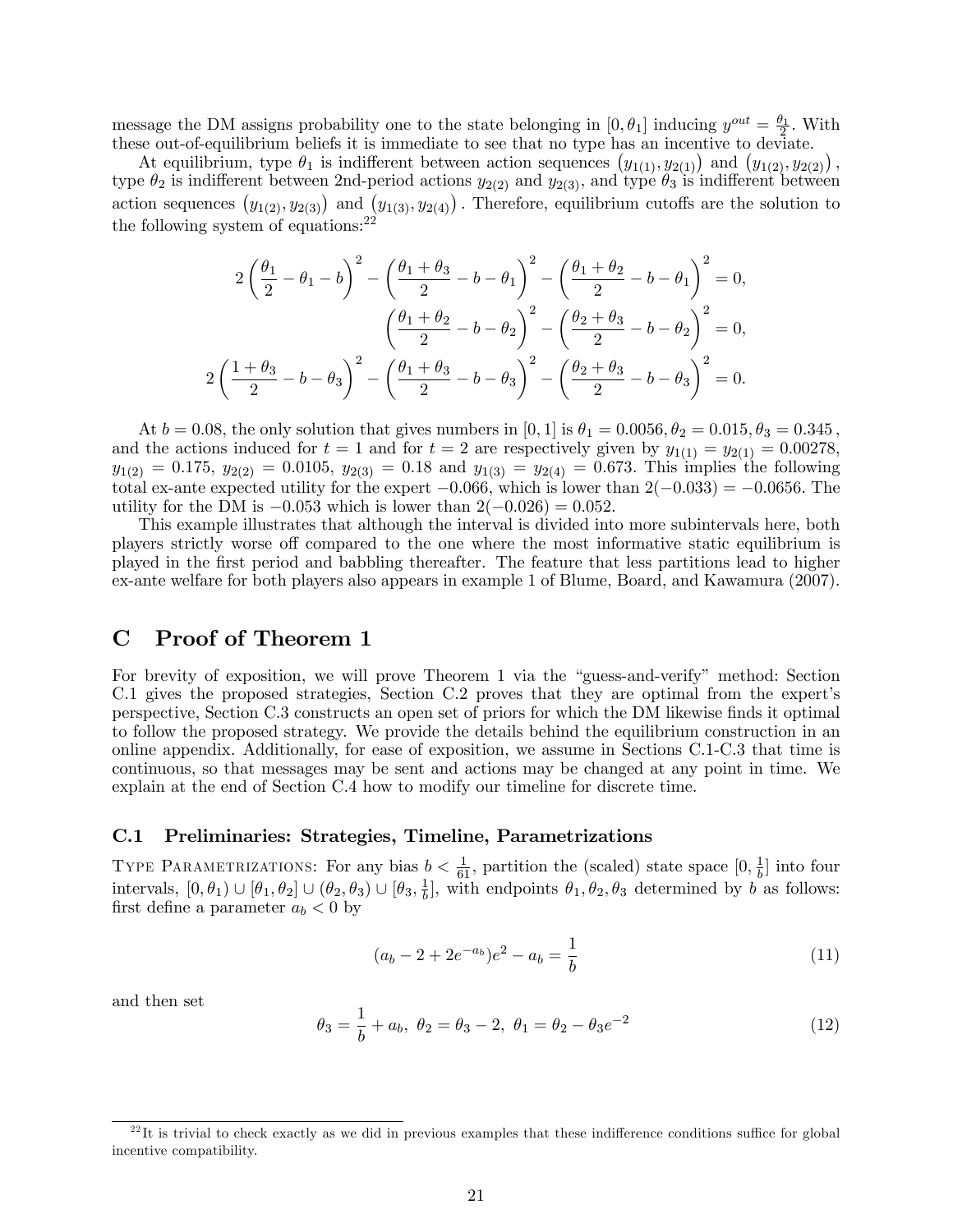message the DM assigns probability one to the state belonging in $[0, \theta_1]$ inducing $y^{out} = \frac{\theta_1}{2}$. With these out-of-equilibrium beliefs it is immediate to see that no type has an incentive to deviate.

At equilibrium, type $\theta_1$ is indifferent between action sequences $\left(y_{1(1)}, y_{2(1)}\right)$ and $\left(y_{1(2)}, y_{2(2)}\right)$, type $\theta_2$ is indifferent between 2nd-period actions $y_{2(2)}$ and $y_{2(3)}$, and type $\theta_3$ is indifferent between action sequences $\left(y_{1(2)}, y_{2(3)}\right)$ and $\left(y_{1(3)}, y_{2(4)}\right)$. Therefore, equilibrium cutoffs are the solution to the following system of equations:[22]

$$2\left(\frac{\theta_1}{2} - \theta_1 - b\right)^2 - \left(\frac{\theta_1 + \theta_3}{2} - b - \theta_1\right)^2 - \left(\frac{\theta_1 + \theta_2}{2} - b - \theta_1\right)^2 = 0,$$

$$\left(\frac{\theta_1 + \theta_2}{2} - b - \theta_2\right)^2 - \left(\frac{\theta_2 + \theta_3}{2} - b - \theta_2\right)^2 = 0,$$

$$2\left(\frac{1 + \theta_3}{2} - b - \theta_3\right)^2 - \left(\frac{\theta_1 + \theta_3}{2} - b - \theta_3\right)^2 - \left(\frac{\theta_2 + \theta_3}{2} - b - \theta_3\right)^2 = 0.$$

At $b = 0.08$, the only solution that gives numbers in $[0, 1]$ is $\theta_1 = 0.0056, \theta_2 = 0.015, \theta_3 = 0.345$, and the actions induced for $t = 1$ and for $t = 2$ are respectively given by $y_{1(1)} = y_{2(1)} = 0.00278$, $y_{1(2)} = 0.175$, $y_{2(2)} = 0.0105$, $y_{2(3)} = 0.18$ and $y_{1(3)} = y_{2(4)} = 0.673$. This implies the following total ex-ante expected utility for the expert $-0.066$, which is lower than $2(-0.033) = -0.0656$. The utility for the DM is $-0.053$ which is lower than $2(-0.026) = 0.052$.

This example illustrates that although the interval is divided into more subintervals here, both players strictly worse off compared to the one where the most informative static equilibrium is played in the first period and babbling thereafter. The feature that less partitions lead to higher ex-ante welfare for both players also appears in example 1 of Blume, Board, and Kawamura (2007).

# C Proof of Theorem 1

For brevity of exposition, we will prove Theorem 1 via the "guess-and-verify" method: Section C.1 gives the proposed strategies, Section C.2 proves that they are optimal from the expert's perspective, Section C.3 constructs an open set of priors for which the DM likewise finds it optimal to follow the proposed strategy. We provide the details behind the equilibrium construction in an online appendix. Additionally, for ease of exposition, we assume in Sections C.1-C.3 that time is continuous, so that messages may be sent and actions may be changed at any point in time. We explain at the end of Section C.4 how to modify our timeline for discrete time.

## C.1 Preliminaries: Strategies, Timeline, Parametrizations

TYPE PARAMETRIZATIONS: For any bias $b < \frac{1}{61}$, partition the (scaled) state space $[0, \frac{1}{b}]$ into four intervals, $[0, \theta_1) \cup [\theta_1, \theta_2] \cup (\theta_2, \theta_3) \cup [\theta_3, \frac{1}{b}]$, with endpoints $\theta_1, \theta_2, \theta_3$ determined by $b$ as follows: first define a parameter $a_b < 0$ by

$$(a_b - 2 + 2e^{-a_b})e^2 - a_b = \frac{1}{b} \tag{11}$$

and then set

$$\theta_3 = \frac{1}{b} + a_b, \ \theta_2 = \theta_3 - 2, \ \theta_1 = \theta_2 - \theta_3 e^{-2} \tag{12}$$

[22]It is trivial to check exactly as we did in previous examples that these indifference conditions suffice for global incentive compatibility.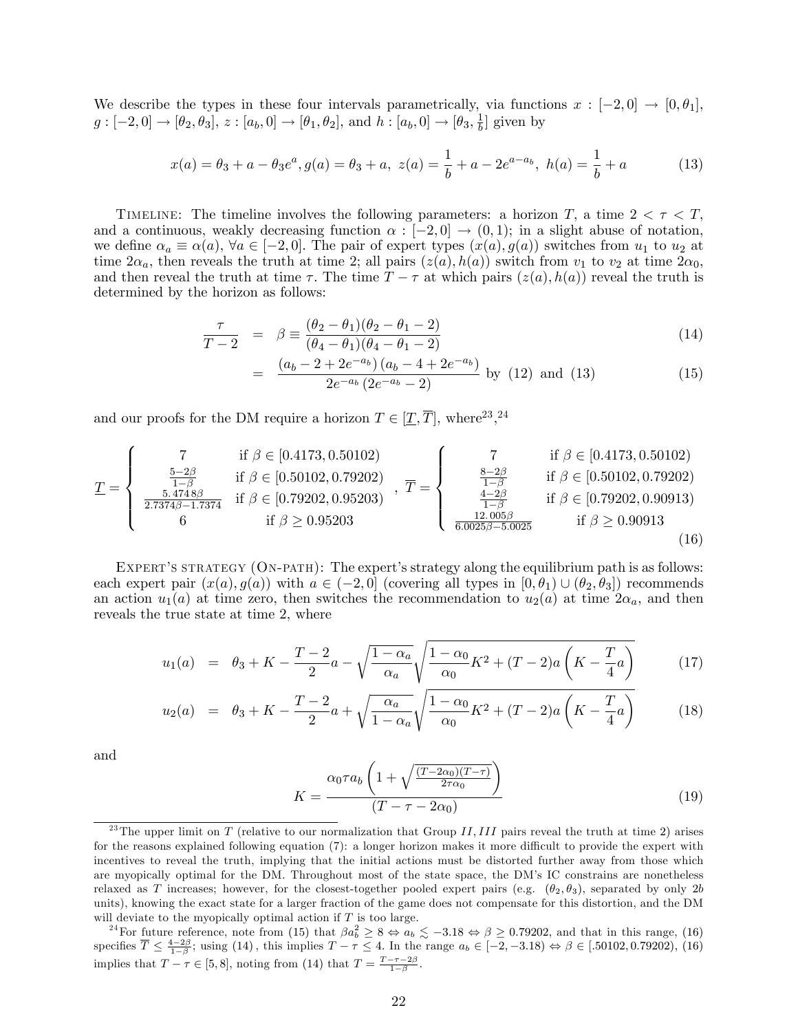We describe the types in these four intervals parametrically, via functions $x : [-2, 0] \to [0, \theta_1]$, $g : [-2, 0] \to [\theta_2, \theta_3]$, $z : [a_b, 0] \to [\theta_1, \theta_2]$, and $h : [a_b, 0] \to [\theta_3, \frac{1}{b}]$ given by

$$x(a) = \theta_3 + a - \theta_3 e^a, g(a) = \theta_3 + a,\ z(a) = \frac{1}{b} + a - 2e^{a-a_b},\ h(a) = \frac{1}{b} + a \tag{13}$$

Timeline: The timeline involves the following parameters: a horizon $T$, a time $2 < \tau < T$, and a continuous, weakly decreasing function $\alpha : [-2, 0] \to (0, 1)$; in a slight abuse of notation, we define $\alpha_a \equiv \alpha(a)$, $\forall a \in [-2, 0]$. The pair of expert types $(x(a), g(a))$ switches from $u_1$ to $u_2$ at time $2\alpha_a$, then reveals the truth at time 2; all pairs $(z(a), h(a))$ switch from $v_1$ to $v_2$ at time $2\alpha_0$, and then reveal the truth at time $\tau$. The time $T - \tau$ at which pairs $(z(a), h(a))$ reveal the truth is determined by the horizon as follows:

$$\frac{\tau}{T-2} = \beta \equiv \frac{(\theta_2 - \theta_1)(\theta_2 - \theta_1 - 2)}{(\theta_4 - \theta_1)(\theta_4 - \theta_1 - 2)} \tag{14}$$

$$= \frac{(a_b - 2 + 2e^{-a_b})(a_b - 4 + 2e^{-a_b})}{2e^{-a_b}(2e^{-a_b} - 2)} \text{ by (12) and (13)} \tag{15}$$

and our proofs for the DM require a horizon $T \in [\underline{T}, \overline{T}]$, where[23],[24]

$$\underline{T} = \begin{cases} 7 & \text{if } \beta \in [0.4173, 0.50102) \\ \frac{5-2\beta}{1-\beta} & \text{if } \beta \in [0.50102, 0.79202) \\ \frac{5.4748\beta}{2.7374\beta - 1.7374} & \text{if } \beta \in [0.79202, 0.95203) \\ 6 & \text{if } \beta \geq 0.95203 \end{cases},\ \overline{T} = \begin{cases} 7 & \text{if } \beta \in [0.4173, 0.50102) \\ \frac{8-2\beta}{1-\beta} & \text{if } \beta \in [0.50102, 0.79202) \\ \frac{4-2\beta}{1-\beta} & \text{if } \beta \in [0.79202, 0.90913) \\ \frac{12.005\beta}{6.0025\beta - 5.0025} & \text{if } \beta \geq 0.90913 \end{cases} \tag{16}$$

Expert's strategy (On-path): The expert's strategy along the equilibrium path is as follows: each expert pair $(x(a), g(a))$ with $a \in (-2, 0]$ (covering all types in $[0, \theta_1) \cup (\theta_2, \theta_3]$) recommends an action $u_1(a)$ at time zero, then switches the recommendation to $u_2(a)$ at time $2\alpha_a$, and then reveals the true state at time 2, where

$$u_1(a) = \theta_3 + K - \frac{T-2}{2}a - \sqrt{\frac{1-\alpha_a}{\alpha_a}}\sqrt{\frac{1-\alpha_0}{\alpha_0}K^2 + (T-2)a\left(K - \frac{T}{4}a\right)} \tag{17}$$

$$u_2(a) = \theta_3 + K - \frac{T-2}{2}a + \sqrt{\frac{\alpha_a}{1-\alpha_a}}\sqrt{\frac{1-\alpha_0}{\alpha_0}K^2 + (T-2)a\left(K - \frac{T}{4}a\right)} \tag{18}$$

and

$$K = \frac{\alpha_0 \tau a_b \left(1 + \sqrt{\frac{(T-2\alpha_0)(T-\tau)}{2\tau\alpha_0}}\right)}{(T - \tau - 2\alpha_0)} \tag{19}$$

---

[23] The upper limit on $T$ (relative to our normalization that Group $II, III$ pairs reveal the truth at time 2) arises for the reasons explained following equation (7): a longer horizon makes it more difficult to provide the expert with incentives to reveal the truth, implying that the initial actions must be distorted further away from those which are myopically optimal for the DM. Throughout most of the state space, the DM's IC constrains are nonetheless relaxed as $T$ increases; however, for the closest-together pooled expert pairs (e.g. $(\theta_2, \theta_3)$, separated by only $2b$ units), knowing the exact state for a larger fraction of the game does not compensate for this distortion, and the DM will deviate to the myopically optimal action if $T$ is too large.

[24] For future reference, note from (15) that $\beta a_b^2 \geq 8 \Leftrightarrow a_b \lesssim -3.18 \Leftrightarrow \beta \geq 0.79202$, and that in this range, (16) specifies $\overline{T} \leq \frac{4-2\beta}{1-\beta}$; using (14), this implies $T - \tau \leq 4$. In the range $a_b \in [-2, -3.18) \Leftrightarrow \beta \in [.50102, 0.79202)$, (16) implies that $T - \tau \in [5, 8]$, noting from (14) that $T = \frac{T-\tau-2\beta}{1-\beta}$.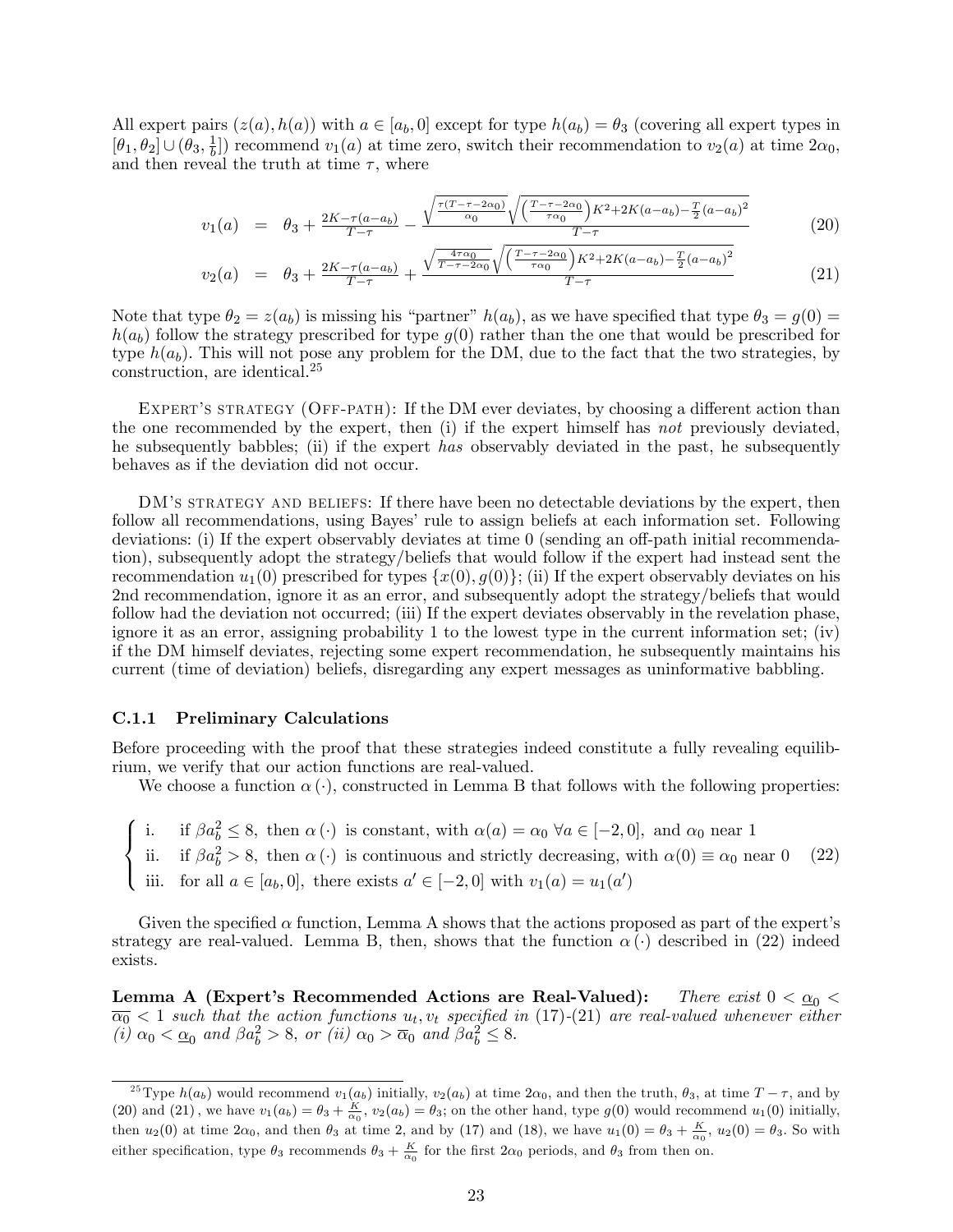All expert pairs $(z(a), h(a))$ with $a \in [a_b, 0]$ except for type $h(a_b) = \theta_3$ (covering all expert types in $[\theta_1, \theta_2] \cup (\theta_3, \frac{1}{b}]$) recommend $v_1(a)$ at time zero, switch their recommendation to $v_2(a)$ at time $2\alpha_0$, and then reveal the truth at time $\tau$, where

$$v_1(a) = \theta_3 + \tfrac{2K-\tau(a-a_b)}{T-\tau} - \frac{\sqrt{\frac{\tau(T-\tau-2\alpha_0)}{\alpha_0}}\sqrt{\left(\frac{T-\tau-2\alpha_0}{\tau\alpha_0}\right)K^2+2K(a-a_b)-\frac{T}{2}(a-a_b)^2}}{T-\tau} \tag{20}$$

$$v_2(a) = \theta_3 + \tfrac{2K-\tau(a-a_b)}{T-\tau} + \frac{\sqrt{\frac{4\tau\alpha_0}{T-\tau-2\alpha_0}}\sqrt{\left(\frac{T-\tau-2\alpha_0}{\tau\alpha_0}\right)K^2+2K(a-a_b)-\frac{T}{2}(a-a_b)^2}}{T-\tau} \tag{21}$$

Note that type $\theta_2 = z(a_b)$ is missing his "partner" $h(a_b)$, as we have specified that type $\theta_3 = g(0) = h(a_b)$ follow the strategy prescribed for type $g(0)$ rather than the one that would be prescribed for type $h(a_b)$. This will not pose any problem for the DM, due to the fact that the two strategies, by construction, are identical.[25]

Expert's strategy (Off-path): If the DM ever deviates, by choosing a different action than the one recommended by the expert, then (i) if the expert himself has *not* previously deviated, he subsequently babbles; (ii) if the expert *has* observably deviated in the past, he subsequently behaves as if the deviation did not occur.

DM's strategy and beliefs: If there have been no detectable deviations by the expert, then follow all recommendations, using Bayes' rule to assign beliefs at each information set. Following deviations: (i) If the expert observably deviates at time 0 (sending an off-path initial recommendation), subsequently adopt the strategy/beliefs that would follow if the expert had instead sent the recommendation $u_1(0)$ prescribed for types $\{x(0), g(0)\}$; (ii) If the expert observably deviates on his 2nd recommendation, ignore it as an error, and subsequently adopt the strategy/beliefs that would follow had the deviation not occurred; (iii) If the expert deviates observably in the revelation phase, ignore it as an error, assigning probability 1 to the lowest type in the current information set; (iv) if the DM himself deviates, rejecting some expert recommendation, he subsequently maintains his current (time of deviation) beliefs, disregarding any expert messages as uninformative babbling.

### C.1.1 Preliminary Calculations

Before proceeding with the proof that these strategies indeed constitute a fully revealing equilibrium, we verify that our action functions are real-valued.

We choose a function $\alpha(\cdot)$, constructed in Lemma B that follows with the following properties:

$$\begin{cases} \text{i.} & \text{if } \beta a_b^2 \leq 8, \text{ then } \alpha(\cdot) \text{ is constant, with } \alpha(a) = \alpha_0 \ \forall a \in [-2, 0], \text{ and } \alpha_0 \text{ near } 1 \\ \text{ii.} & \text{if } \beta a_b^2 > 8, \text{ then } \alpha(\cdot) \text{ is continuous and strictly decreasing, with } \alpha(0) \equiv \alpha_0 \text{ near } 0 \\ \text{iii.} & \text{for all } a \in [a_b, 0], \text{ there exists } a' \in [-2, 0] \text{ with } v_1(a) = u_1(a') \end{cases} \tag{22}$$

Given the specified $\alpha$ function, Lemma A shows that the actions proposed as part of the expert's strategy are real-valued. Lemma B, then, shows that the function $\alpha(\cdot)$ described in (22) indeed exists.

**Lemma A (Expert's Recommended Actions are Real-Valued):** *There exist $0 < \underline{\alpha_0} < \overline{\alpha_0} < 1$ such that the action functions $u_t, v_t$ specified in* (17)-(21) *are real-valued whenever either (i) $\alpha_0 < \underline{\alpha_0}$ and $\beta a_b^2 > 8$, or (ii) $\alpha_0 > \overline{\alpha_0}$ and $\beta a_b^2 \leq 8$.*

[25] Type $h(a_b)$ would recommend $v_1(a_b)$ initially, $v_2(a_b)$ at time $2\alpha_0$, and then the truth, $\theta_3$, at time $T-\tau$, and by (20) and (21), we have $v_1(a_b) = \theta_3 + \frac{K}{\alpha_0}$, $v_2(a_b) = \theta_3$; on the other hand, type $g(0)$ would recommend $u_1(0)$ initially, then $u_2(0)$ at time $2\alpha_0$, and then $\theta_3$ at time 2, and by (17) and (18), we have $u_1(0) = \theta_3 + \frac{K}{\alpha_0}$, $u_2(0) = \theta_3$. So with either specification, type $\theta_3$ recommends $\theta_3 + \frac{K}{\alpha_0}$ for the first $2\alpha_0$ periods, and $\theta_3$ from then on.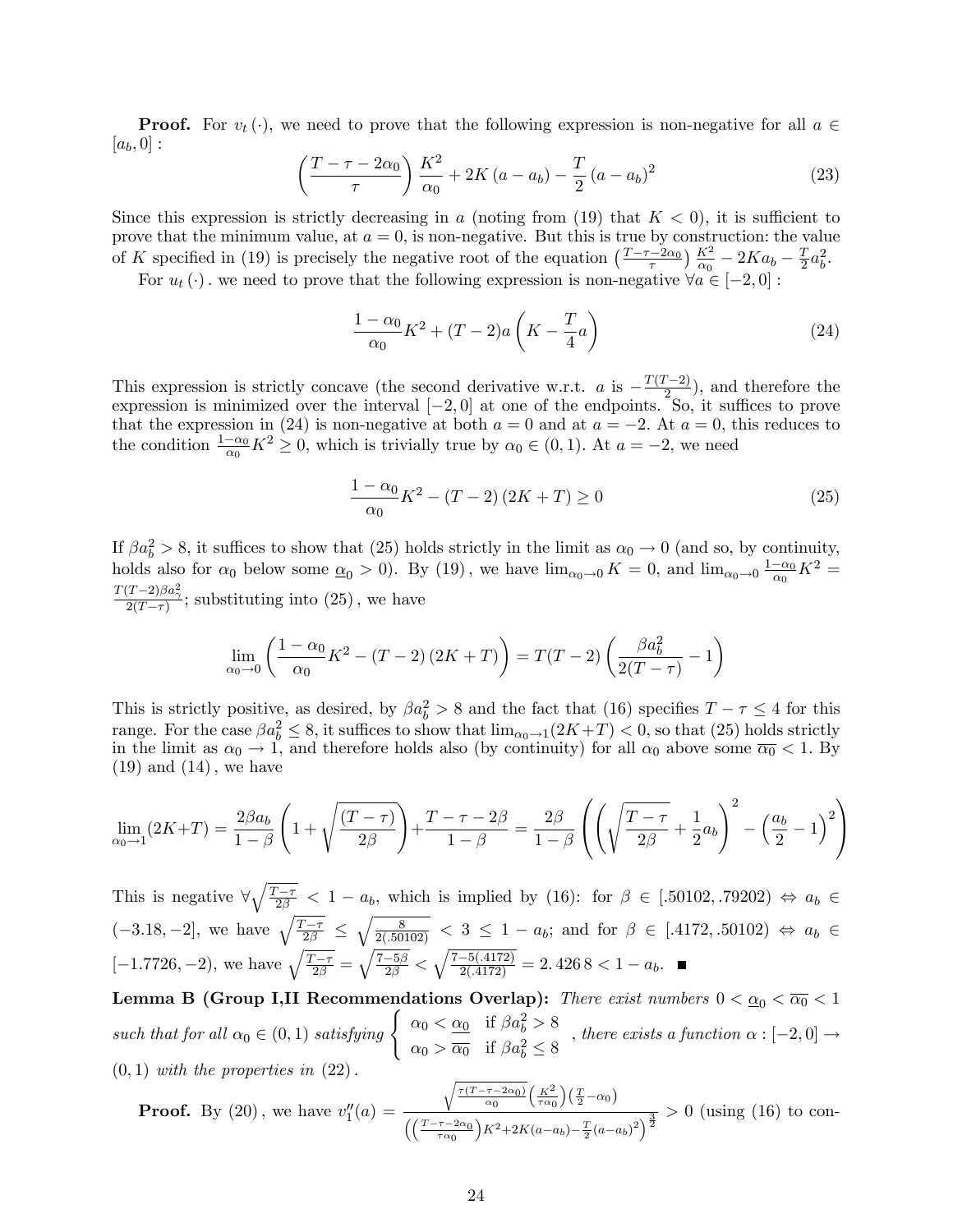**Proof.** For $v_t(\cdot)$, we need to prove that the following expression is non-negative for all $a \in [a_b, 0]$ :

$$\left(\frac{T-\tau-2\alpha_0}{\tau}\right)\frac{K^2}{\alpha_0}+2K(a-a_b)-\frac{T}{2}(a-a_b)^2 \tag{23}$$

Since this expression is strictly decreasing in $a$ (noting from (19) that $K<0$), it is sufficient to prove that the minimum value, at $a=0$, is non-negative. But this is true by construction: the value of $K$ specified in (19) is precisely the negative root of the equation $\left(\frac{T-\tau-2\alpha_0}{\tau}\right)\frac{K^2}{\alpha_0}-2Ka_b-\frac{T}{2}a_b^2$.

For $u_t(\cdot)$. we need to prove that the following expression is non-negative $\forall a \in [-2,0]$ :

$$\frac{1-\alpha_0}{\alpha_0}K^2+(T-2)a\left(K-\frac{T}{4}a\right) \tag{24}$$

This expression is strictly concave (the second derivative w.r.t. $a$ is $-\frac{T(T-2)}{2}$), and therefore the expression is minimized over the interval $[-2,0]$ at one of the endpoints. So, it suffices to prove that the expression in (24) is non-negative at both $a=0$ and at $a=-2$. At $a=0$, this reduces to the condition $\frac{1-\alpha_0}{\alpha_0}K^2 \geq 0$, which is trivially true by $\alpha_0 \in (0,1)$. At $a=-2$, we need

$$\frac{1-\alpha_0}{\alpha_0}K^2-(T-2)(2K+T) \geq 0 \tag{25}$$

If $\beta a_b^2 > 8$, it suffices to show that (25) holds strictly in the limit as $\alpha_0 \to 0$ (and so, by continuity, holds also for $\alpha_0$ below some $\underline{\alpha_0} > 0$). By (19), we have $\lim_{\alpha_0 \to 0} K = 0$, and $\lim_{\alpha_0 \to 0}\frac{1-\alpha_0}{\alpha_0}K^2 = \frac{T(T-2)\beta a_\gamma^2}{2(T-\tau)}$; substituting into (25), we have

$$\lim_{\alpha_0 \to 0}\left(\frac{1-\alpha_0}{\alpha_0}K^2-(T-2)(2K+T)\right)=T(T-2)\left(\frac{\beta a_b^2}{2(T-\tau)}-1\right)$$

This is strictly positive, as desired, by $\beta a_b^2 > 8$ and the fact that (16) specifies $T-\tau \leq 4$ for this range. For the case $\beta a_b^2 \leq 8$, it suffices to show that $\lim_{\alpha_0 \to 1}(2K+T) < 0$, so that (25) holds strictly in the limit as $\alpha_0 \to 1$, and therefore holds also (by continuity) for all $\alpha_0$ above some $\overline{\alpha_0} < 1$. By (19) and (14), we have

$$\lim_{\alpha_0 \to 1}(2K+T)=\frac{2\beta a_b}{1-\beta}\left(1+\sqrt{\frac{(T-\tau)}{2\beta}}\right)+\frac{T-\tau-2\beta}{1-\beta}=\frac{2\beta}{1-\beta}\left(\left(\sqrt{\frac{T-\tau}{2\beta}}+\frac{1}{2}a_b\right)^2-\left(\frac{a_b}{2}-1\right)^2\right)$$

This is negative $\forall \sqrt{\frac{T-\tau}{2\beta}} < 1-a_b$, which is implied by (16): for $\beta \in [.50102, .79202) \Leftrightarrow a_b \in (-3.18, -2]$, we have $\sqrt{\frac{T-\tau}{2\beta}} \leq \sqrt{\frac{8}{2(.50102)}} < 3 \leq 1-a_b$; and for $\beta \in [.4172, .50102) \Leftrightarrow a_b \in [-1.7726, -2)$, we have $\sqrt{\frac{T-\tau}{2\beta}} = \sqrt{\frac{7-5\beta}{2\beta}} < \sqrt{\frac{7-5(.4172)}{2(.4172)}} = 2.4268 < 1-a_b$. ■

**Lemma B (Group I,II Recommendations Overlap):** *There exist numbers $0 < \underline{\alpha_0} < \overline{\alpha_0} < 1$ such that for all $\alpha_0 \in (0,1)$ satisfying* $\begin{cases} \alpha_0 < \underline{\alpha_0} & \text{if } \beta a_b^2 > 8 \\ \alpha_0 > \overline{\alpha_0} & \text{if } \beta a_b^2 \leq 8 \end{cases}$, *there exists a function $\alpha : [-2,0] \to (0,1)$ with the properties in (22).*

**Proof.** By (20), we have $v_1''(a) = \frac{\sqrt{\frac{\tau(T-\tau-2\alpha_0)}{\alpha_0}}\left(\frac{K^2}{\tau\alpha_0}\right)\left(\frac{T}{2}-\alpha_0\right)}{\left(\left(\frac{T-\tau-2\alpha_0}{\tau\alpha_0}\right)K^2+2K(a-a_b)-\frac{T}{2}(a-a_b)^2\right)^{\frac{3}{2}}} > 0$ (using (16) to con-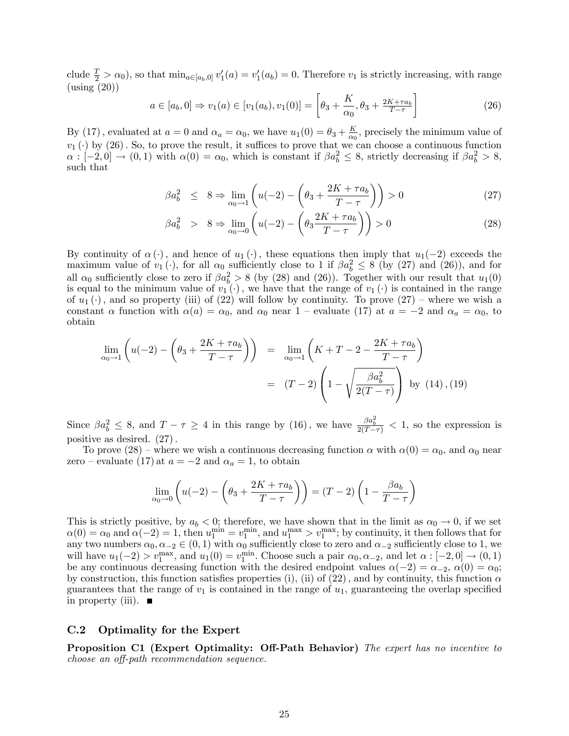clude $\frac{T}{2} > \alpha_0$), so that $\min_{a \in [a_b, 0]} v_1'(a) = v_1'(a_b) = 0$. Therefore $v_1$ is strictly increasing, with range (using (20))

$$a \in [a_b, 0] \Rightarrow v_1(a) \in [v_1(a_b), v_1(0)] = \left[\theta_3 + \frac{K}{\alpha_0}, \theta_3 + \frac{2K + \tau a_b}{T - \tau}\right] \tag{26}$$

By (17), evaluated at $a = 0$ and $\alpha_a = \alpha_0$, we have $u_1(0) = \theta_3 + \frac{K}{\alpha_0}$, precisely the minimum value of $v_1(\cdot)$ by (26). So, to prove the result, it suffices to prove that we can choose a continuous function $\alpha : [-2, 0] \to (0, 1)$ with $\alpha(0) = \alpha_0$, which is constant if $\beta a_b^2 \leq 8$, strictly decreasing if $\beta a_b^2 > 8$, such that

$$\beta a_b^2 \leq 8 \Rightarrow \lim_{\alpha_0 \to 1} \left( u(-2) - \left( \theta_3 + \frac{2K + \tau a_b}{T - \tau} \right) \right) > 0 \tag{27}$$

$$\beta a_b^2 > 8 \Rightarrow \lim_{\alpha_0 \to 0} \left( u(-2) - \left( \theta_3 \frac{2K + \tau a_b}{T - \tau} \right) \right) > 0 \tag{28}$$

By continuity of $\alpha(\cdot)$, and hence of $u_1(\cdot)$, these equations then imply that $u_1(-2)$ exceeds the maximum value of $v_1(\cdot)$, for all $\alpha_0$ sufficiently close to 1 if $\beta a_b^2 \leq 8$ (by (27) and (26)), and for all $\alpha_0$ sufficiently close to zero if $\beta a_b^2 > 8$ (by (28) and (26)). Together with our result that $u_1(0)$ is equal to the minimum value of $v_1(\cdot)$, we have that the range of $v_1(\cdot)$ is contained in the range of $u_1(\cdot)$, and so property (iii) of (22) will follow by continuity. To prove (27) – where we wish a constant $\alpha$ function with $\alpha(a) = \alpha_0$, and $\alpha_0$ near 1 – evaluate (17) at $a = -2$ and $\alpha_a = \alpha_0$, to obtain

$$\begin{aligned}
\lim_{\alpha_0 \to 1} \left( u(-2) - \left( \theta_3 + \frac{2K + \tau a_b}{T - \tau} \right) \right) &= \lim_{\alpha_0 \to 1} \left( K + T - 2 - \frac{2K + \tau a_b}{T - \tau} \right) \\
&= (T - 2) \left( 1 - \sqrt{\frac{\beta a_b^2}{2(T - \tau)}} \right) \text{ by } (14), (19)
\end{aligned}$$

Since $\beta a_b^2 \leq 8$, and $T - \tau \geq 4$ in this range by (16), we have $\frac{\beta a_b^2}{2(T-\tau)} < 1$, so the expression is positive as desired. (27).

To prove (28) – where we wish a continuous decreasing function $\alpha$ with $\alpha(0) = \alpha_0$, and $\alpha_0$ near zero – evaluate (17) at $a = -2$ and $\alpha_a = 1$, to obtain

$$\lim_{\alpha_0 \to 0} \left( u(-2) - \left( \theta_3 + \frac{2K + \tau a_b}{T - \tau} \right) \right) = (T - 2) \left( 1 - \frac{\beta a_b}{T - \tau} \right)$$

This is strictly positive, by $a_b < 0$; therefore, we have shown that in the limit as $\alpha_0 \to 0$, if we set $\alpha(0) = \alpha_0$ and $\alpha(-2) = 1$, then $u_1^{\min} = v_1^{\min}$, and $u_1^{\max} > v_1^{\max}$; by continuity, it then follows that for any two numbers $\alpha_0, \alpha_{-2} \in (0, 1)$ with $\alpha_0$ sufficiently close to zero and $\alpha_{-2}$ sufficiently close to 1, we will have $u_1(-2) > v_1^{\max}$, and $u_1(0) = v_1^{\min}$. Choose such a pair $\alpha_0, \alpha_{-2}$, and let $\alpha : [-2, 0] \to (0, 1)$ be any continuous decreasing function with the desired endpoint values $\alpha(-2) = \alpha_{-2}$, $\alpha(0) = \alpha_0$; by construction, this function satisfies properties (i), (ii) of (22), and by continuity, this function $\alpha$ guarantees that the range of $v_1$ is contained in the range of $u_1$, guaranteeing the overlap specified in property (iii). ■

### C.2 Optimality for the Expert

**Proposition C1 (Expert Optimality: Off-Path Behavior)** *The expert has no incentive to choose an off-path recommendation sequence.*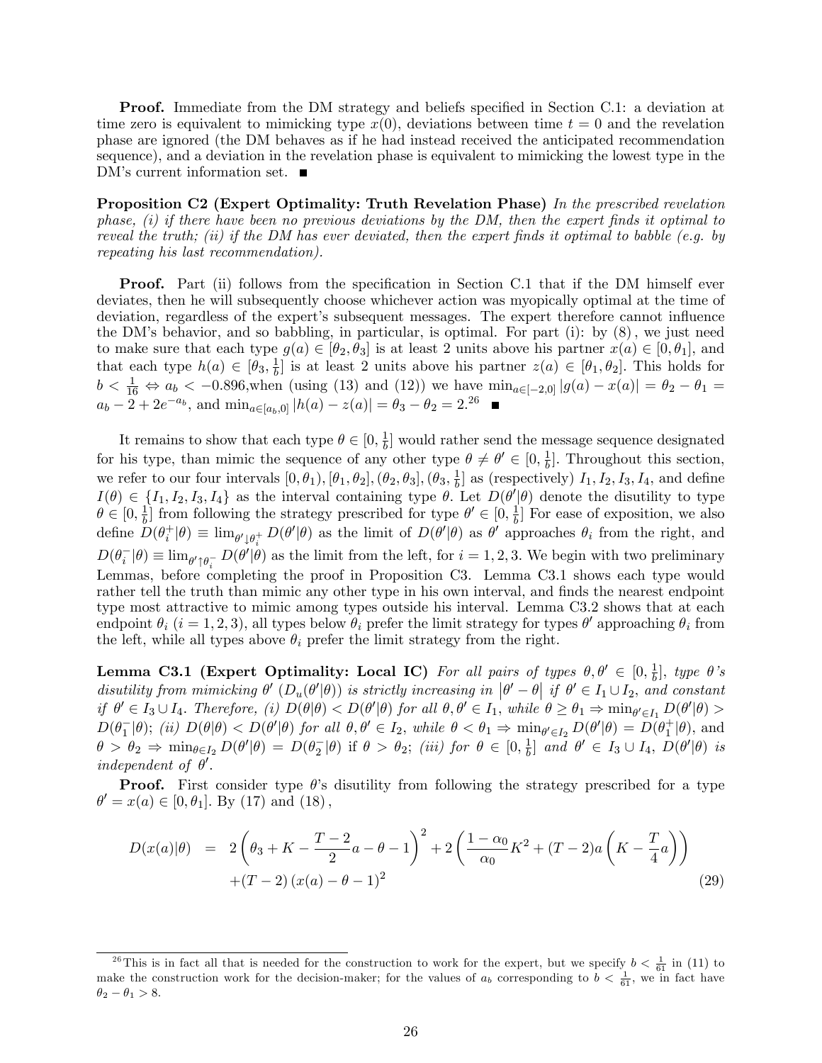**Proof.** Immediate from the DM strategy and beliefs specified in Section C.1: a deviation at time zero is equivalent to mimicking type $x(0)$, deviations between time $t = 0$ and the revelation phase are ignored (the DM behaves as if he had instead received the anticipated recommendation sequence), and a deviation in the revelation phase is equivalent to mimicking the lowest type in the DM's current information set. ■

**Proposition C2 (Expert Optimality: Truth Revelation Phase)** *In the prescribed revelation phase, (i) if there have been no previous deviations by the DM, then the expert finds it optimal to reveal the truth; (ii) if the DM has ever deviated, then the expert finds it optimal to babble (e.g. by repeating his last recommendation).*

**Proof.** Part (ii) follows from the specification in Section C.1 that if the DM himself ever deviates, then he will subsequently choose whichever action was myopically optimal at the time of deviation, regardless of the expert's subsequent messages. The expert therefore cannot influence the DM's behavior, and so babbling, in particular, is optimal. For part (i): by (8), we just need to make sure that each type $g(a) \in [\theta_2, \theta_3]$ is at least 2 units above his partner $x(a) \in [0, \theta_1]$, and that each type $h(a) \in [\theta_3, \frac{1}{b}]$ is at least 2 units above his partner $z(a) \in [\theta_1, \theta_2]$. This holds for $b < \frac{1}{16} \Leftrightarrow a_b < -0.896$,when (using (13) and (12)) we have $\min_{a \in [-2,0]} |g(a) - x(a)| = \theta_2 - \theta_1 = a_b - 2 + 2e^{-a_b}$, and $\min_{a \in [a_b,0]} |h(a) - z(a)| = \theta_3 - \theta_2 = 2.$[26] ■

It remains to show that each type $\theta \in [0, \frac{1}{b}]$ would rather send the message sequence designated for his type, than mimic the sequence of any other type $\theta \neq \theta' \in [0, \frac{1}{b}]$. Throughout this section, we refer to our four intervals $[0, \theta_1), [\theta_1, \theta_2], (\theta_2, \theta_3], (\theta_3, \frac{1}{b}]$ as (respectively) $I_1, I_2, I_3, I_4$, and define $I(\theta) \in \{I_1, I_2, I_3, I_4\}$ as the interval containing type $\theta$. Let $D(\theta'|\theta)$ denote the disutility to type $\theta \in [0, \frac{1}{b}]$ from following the strategy prescribed for type $\theta' \in [0, \frac{1}{b}]$ For ease of exposition, we also define $D(\theta_i^+|\theta) \equiv \lim_{\theta' \downarrow \theta_i^+} D(\theta'|\theta)$ as the limit of $D(\theta'|\theta)$ as $\theta'$ approaches $\theta_i$ from the right, and $D(\theta_i^-|\theta) \equiv \lim_{\theta' \uparrow \theta_i^-} D(\theta'|\theta)$ as the limit from the left, for $i = 1, 2, 3$. We begin with two preliminary Lemmas, before completing the proof in Proposition C3. Lemma C3.1 shows each type would rather tell the truth than mimic any other type in his own interval, and finds the nearest endpoint type most attractive to mimic among types outside his interval. Lemma C3.2 shows that at each endpoint $\theta_i$ ($i = 1, 2, 3$), all types below $\theta_i$ prefer the limit strategy for types $\theta'$ approaching $\theta_i$ from the left, while all types above $\theta_i$ prefer the limit strategy from the right.

**Lemma C3.1 (Expert Optimality: Local IC)** *For all pairs of types $\theta, \theta' \in [0, \frac{1}{b}]$, type $\theta$'s disutility from mimicking $\theta'$ ($D_u(\theta'|\theta)$) is strictly increasing in $|\theta' - \theta|$ if $\theta' \in I_1 \cup I_2$, and constant if $\theta' \in I_3 \cup I_4$. Therefore, (i) $D(\theta|\theta) < D(\theta'|\theta)$ for all $\theta, \theta' \in I_1$, while $\theta \geq \theta_1 \Rightarrow \min_{\theta' \in I_1} D(\theta'|\theta) > D(\theta_1^-|\theta)$; (ii) $D(\theta|\theta) < D(\theta'|\theta)$ for all $\theta, \theta' \in I_2$, while $\theta < \theta_1 \Rightarrow \min_{\theta' \in I_2} D(\theta'|\theta) = D(\theta_1^+|\theta)$, and $\theta > \theta_2 \Rightarrow \min_{\theta \in I_2} D(\theta'|\theta) = D(\theta_2^-|\theta)$ if $\theta > \theta_2$; (iii) for $\theta \in [0, \frac{1}{b}]$ and $\theta' \in I_3 \cup I_4$, $D(\theta'|\theta)$ is independent of $\theta'$.*

**Proof.** First consider type $\theta$'s disutility from following the strategy prescribed for a type $\theta' = x(a) \in [0, \theta_1]$. By (17) and (18),

$$
\begin{aligned}
D(x(a)|\theta) &= 2\left(\theta_3 + K - \frac{T-2}{2}a - \theta - 1\right)^2 + 2\left(\frac{1-\alpha_0}{\alpha_0}K^2 + (T-2)a\left(K - \frac{T}{4}a\right)\right) \\
&\quad + (T-2)\left(x(a) - \theta - 1\right)^2
\end{aligned}
\tag{29}
$$

[26] This is in fact all that is needed for the construction to work for the expert, but we specify $b < \frac{1}{61}$ in (11) to make the construction work for the decision-maker; for the values of $a_b$ corresponding to $b < \frac{1}{61}$, we in fact have $\theta_2 - \theta_1 > 8$.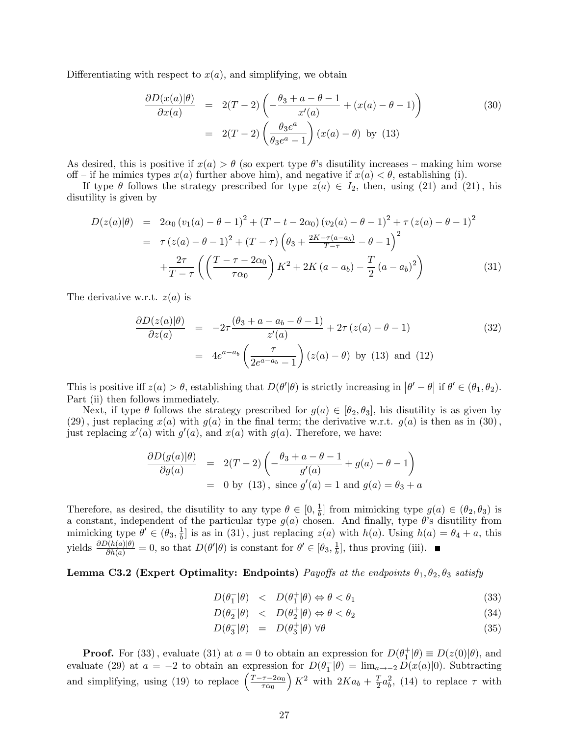Differentiating with respect to $x(a)$, and simplifying, we obtain

$$\begin{aligned}
\frac{\partial D(x(a)|\theta)}{\partial x(a)} &= 2(T-2)\left(-\frac{\theta_3+a-\theta-1}{x'(a)}+(x(a)-\theta-1)\right) \\
&= 2(T-2)\left(\frac{\theta_3 e^a}{\theta_3 e^a-1}\right)(x(a)-\theta) \text{ by (13)}
\end{aligned} \tag{30}$$

As desired, this is positive if $x(a)>\theta$ (so expert type $\theta$'s disutility increases – making him worse off – if he mimics types $x(a)$ further above him), and negative if $x(a)<\theta$, establishing (i).

If type $\theta$ follows the strategy prescribed for type $z(a)\in I_2$, then, using (21) and (21), his disutility is given by

$$\begin{aligned}
D(z(a)|\theta) &= 2\alpha_0\left(v_1(a)-\theta-1\right)^2+(T-t-2\alpha_0)\left(v_2(a)-\theta-1\right)^2+\tau\left(z(a)-\theta-1\right)^2 \\
&= \tau\left(z(a)-\theta-1\right)^2+(T-\tau)\left(\theta_3+\tfrac{2K-\tau(a-a_b)}{T-\tau}-\theta-1\right)^2 \\
&\quad+\frac{2\tau}{T-\tau}\left(\left(\frac{T-\tau-2\alpha_0}{\tau\alpha_0}\right)K^2+2K\left(a-a_b\right)-\frac{T}{2}\left(a-a_b\right)^2\right)
\end{aligned} \tag{31}$$

The derivative w.r.t. $z(a)$ is

$$\begin{aligned}
\frac{\partial D(z(a)|\theta)}{\partial z(a)} &= -2\tau\frac{(\theta_3+a-a_b-\theta-1)}{z'(a)}+2\tau\left(z(a)-\theta-1\right) \\
&= 4e^{a-a_b}\left(\frac{\tau}{2e^{a-a_b}-1}\right)(z(a)-\theta) \text{ by (13) and (12)}
\end{aligned} \tag{32}$$

This is positive iff $z(a)>\theta$, establishing that $D(\theta'|\theta)$ is strictly increasing in $|\theta'-\theta|$ if $\theta'\in(\theta_1,\theta_2)$. Part (ii) then follows immediately.

Next, if type $\theta$ follows the strategy prescribed for $g(a)\in[\theta_2,\theta_3]$, his disutility is as given by (29), just replacing $x(a)$ with $g(a)$ in the final term; the derivative w.r.t. $g(a)$ is then as in (30), just replacing $x'(a)$ with $g'(a)$, and $x(a)$ with $g(a)$. Therefore, we have:

$$\begin{aligned}
\frac{\partial D(g(a)|\theta)}{\partial g(a)} &= 2(T-2)\left(-\frac{\theta_3+a-\theta-1}{g'(a)}+g(a)-\theta-1\right) \\
&= 0 \text{ by (13), since } g'(a)=1 \text{ and } g(a)=\theta_3+a
\end{aligned}$$

Therefore, as desired, the disutility to any type $\theta\in[0,\frac{1}{b}]$ from mimicking type $g(a)\in(\theta_2,\theta_3)$ is a constant, independent of the particular type $g(a)$ chosen. And finally, type $\theta$'s disutility from mimicking type $\theta'\in(\theta_3,\frac{1}{b}]$ is as in (31), just replacing $z(a)$ with $h(a)$. Using $h(a)=\theta_4+a$, this yields $\frac{\partial D(h(a)|\theta)}{\partial h(a)}=0$, so that $D(\theta'|\theta)$ is constant for $\theta'\in[\theta_3,\frac{1}{b}]$, thus proving (iii). ■

**Lemma C3.2 (Expert Optimality: Endpoints)** *Payoffs at the endpoints $\theta_1,\theta_2,\theta_3$ satisfy*

$$D(\theta_1^-|\theta) < D(\theta_1^+|\theta) \Leftrightarrow \theta<\theta_1 \tag{33}$$

$$D(\theta_2^-|\theta) < D(\theta_2^+|\theta) \Leftrightarrow \theta<\theta_2 \tag{34}$$

$$D(\theta_3^-|\theta) = D(\theta_3^+|\theta)\ \forall\theta \tag{35}$$

**Proof.** For (33), evaluate (31) at $a=0$ to obtain an expression for $D(\theta_1^+|\theta)\equiv D(z(0)|\theta)$, and evaluate (29) at $a=-2$ to obtain an expression for $D(\theta_1^-|\theta)=\lim_{a\to -2}D(x(a)|0)$. Subtracting and simplifying, using (19) to replace $\left(\frac{T-\tau-2\alpha_0}{\tau\alpha_0}\right)K^2$ with $2Ka_b+\frac{T}{2}a_b^2$, (14) to replace $\tau$ with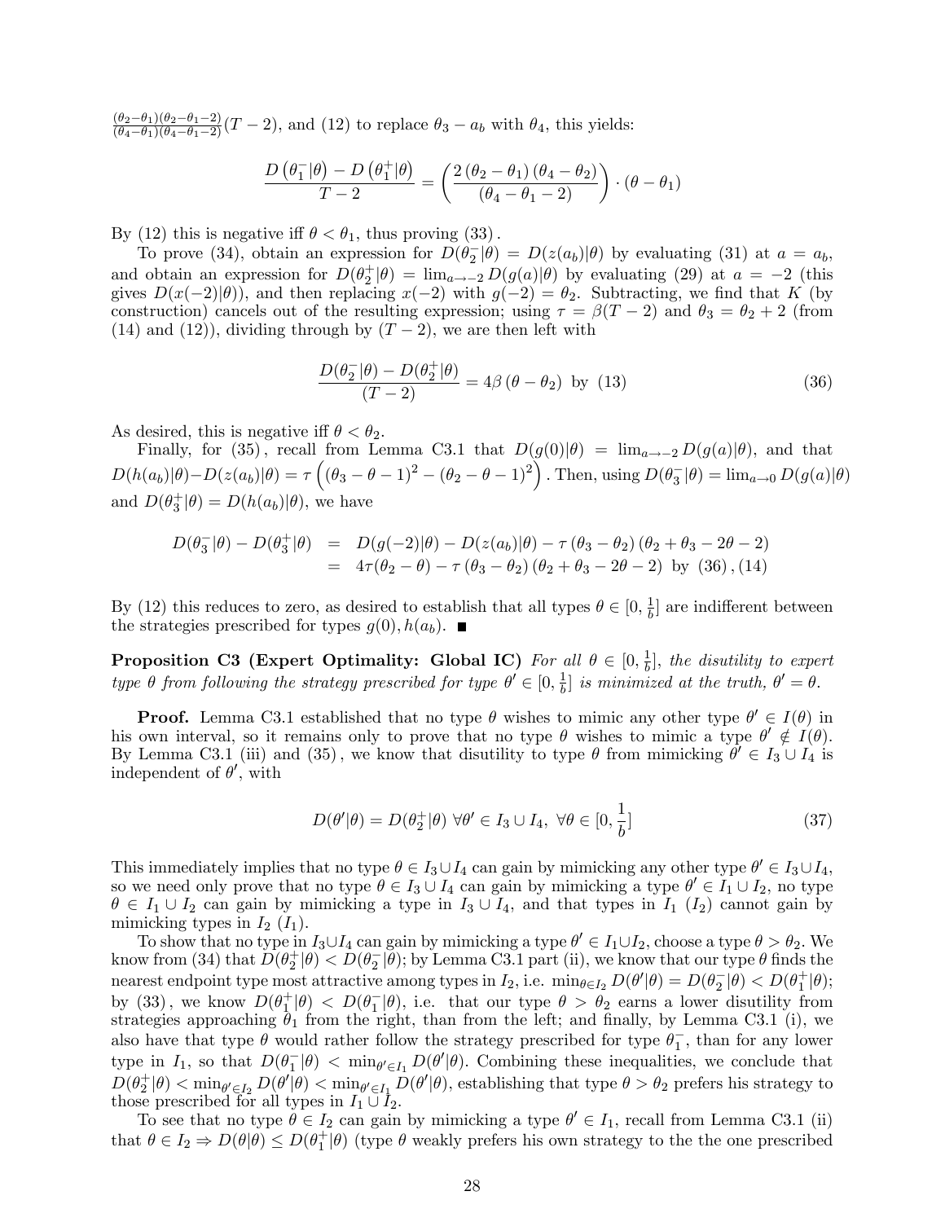$\frac{(\theta_2-\theta_1)(\theta_2-\theta_1-2)}{(\theta_4-\theta_1)(\theta_4-\theta_1-2)}(T-2)$, and (12) to replace $\theta_3 - a_b$ with $\theta_4$, this yields:

$$\frac{D\left(\theta_1^-|\theta\right) - D\left(\theta_1^+|\theta\right)}{T-2} = \left(\frac{2\left(\theta_2-\theta_1\right)\left(\theta_4-\theta_2\right)}{\left(\theta_4-\theta_1-2\right)}\right) \cdot \left(\theta-\theta_1\right)$$

By (12) this is negative iff $\theta < \theta_1$, thus proving (33).

To prove (34), obtain an expression for $D(\theta_2^-|\theta) = D(z(a_b)|\theta)$ by evaluating (31) at $a = a_b$, and obtain an expression for $D(\theta_2^+|\theta) = \lim_{a\to -2} D(g(a)|\theta)$ by evaluating (29) at $a = -2$ (this gives $D(x(-2)|\theta)$), and then replacing $x(-2)$ with $g(-2) = \theta_2$. Subtracting, we find that $K$ (by construction) cancels out of the resulting expression; using $\tau = \beta(T-2)$ and $\theta_3 = \theta_2 + 2$ (from (14) and (12)), dividing through by $(T-2)$, we are then left with

$$\frac{D(\theta_2^-|\theta) - D(\theta_2^+|\theta)}{(T-2)} = 4\beta\left(\theta-\theta_2\right) \text{ by (13)} \tag{36}$$

As desired, this is negative iff $\theta < \theta_2$.

Finally, for (35), recall from Lemma C3.1 that $D(g(0)|\theta) = \lim_{a\to -2} D(g(a)|\theta)$, and that $D(h(a_b)|\theta) - D(z(a_b)|\theta) = \tau\left(\left(\theta_3-\theta-1\right)^2 - \left(\theta_2-\theta-1\right)^2\right)$. Then, using $D(\theta_3^-|\theta) = \lim_{a\to 0} D(g(a)|\theta)$ and $D(\theta_3^+|\theta) = D(h(a_b)|\theta)$, we have

$$\begin{aligned} D(\theta_3^-|\theta) - D(\theta_3^+|\theta) &= D(g(-2)|\theta) - D(z(a_b)|\theta) - \tau\left(\theta_3-\theta_2\right)\left(\theta_2+\theta_3-2\theta-2\right) \\ &= 4\tau(\theta_2-\theta) - \tau\left(\theta_3-\theta_2\right)\left(\theta_2+\theta_3-2\theta-2\right) \text{ by (36), (14)} \end{aligned}$$

By (12) this reduces to zero, as desired to establish that all types $\theta \in [0, \frac{1}{b}]$ are indifferent between the strategies prescribed for types $g(0), h(a_b)$. ■

**Proposition C3 (Expert Optimality: Global IC)** *For all $\theta \in [0, \frac{1}{b}]$, the disutility to expert type $\theta$ from following the strategy prescribed for type $\theta' \in [0, \frac{1}{b}]$ is minimized at the truth, $\theta' = \theta$.*

**Proof.** Lemma C3.1 established that no type $\theta$ wishes to mimic any other type $\theta' \in I(\theta)$ in his own interval, so it remains only to prove that no type $\theta$ wishes to mimic a type $\theta' \notin I(\theta)$. By Lemma C3.1 (iii) and (35), we know that disutility to type $\theta$ from mimicking $\theta' \in I_3 \cup I_4$ is independent of $\theta'$, with

$$D(\theta'|\theta) = D(\theta_2^+|\theta) \ \forall \theta' \in I_3 \cup I_4, \ \forall \theta \in [0, \frac{1}{b}] \tag{37}$$

This immediately implies that no type $\theta \in I_3 \cup I_4$ can gain by mimicking any other type $\theta' \in I_3 \cup I_4$, so we need only prove that no type $\theta \in I_3 \cup I_4$ can gain by mimicking a type $\theta' \in I_1 \cup I_2$, no type $\theta \in I_1 \cup I_2$ can gain by mimicking a type in $I_3 \cup I_4$, and that types in $I_1$ ($I_2$) cannot gain by mimicking types in $I_2$ ($I_1$).

To show that no type in $I_3 \cup I_4$ can gain by mimicking a type $\theta' \in I_1 \cup I_2$, choose a type $\theta > \theta_2$. We know from (34) that $D(\theta_2^+|\theta) < D(\theta_2^-|\theta)$; by Lemma C3.1 part (ii), we know that our type $\theta$ finds the nearest endpoint type most attractive among types in $I_2$, i.e. $\min_{\theta \in I_2} D(\theta'|\theta) = D(\theta_2^-|\theta) < D(\theta_1^+|\theta)$; by (33), we know $D(\theta_1^+|\theta) < D(\theta_1^-|\theta)$, i.e. that our type $\theta > \theta_2$ earns a lower disutility from strategies approaching $\theta_1$ from the right, than from the left; and finally, by Lemma C3.1 (i), we also have that type $\theta$ would rather follow the strategy prescribed for type $\theta_1^-$, than for any lower type in $I_1$, so that $D(\theta_1^-|\theta) < \min_{\theta' \in I_1} D(\theta'|\theta)$. Combining these inequalities, we conclude that $D(\theta_2^+|\theta) < \min_{\theta' \in I_2} D(\theta'|\theta) < \min_{\theta' \in I_1} D(\theta'|\theta)$, establishing that type $\theta > \theta_2$ prefers his strategy to those prescribed for all types in $I_1 \cup I_2$.

To see that no type $\theta \in I_2$ can gain by mimicking a type $\theta' \in I_1$, recall from Lemma C3.1 (ii) that $\theta \in I_2 \Rightarrow D(\theta|\theta) \leq D(\theta_1^+|\theta)$ (type $\theta$ weakly prefers his own strategy to the the one prescribed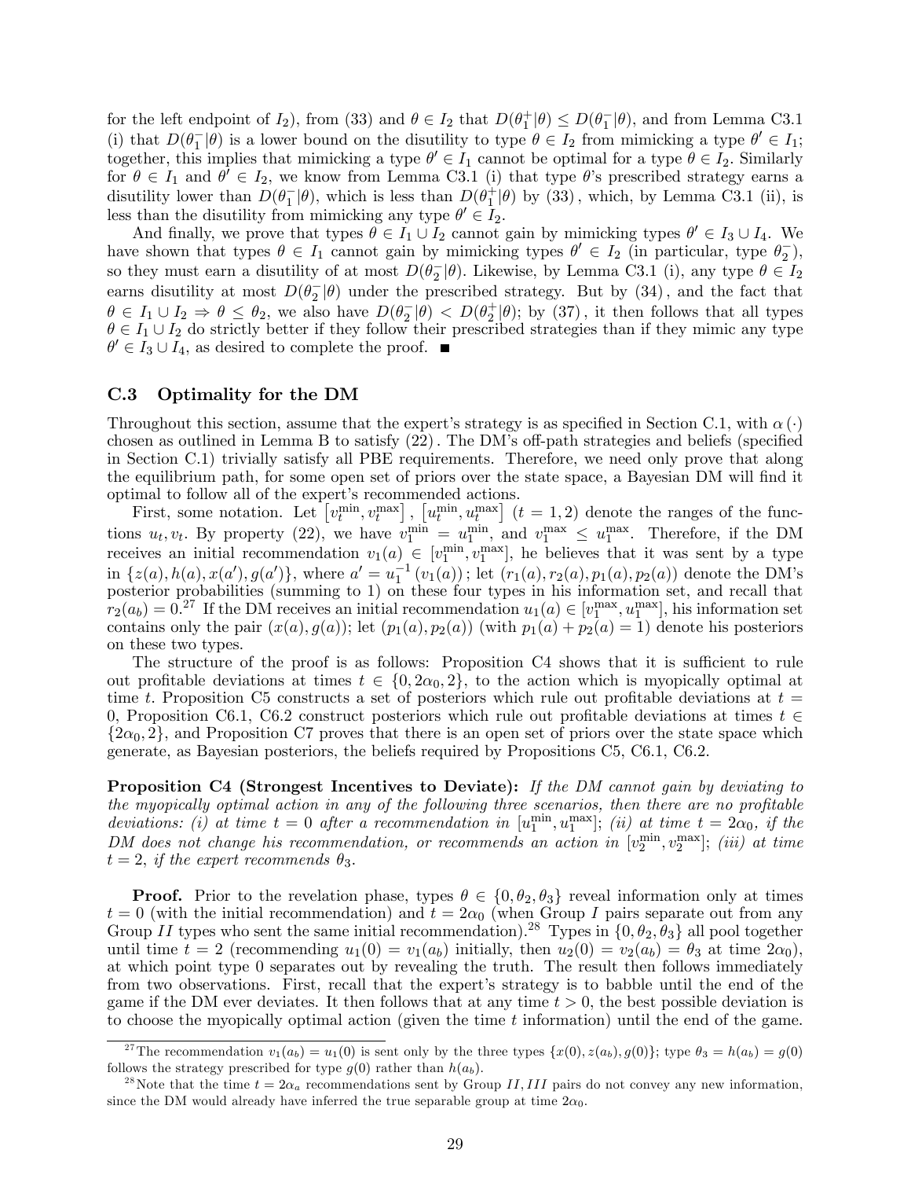for the left endpoint of $I_2$), from (33) and $\theta \in I_2$ that $D(\theta_1^+|\theta) \leq D(\theta_1^-|\theta)$, and from Lemma C3.1 (i) that $D(\theta_1^-|\theta)$ is a lower bound on the disutility to type $\theta \in I_2$ from mimicking a type $\theta' \in I_1$; together, this implies that mimicking a type $\theta' \in I_1$ cannot be optimal for a type $\theta \in I_2$. Similarly for $\theta \in I_1$ and $\theta' \in I_2$, we know from Lemma C3.1 (i) that type $\theta$'s prescribed strategy earns a disutility lower than $D(\theta_1^-|\theta)$, which is less than $D(\theta_1^+|\theta)$ by (33), which, by Lemma C3.1 (ii), is less than the disutility from mimicking any type $\theta' \in I_2$.

And finally, we prove that types $\theta \in I_1 \cup I_2$ cannot gain by mimicking types $\theta' \in I_3 \cup I_4$. We have shown that types $\theta \in I_1$ cannot gain by mimicking types $\theta' \in I_2$ (in particular, type $\theta_2^-$), so they must earn a disutility of at most $D(\theta_2^-|\theta)$. Likewise, by Lemma C3.1 (i), any type $\theta \in I_2$ earns disutility at most $D(\theta_2^-|\theta)$ under the prescribed strategy. But by (34), and the fact that $\theta \in I_1 \cup I_2 \Rightarrow \theta \leq \theta_2$, we also have $D(\theta_2^-|\theta) < D(\theta_2^+|\theta)$; by (37), it then follows that all types $\theta \in I_1 \cup I_2$ do strictly better if they follow their prescribed strategies than if they mimic any type $\theta' \in I_3 \cup I_4$, as desired to complete the proof. ∎

### C.3 Optimality for the DM

Throughout this section, assume that the expert's strategy is as specified in Section C.1, with $\alpha(\cdot)$ chosen as outlined in Lemma B to satisfy (22). The DM's off-path strategies and beliefs (specified in Section C.1) trivially satisfy all PBE requirements. Therefore, we need only prove that along the equilibrium path, for some open set of priors over the state space, a Bayesian DM will find it optimal to follow all of the expert's recommended actions.

First, some notation. Let $[v_t^{\min}, v_t^{\max}]$, $[u_t^{\min}, u_t^{\max}]$ $(t = 1, 2)$ denote the ranges of the functions $u_t, v_t$. By property (22), we have $v_1^{\min} = u_1^{\min}$, and $v_1^{\max} \leq u_1^{\max}$. Therefore, if the DM receives an initial recommendation $v_1(a) \in [v_1^{\min}, v_1^{\max}]$, he believes that it was sent by a type in $\{z(a), h(a), x(a'), g(a')\}$, where $a' = u_1^{-1}(v_1(a))$; let $(r_1(a), r_2(a), p_1(a), p_2(a))$ denote the DM's posterior probabilities (summing to 1) on these four types in his information set, and recall that $r_2(a_b) = 0$.[27] If the DM receives an initial recommendation $u_1(a) \in [v_1^{\max}, u_1^{\max}]$, his information set contains only the pair $(x(a), g(a))$; let $(p_1(a), p_2(a))$ (with $p_1(a) + p_2(a) = 1$) denote his posteriors on these two types.

The structure of the proof is as follows: Proposition C4 shows that it is sufficient to rule out profitable deviations at times $t \in \{0, 2\alpha_0, 2\}$, to the action which is myopically optimal at time $t$. Proposition C5 constructs a set of posteriors which rule out profitable deviations at $t = 0$, Proposition C6.1, C6.2 construct posteriors which rule out profitable deviations at times $t \in \{2\alpha_0, 2\}$, and Proposition C7 proves that there is an open set of priors over the state space which generate, as Bayesian posteriors, the beliefs required by Propositions C5, C6.1, C6.2.

**Proposition C4 (Strongest Incentives to Deviate):** *If the DM cannot gain by deviating to the myopically optimal action in any of the following three scenarios, then there are no profitable deviations: (i) at time $t = 0$ after a recommendation in $[u_1^{\min}, u_1^{\max}]$; (ii) at time $t = 2\alpha_0$, if the DM does not change his recommendation, or recommends an action in $[v_2^{\min}, v_2^{\max}]$; (iii) at time $t = 2$, if the expert recommends $\theta_3$.*

**Proof.** Prior to the revelation phase, types $\theta \in \{0, \theta_2, \theta_3\}$ reveal information only at times $t = 0$ (with the initial recommendation) and $t = 2\alpha_0$ (when Group $I$ pairs separate out from any Group $II$ types who sent the same initial recommendation).[28] Types in $\{0, \theta_2, \theta_3\}$ all pool together until time $t = 2$ (recommending $u_1(0) = v_1(a_b)$ initially, then $u_2(0) = v_2(a_b) = \theta_3$ at time $2\alpha_0$), at which point type 0 separates out by revealing the truth. The result then follows immediately from two observations. First, recall that the expert's strategy is to babble until the end of the game if the DM ever deviates. It then follows that at any time $t > 0$, the best possible deviation is to choose the myopically optimal action (given the time $t$ information) until the end of the game.

[27] The recommendation $v_1(a_b) = u_1(0)$ is sent only by the three types $\{x(0), z(a_b), g(0)\}$; type $\theta_3 = h(a_b) = g(0)$ follows the strategy prescribed for type $g(0)$ rather than $h(a_b)$.

[28] Note that the time $t = 2\alpha_a$ recommendations sent by Group $II, III$ pairs do not convey any new information, since the DM would already have inferred the true separable group at time $2\alpha_0$.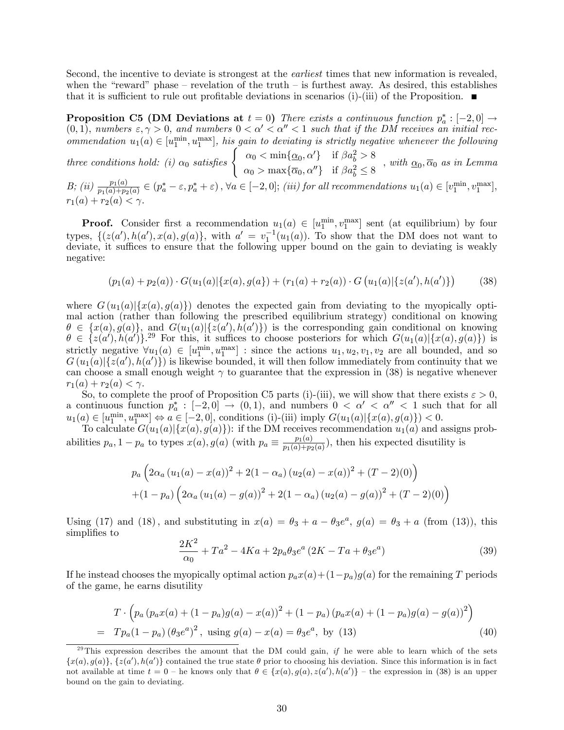Second, the incentive to deviate is strongest at the *earliest* times that new information is revealed, when the "reward" phase – revelation of the truth – is furthest away. As desired, this establishes that it is sufficient to rule out profitable deviations in scenarios (i)-(iii) of the Proposition. ■

**Proposition C5 (DM Deviations at $t = 0$)** *There exists a continuous function $p_a^* : [-2, 0] \to (0, 1)$, numbers $\varepsilon, \gamma > 0$, and numbers $0 < \alpha' < \alpha'' < 1$ such that if the DM receives an initial recommendation $u_1(a) \in [u_1^{\min}, u_1^{\max}]$, his gain to deviating is strictly negative whenever the following three conditions hold: (i) $\alpha_0$ satisfies $\begin{cases} \alpha_0 < \min\{\underline{\alpha}_0, \alpha'\} & \text{if } \beta a_b^2 > 8 \\ \alpha_0 > \max\{\overline{\alpha}_0, \alpha''\} & \text{if } \beta a_b^2 \leq 8 \end{cases}$, with $\underline{\alpha}_0, \overline{\alpha}_0$ as in Lemma B; (ii) $\frac{p_1(a)}{p_1(a)+p_2(a)} \in (p_a^* - \varepsilon, p_a^* + \varepsilon)$, $\forall a \in [-2, 0]$; (iii) for all recommendations $u_1(a) \in [v_1^{\min}, v_1^{\max}]$, $r_1(a) + r_2(a) < \gamma$.*

**Proof.** Consider first a recommendation $u_1(a) \in [u_1^{\min}, v_1^{\max}]$ sent (at equilibrium) by four types, $\{(z(a'), h(a'), x(a), g(a)\}$, with $a' = v_1^{-1}(u_1(a))$. To show that the DM does not want to deviate, it suffices to ensure that the following upper bound on the gain to deviating is weakly negative:

$$(p_1(a) + p_2(a)) \cdot G(u_1(a)|\{x(a), g(a)\}) + (r_1(a) + r_2(a)) \cdot G\left(u_1(a)|\{z(a'), h(a')\}\right) \tag{38}$$

where $G(u_1(a)|\{x(a), g(a)\})$ denotes the expected gain from deviating to the myopically optimal action (rather than following the prescribed equilibrium strategy) conditional on knowing $\theta \in \{x(a), g(a)\}$, and $G(u_1(a)|\{z(a'), h(a')\})$ is the corresponding gain conditional on knowing $\theta \in \{z(a'), h(a')\}$.[29] For this, it suffices to choose posteriors for which $G(u_1(a)|\{x(a), g(a)\})$ is strictly negative $\forall u_1(a) \in [u_1^{\min}, u_1^{\max}]$ : since the actions $u_1, u_2, v_1, v_2$ are all bounded, and so $G\left(u_1(a)|\{z(a'), h(a')\}\right)$ is likewise bounded, it will then follow immediately from continuity that we can choose a small enough weight $\gamma$ to guarantee that the expression in (38) is negative whenever $r_1(a) + r_2(a) < \gamma$.

So, to complete the proof of Proposition C5 parts (i)-(iii), we will show that there exists $\varepsilon > 0$, a continuous function $p_a^* : [-2, 0] \to (0, 1)$, and numbers $0 < \alpha' < \alpha'' < 1$ such that for all $u_1(a) \in [u_1^{\min}, u_1^{\max}] \Leftrightarrow a \in [-2, 0]$, conditions (i)-(iii) imply $G(u_1(a)|\{x(a), g(a)\}) < 0$.

To calculate $G(u_1(a)|\{x(a), g(a)\})$: if the DM receives recommendation $u_1(a)$ and assigns probabilities $p_a, 1 - p_a$ to types $x(a), g(a)$ (with $p_a \equiv \frac{p_1(a)}{p_1(a)+p_2(a)}$), then his expected disutility is

$$\begin{aligned}
&p_a\left(2\alpha_a\left(u_1(a) - x(a)\right)^2 + 2(1 - \alpha_a)\left(u_2(a) - x(a)\right)^2 + (T - 2)(0)\right) \\
&+(1 - p_a)\left(2\alpha_a\left(u_1(a) - g(a)\right)^2 + 2(1 - \alpha_a)\left(u_2(a) - g(a)\right)^2 + (T - 2)(0)\right)
\end{aligned}$$

Using (17) and (18), and substituting in $x(a) = \theta_3 + a - \theta_3 e^a$, $g(a) = \theta_3 + a$ (from (13)), this simplifies to

$$\frac{2K^2}{\alpha_0} + Ta^2 - 4Ka + 2p_a\theta_3 e^a\left(2K - Ta + \theta_3 e^a\right) \tag{39}$$

If he instead chooses the myopically optimal action $p_a x(a) + (1 - p_a) g(a)$ for the remaining $T$ periods of the game, he earns disutility

$$\begin{aligned}
&T \cdot \left(p_a\left(p_a x(a) + (1 - p_a) g(a) - x(a)\right)^2 + (1 - p_a)\left(p_a x(a) + (1 - p_a) g(a) - g(a)\right)^2\right) \\
=\ &Tp_a(1 - p_a)\left(\theta_3 e^a\right)^2, \text{ using } g(a) - x(a) = \theta_3 e^a, \text{ by (13)}
\end{aligned} \tag{40}$$

[29] This expression describes the amount that the DM could gain, *if* he were able to learn which of the sets $\{x(a), g(a)\}$, $\{z(a'), h(a')\}$ contained the true state $\theta$ prior to choosing his deviation. Since this information is in fact not available at time $t = 0$ – he knows only that $\theta \in \{x(a), g(a), z(a'), h(a')\}$ – the expression in (38) is an upper bound on the gain to deviating.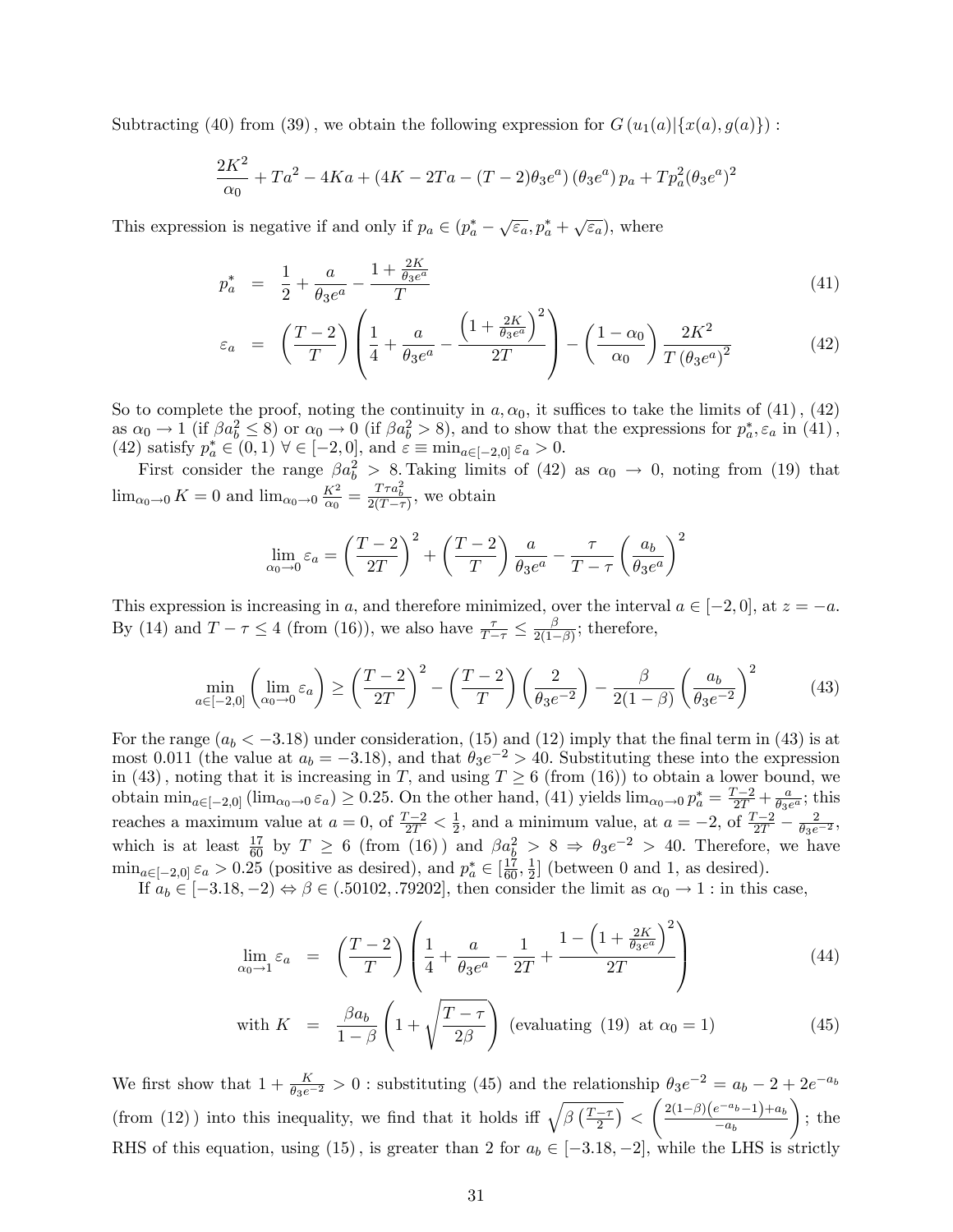Subtracting (40) from (39), we obtain the following expression for $G\left(u_1(a)|\{x(a),g(a)\}\right)$ :

$$\frac{2K^2}{\alpha_0}+Ta^2-4Ka+\left(4K-2Ta-(T-2)\theta_3e^a\right)\left(\theta_3e^a\right)p_a+Tp_a^2(\theta_3e^a)^2$$

This expression is negative if and only if $p_a\in(p_a^*-\sqrt{\varepsilon_a},p_a^*+\sqrt{\varepsilon_a})$, where

$$p_a^* \;=\; \frac{1}{2}+\frac{a}{\theta_3e^a}-\frac{1+\frac{2K}{\theta_3e^a}}{T} \tag{41}$$

$$\varepsilon_a \;=\; \left(\frac{T-2}{T}\right)\left(\frac{1}{4}+\frac{a}{\theta_3e^a}-\frac{\left(1+\frac{2K}{\theta_3e^a}\right)^2}{2T}\right)-\left(\frac{1-\alpha_0}{\alpha_0}\right)\frac{2K^2}{T\left(\theta_3e^a\right)^2} \tag{42}$$

So to complete the proof, noting the continuity in $a,\alpha_0$, it suffices to take the limits of (41), (42) as $\alpha_0\to1$ (if $\beta a_b^2\le8$) or $\alpha_0\to0$ (if $\beta a_b^2>8$), and to show that the expressions for $p_a^*,\varepsilon_a$ in (41), (42) satisfy $p_a^*\in(0,1)\ \forall\in[-2,0]$, and $\varepsilon\equiv\min_{a\in[-2,0]}\varepsilon_a>0$.

First consider the range $\beta a_b^2>8$. Taking limits of (42) as $\alpha_0\to0$, noting from (19) that $\lim_{\alpha_0\to0}K=0$ and $\lim_{\alpha_0\to0}\frac{K^2}{\alpha_0}=\frac{T\tau a_b^2}{2(T-\tau)}$, we obtain

$$\lim_{\alpha_0\to0}\varepsilon_a=\left(\frac{T-2}{2T}\right)^2+\left(\frac{T-2}{T}\right)\frac{a}{\theta_3e^a}-\frac{\tau}{T-\tau}\left(\frac{a_b}{\theta_3e^a}\right)^2$$

This expression is increasing in $a$, and therefore minimized, over the interval $a\in[-2,0]$, at $z=-a$. By (14) and $T-\tau\le4$ (from (16)), we also have $\frac{\tau}{T-\tau}\le\frac{\beta}{2(1-\beta)}$; therefore,

$$\min_{a\in[-2,0]}\left(\lim_{\alpha_0\to0}\varepsilon_a\right)\ge\left(\frac{T-2}{2T}\right)^2-\left(\frac{T-2}{T}\right)\left(\frac{2}{\theta_3e^{-2}}\right)-\frac{\beta}{2(1-\beta)}\left(\frac{a_b}{\theta_3e^{-2}}\right)^2 \tag{43}$$

For the range ($a_b<-3.18$) under consideration, (15) and (12) imply that the final term in (43) is at most 0.011 (the value at $a_b=-3.18$), and that $\theta_3e^{-2}>40$. Substituting these into the expression in (43), noting that it is increasing in $T$, and using $T\ge6$ (from (16)) to obtain a lower bound, we obtain $\min_{a\in[-2,0]}\left(\lim_{\alpha_0\to0}\varepsilon_a\right)\ge0.25$. On the other hand, (41) yields $\lim_{\alpha_0\to0}p_a^*=\frac{T-2}{2T}+\frac{a}{\theta_3e^a}$; this reaches a maximum value at $a=0$, of $\frac{T-2}{2T}<\frac{1}{2}$, and a minimum value, at $a=-2$, of $\frac{T-2}{2T}-\frac{2}{\theta_3e^{-2}}$, which is at least $\frac{17}{60}$ by $T\ge6$ (from (16)) and $\beta a_b^2>8\Rightarrow\theta_3e^{-2}>40$. Therefore, we have $\min_{a\in[-2,0]}\varepsilon_a>0.25$ (positive as desired), and $p_a^*\in[\frac{17}{60},\frac{1}{2}]$ (between 0 and 1, as desired).

If $a_b\in[-3.18,-2)\Leftrightarrow\beta\in(.50102,.79202]$, then consider the limit as $\alpha_0\to1$ : in this case,

$$\lim_{\alpha_0\to1}\varepsilon_a \;=\; \left(\frac{T-2}{T}\right)\left(\frac{1}{4}+\frac{a}{\theta_3e^a}-\frac{1}{2T}+\frac{1-\left(1+\frac{2K}{\theta_3e^a}\right)^2}{2T}\right) \tag{44}$$

$$\text{with } K \;=\; \frac{\beta a_b}{1-\beta}\left(1+\sqrt{\frac{T-\tau}{2\beta}}\right)\ \text{ (evaluating (19) at } \alpha_0=1) \tag{45}$$

We first show that $1+\frac{K}{\theta_3e^{-2}}>0$ : substituting (45) and the relationship $\theta_3e^{-2}=a_b-2+2e^{-a_b}$ (from (12)) into this inequality, we find that it holds iff $\sqrt{\beta\left(\frac{T-\tau}{2}\right)}<\left(\frac{2(1-\beta)\left(e^{-a_b}-1\right)+a_b}{-a_b}\right)$; the RHS of this equation, using (15), is greater than 2 for $a_b\in[-3.18,-2]$, while the LHS is strictly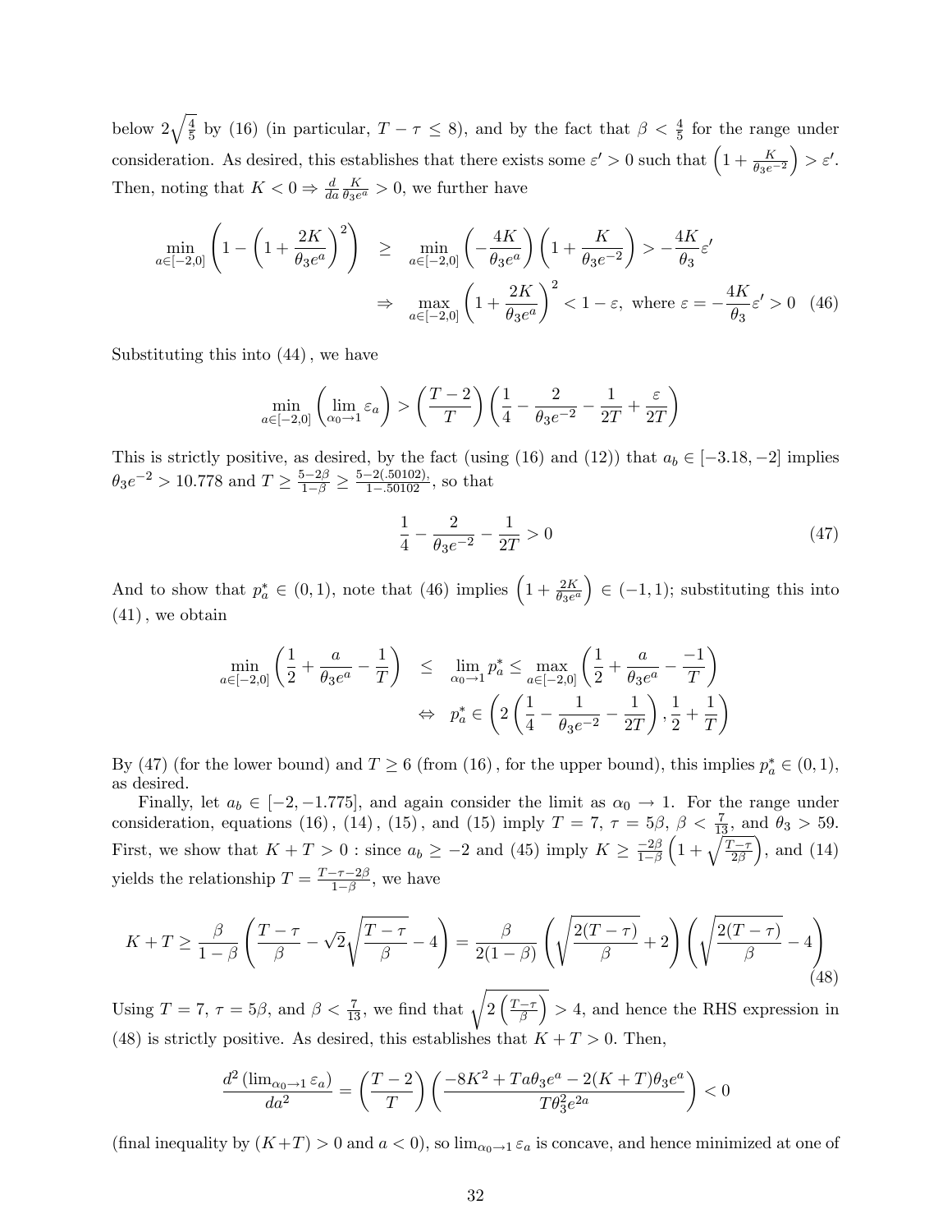below $2\sqrt{\frac{4}{5}}$ by (16) (in particular, $T-\tau \leq 8$), and by the fact that $\beta < \frac{4}{5}$ for the range under consideration. As desired, this establishes that there exists some $\varepsilon' > 0$ such that $\left(1 + \frac{K}{\theta_3 e^{-2}}\right) > \varepsilon'$. Then, noting that $K < 0 \Rightarrow \frac{d}{da}\frac{K}{\theta_3 e^a} > 0$, we further have

$$\begin{aligned}
\min_{a\in[-2,0]}\left(1-\left(1+\frac{2K}{\theta_3 e^a}\right)^2\right) &\geq \min_{a\in[-2,0]}\left(-\frac{4K}{\theta_3 e^a}\right)\left(1+\frac{K}{\theta_3 e^{-2}}\right) > -\frac{4K}{\theta_3}\varepsilon' \\
&\Rightarrow \max_{a\in[-2,0]}\left(1+\frac{2K}{\theta_3 e^a}\right)^2 < 1-\varepsilon, \text{ where } \varepsilon = -\frac{4K}{\theta_3}\varepsilon' > 0 \quad (46)
\end{aligned}$$

Substituting this into (44), we have

$$\min_{a\in[-2,0]}\left(\lim_{\alpha_0\to 1}\varepsilon_a\right) > \left(\frac{T-2}{T}\right)\left(\frac{1}{4} - \frac{2}{\theta_3 e^{-2}} - \frac{1}{2T} + \frac{\varepsilon}{2T}\right)$$

This is strictly positive, as desired, by the fact (using (16) and (12)) that $a_b \in [-3.18, -2]$ implies $\theta_3 e^{-2} > 10.778$ and $T \geq \frac{5-2\beta}{1-\beta} \geq \frac{5-2(.50102)}{1-.50102}$, so that

$$\frac{1}{4} - \frac{2}{\theta_3 e^{-2}} - \frac{1}{2T} > 0 \quad (47)$$

And to show that $p_a^* \in (0,1)$, note that (46) implies $\left(1+\frac{2K}{\theta_3 e^a}\right) \in (-1,1)$; substituting this into (41), we obtain

$$\begin{aligned}
\min_{a\in[-2,0]}\left(\frac{1}{2}+\frac{a}{\theta_3 e^a}-\frac{1}{T}\right) &\leq \lim_{\alpha_0\to 1} p_a^* \leq \max_{a\in[-2,0]}\left(\frac{1}{2}+\frac{a}{\theta_3 e^a}-\frac{-1}{T}\right) \\
&\Leftrightarrow p_a^* \in \left(2\left(\frac{1}{4}-\frac{1}{\theta_3 e^{-2}}-\frac{1}{2T}\right), \frac{1}{2}+\frac{1}{T}\right)
\end{aligned}$$

By (47) (for the lower bound) and $T \geq 6$ (from (16), for the upper bound), this implies $p_a^* \in (0,1)$, as desired.

Finally, let $a_b \in [-2, -1.775]$, and again consider the limit as $\alpha_0 \to 1$. For the range under consideration, equations (16), (14), (15), and (15) imply $T = 7$, $\tau = 5\beta$, $\beta < \frac{7}{13}$, and $\theta_3 > 59$. First, we show that $K + T > 0$ : since $a_b \geq -2$ and (45) imply $K \geq \frac{-2\beta}{1-\beta}\left(1+\sqrt{\frac{T-\tau}{2\beta}}\right)$, and (14) yields the relationship $T = \frac{T-\tau-2\beta}{1-\beta}$, we have

$$K + T \geq \frac{\beta}{1-\beta}\left(\frac{T-\tau}{\beta} - \sqrt{2}\sqrt{\frac{T-\tau}{\beta}} - 4\right) = \frac{\beta}{2(1-\beta)}\left(\sqrt{\frac{2(T-\tau)}{\beta}}+2\right)\left(\sqrt{\frac{2(T-\tau)}{\beta}}-4\right) \quad (48)$$

Using $T = 7$, $\tau = 5\beta$, and $\beta < \frac{7}{13}$, we find that $\sqrt{2\left(\frac{T-\tau}{\beta}\right)} > 4$, and hence the RHS expression in (48) is strictly positive. As desired, this establishes that $K + T > 0$. Then,

$$\frac{d^2\left(\lim_{\alpha_0\to 1}\varepsilon_a\right)}{da^2} = \left(\frac{T-2}{T}\right)\left(\frac{-8K^2 + Ta\theta_3 e^a - 2(K+T)\theta_3 e^a}{T\theta_3^2 e^{2a}}\right) < 0$$

(final inequality by $(K+T) > 0$ and $a < 0$), so $\lim_{\alpha_0\to 1}\varepsilon_a$ is concave, and hence minimized at one of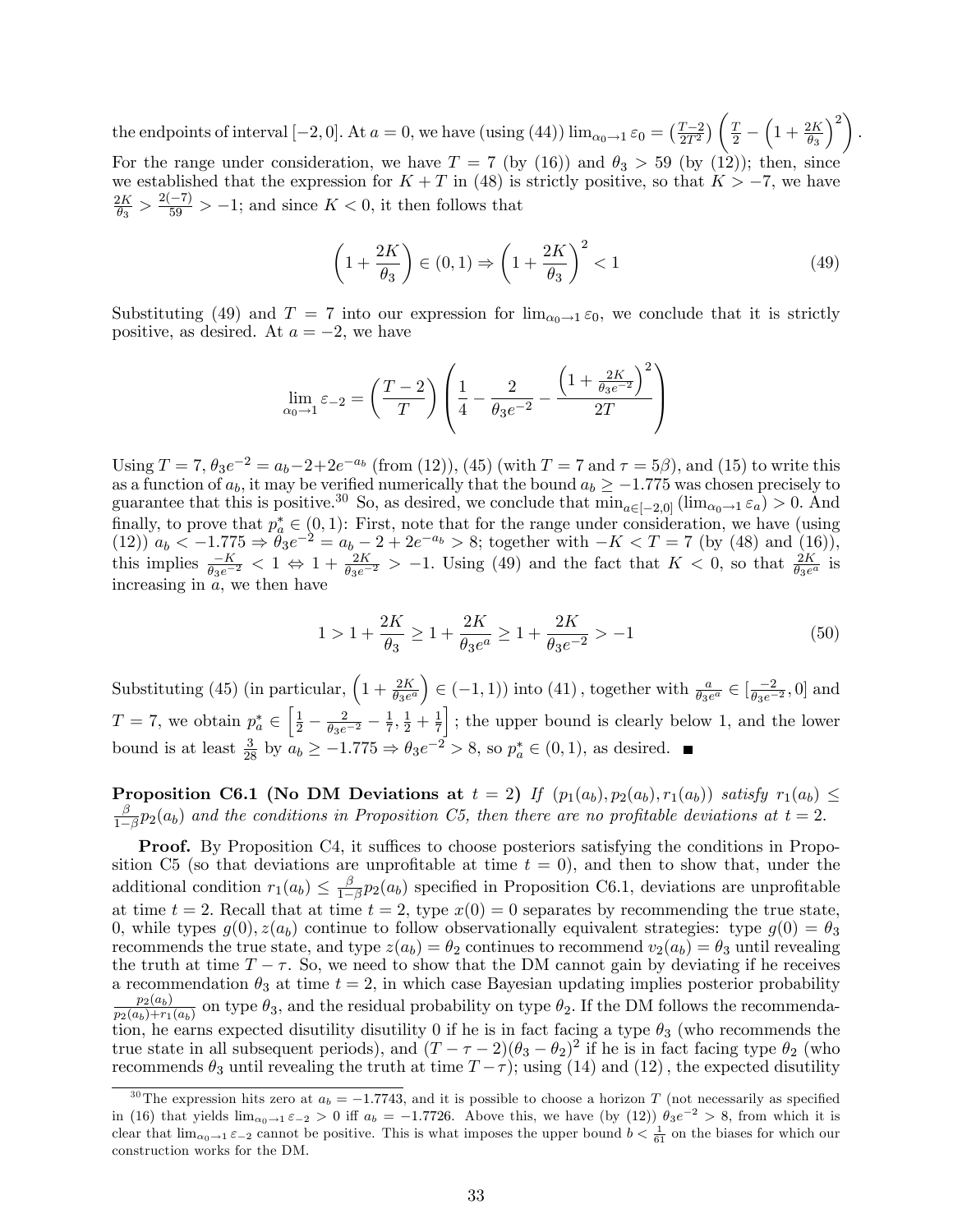the endpoints of interval $[-2, 0]$. At $a = 0$, we have (using (44)) $\lim_{\alpha_0 \to 1} \varepsilon_0 = \left(\frac{T-2}{2T^2}\right)\left(\frac{T}{2} - \left(1 + \frac{2K}{\theta_3}\right)^2\right)$. For the range under consideration, we have $T = 7$ (by (16)) and $\theta_3 > 59$ (by (12)); then, since we established that the expression for $K + T$ in (48) is strictly positive, so that $K > -7$, we have $\frac{2K}{\theta_3} > \frac{2(-7)}{59} > -1$; and since $K < 0$, it then follows that

$$\left(1 + \frac{2K}{\theta_3}\right) \in (0, 1) \Rightarrow \left(1 + \frac{2K}{\theta_3}\right)^2 < 1 \tag{49}$$

Substituting (49) and $T = 7$ into our expression for $\lim_{\alpha_0 \to 1} \varepsilon_0$, we conclude that it is strictly positive, as desired. At $a = -2$, we have

$$\lim_{\alpha_0 \to 1} \varepsilon_{-2} = \left(\frac{T-2}{T}\right)\left(\frac{1}{4} - \frac{2}{\theta_3 e^{-2}} - \frac{\left(1 + \frac{2K}{\theta_3 e^{-2}}\right)^2}{2T}\right)$$

Using $T = 7$, $\theta_3 e^{-2} = a_b - 2 + 2e^{-a_b}$ (from (12)), (45) (with $T = 7$ and $\tau = 5\beta$), and (15) to write this as a function of $a_b$, it may be verified numerically that the bound $a_b \geq -1.775$ was chosen precisely to guarantee that this is positive.[30] So, as desired, we conclude that $\min_{a \in [-2,0]} (\lim_{\alpha_0 \to 1} \varepsilon_a) > 0$. And finally, to prove that $p_a^* \in (0, 1)$: First, note that for the range under consideration, we have (using (12)) $a_b < -1.775 \Rightarrow \theta_3 e^{-2} = a_b - 2 + 2e^{-a_b} > 8$; together with $-K < T = 7$ (by (48) and (16)), this implies $\frac{-K}{\theta_3 e^{-2}} < 1 \Leftrightarrow 1 + \frac{2K}{\theta_3 e^{-2}} > -1$. Using (49) and the fact that $K < 0$, so that $\frac{2K}{\theta_3 e^a}$ is increasing in $a$, we then have

$$1 > 1 + \frac{2K}{\theta_3} \geq 1 + \frac{2K}{\theta_3 e^a} \geq 1 + \frac{2K}{\theta_3 e^{-2}} > -1 \tag{50}$$

Substituting (45) (in particular, $\left(1 + \frac{2K}{\theta_3 e^a}\right) \in (-1, 1)$) into (41), together with $\frac{a}{\theta_3 e^a} \in [\frac{-2}{\theta_3 e^{-2}}, 0]$ and $T = 7$, we obtain $p_a^* \in \left[\frac{1}{2} - \frac{2}{\theta_3 e^{-2}} - \frac{1}{7}, \frac{1}{2} + \frac{1}{7}\right]$; the upper bound is clearly below 1, and the lower bound is at least $\frac{3}{28}$ by $a_b \geq -1.775 \Rightarrow \theta_3 e^{-2} > 8$, so $p_a^* \in (0, 1)$, as desired. ∎

**Proposition C6.1 (No DM Deviations at $t = 2$)** *If $(p_1(a_b), p_2(a_b), r_1(a_b))$ satisfy $r_1(a_b) \leq \frac{\beta}{1-\beta} p_2(a_b)$ and the conditions in Proposition C5, then there are no profitable deviations at $t = 2$.*

**Proof.** By Proposition C4, it suffices to choose posteriors satisfying the conditions in Proposition C5 (so that deviations are unprofitable at time $t = 0$), and then to show that, under the additional condition $r_1(a_b) \leq \frac{\beta}{1-\beta} p_2(a_b)$ specified in Proposition C6.1, deviations are unprofitable at time $t = 2$. Recall that at time $t = 2$, type $x(0) = 0$ separates by recommending the true state, 0, while types $g(0), z(a_b)$ continue to follow observationally equivalent strategies: type $g(0) = \theta_3$ recommends the true state, and type $z(a_b) = \theta_2$ continues to recommend $v_2(a_b) = \theta_3$ until revealing the truth at time $T - \tau$. So, we need to show that the DM cannot gain by deviating if he receives a recommendation $\theta_3$ at time $t = 2$, in which case Bayesian updating implies posterior probability $\frac{p_2(a_b)}{p_2(a_b) + r_1(a_b)}$ on type $\theta_3$, and the residual probability on type $\theta_2$. If the DM follows the recommendation, he earns expected disutility disutility 0 if he is in fact facing a type $\theta_3$ (who recommends the true state in all subsequent periods), and $(T - \tau - 2)(\theta_3 - \theta_2)^2$ if he is in fact facing type $\theta_2$ (who recommends $\theta_3$ until revealing the truth at time $T - \tau$); using (14) and (12), the expected disutility

[30] The expression hits zero at $a_b = -1.7743$, and it is possible to choose a horizon $T$ (not necessarily as specified in (16) that yields $\lim_{\alpha_0 \to 1} \varepsilon_{-2} > 0$ iff $a_b = -1.7726$. Above this, we have (by (12)) $\theta_3 e^{-2} > 8$, from which it is clear that $\lim_{\alpha_0 \to 1} \varepsilon_{-2}$ cannot be positive. This is what imposes the upper bound $b < \frac{1}{61}$ on the biases for which our construction works for the DM.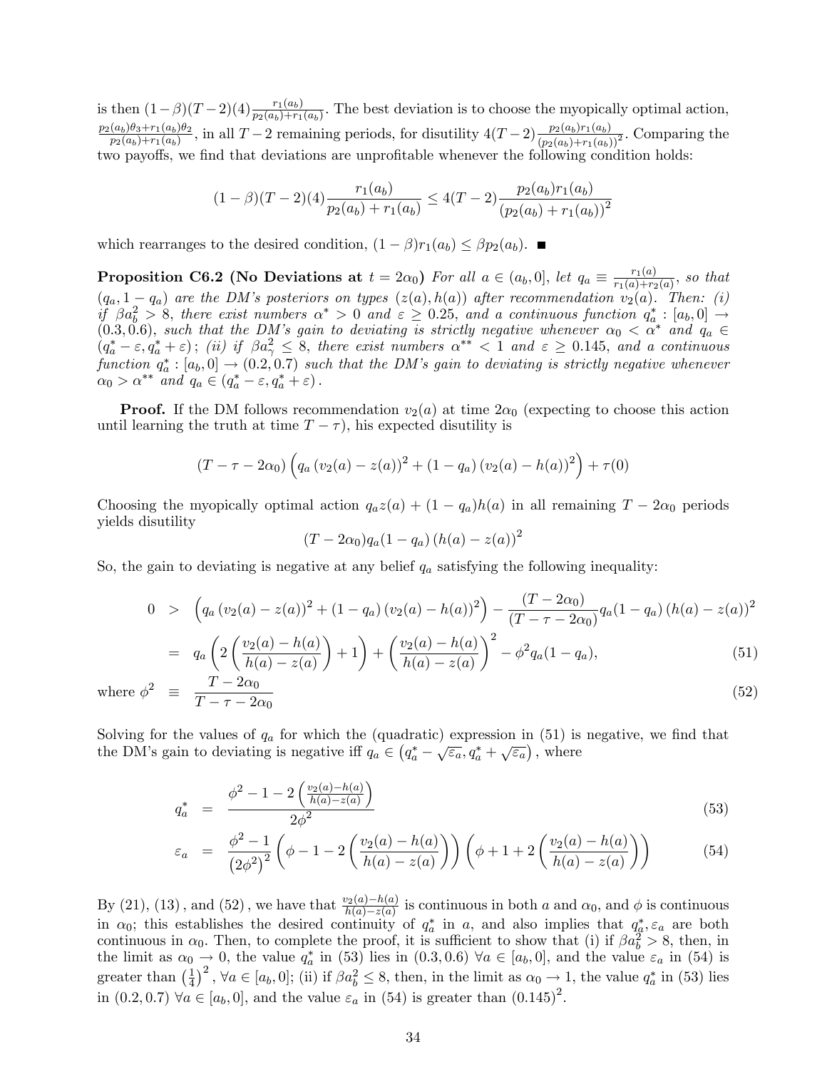is then $(1-\beta)(T-2)(4)\frac{r_1(a_b)}{p_2(a_b)+r_1(a_b)}$. The best deviation is to choose the myopically optimal action, $\frac{p_2(a_b)\theta_3+r_1(a_b)\theta_2}{p_2(a_b)+r_1(a_b)}$, in all $T-2$ remaining periods, for disutility $4(T-2)\frac{p_2(a_b)r_1(a_b)}{(p_2(a_b)+r_1(a_b))^2}$. Comparing the two payoffs, we find that deviations are unprofitable whenever the following condition holds:

$$(1-\beta)(T-2)(4)\frac{r_1(a_b)}{p_2(a_b)+r_1(a_b)} \leq 4(T-2)\frac{p_2(a_b)r_1(a_b)}{(p_2(a_b)+r_1(a_b))^2}$$

which rearranges to the desired condition, $(1-\beta)r_1(a_b) \leq \beta p_2(a_b)$. ■

**Proposition C6.2 (No Deviations at $t = 2\alpha_0$)** *For all $a \in (a_b, 0]$, let $q_a \equiv \frac{r_1(a)}{r_1(a)+r_2(a)}$, so that $(q_a, 1-q_a)$ are the DM's posteriors on types $(z(a), h(a))$ after recommendation $v_2(a)$. Then: (i) if $\beta a_b^2 > 8$, there exist numbers $\alpha^* > 0$ and $\varepsilon \geq 0.25$, and a continuous function $q_a^* : [a_b, 0] \to (0.3, 0.6)$, such that the DM's gain to deviating is strictly negative whenever $\alpha_0 < \alpha^*$ and $q_a \in (q_a^* - \varepsilon, q_a^* + \varepsilon)$; (ii) if $\beta a_\gamma^2 \leq 8$, there exist numbers $\alpha^{**} < 1$ and $\varepsilon \geq 0.145$, and a continuous function $q_a^* : [a_b, 0] \to (0.2, 0.7)$ such that the DM's gain to deviating is strictly negative whenever $\alpha_0 > \alpha^{**}$ and $q_a \in (q_a^* - \varepsilon, q_a^* + \varepsilon)$.*

**Proof.** If the DM follows recommendation $v_2(a)$ at time $2\alpha_0$ (expecting to choose this action until learning the truth at time $T-\tau$), his expected disutility is

$$(T-\tau-2\alpha_0)\left(q_a(v_2(a)-z(a))^2 + (1-q_a)(v_2(a)-h(a))^2\right) + \tau(0)$$

Choosing the myopically optimal action $q_a z(a) + (1-q_a)h(a)$ in all remaining $T-2\alpha_0$ periods yields disutility

$$(T-2\alpha_0)q_a(1-q_a)(h(a)-z(a))^2$$

So, the gain to deviating is negative at any belief $q_a$ satisfying the following inequality:

$$\begin{aligned}
0 &> \left(q_a(v_2(a)-z(a))^2 + (1-q_a)(v_2(a)-h(a))^2\right) - \frac{(T-2\alpha_0)}{(T-\tau-2\alpha_0)}q_a(1-q_a)(h(a)-z(a))^2 \\
&= q_a\left(2\left(\frac{v_2(a)-h(a)}{h(a)-z(a)}\right)+1\right) + \left(\frac{v_2(a)-h(a)}{h(a)-z(a)}\right)^2 - \phi^2 q_a(1-q_a), \qquad (51)
\end{aligned}$$

$$\text{where } \phi^2 \equiv \frac{T-2\alpha_0}{T-\tau-2\alpha_0} \qquad (52)$$

Solving for the values of $q_a$ for which the (quadratic) expression in (51) is negative, we find that the DM's gain to deviating is negative iff $q_a \in \left(q_a^* - \sqrt{\varepsilon_a}, q_a^* + \sqrt{\varepsilon_a}\right)$, where

$$q_a^* = \frac{\phi^2 - 1 - 2\left(\frac{v_2(a)-h(a)}{h(a)-z(a)}\right)}{2\phi^2} \qquad (53)$$

$$\varepsilon_a = \frac{\phi^2-1}{(2\phi^2)^2}\left(\phi - 1 - 2\left(\frac{v_2(a)-h(a)}{h(a)-z(a)}\right)\right)\left(\phi + 1 + 2\left(\frac{v_2(a)-h(a)}{h(a)-z(a)}\right)\right) \qquad (54)$$

By (21), (13), and (52), we have that $\frac{v_2(a)-h(a)}{h(a)-z(a)}$ is continuous in both $a$ and $\alpha_0$, and $\phi$ is continuous in $\alpha_0$; this establishes the desired continuity of $q_a^*$ in $a$, and also implies that $q_a^*, \varepsilon_a$ are both continuous in $\alpha_0$. Then, to complete the proof, it is sufficient to show that (i) if $\beta a_b^2 > 8$, then, in the limit as $\alpha_0 \to 0$, the value $q_a^*$ in (53) lies in $(0.3, 0.6)$ $\forall a \in [a_b, 0]$, and the value $\varepsilon_a$ in (54) is greater than $\left(\frac{1}{4}\right)^2$, $\forall a \in [a_b, 0]$; (ii) if $\beta a_b^2 \leq 8$, then, in the limit as $\alpha_0 \to 1$, the value $q_a^*$ in (53) lies in $(0.2, 0.7)$ $\forall a \in [a_b, 0]$, and the value $\varepsilon_a$ in (54) is greater than $(0.145)^2$.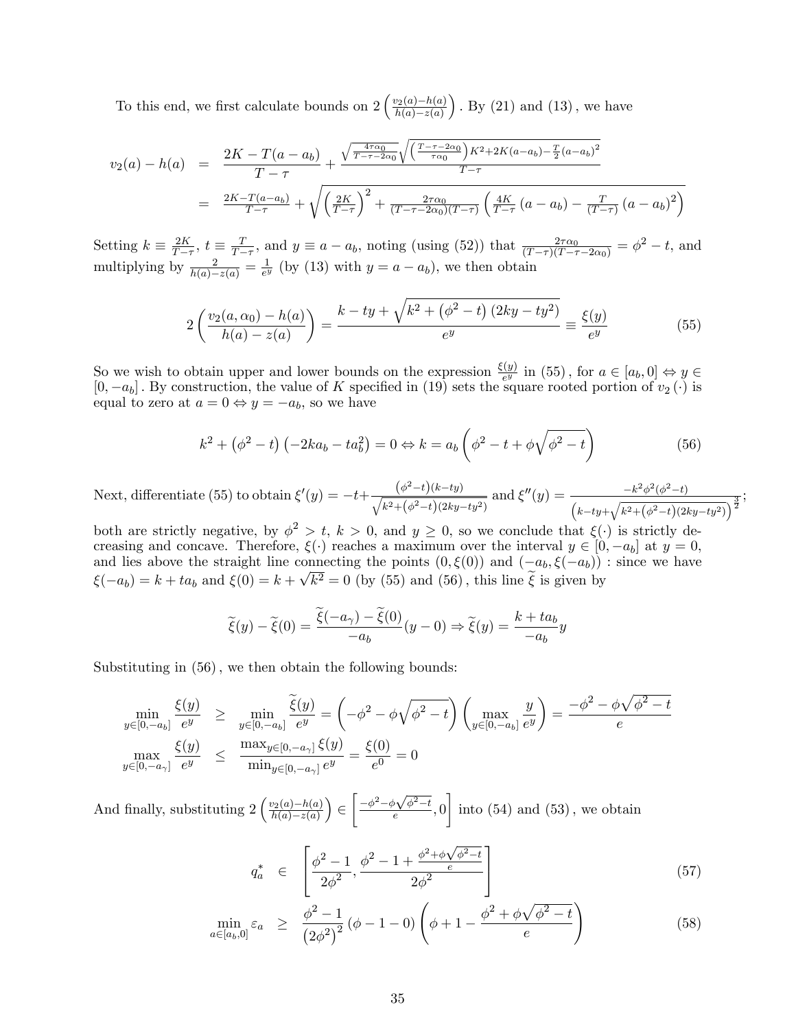To this end, we first calculate bounds on $2\left(\frac{v_2(a)-h(a)}{h(a)-z(a)}\right)$. By (21) and (13), we have

$$
\begin{aligned}
v_2(a) - h(a) &= \frac{2K - T(a-a_b)}{T-\tau} + \frac{\sqrt{\frac{4\tau\alpha_0}{T-\tau-2\alpha_0}}\sqrt{\left(\frac{T-\tau-2\alpha_0}{\tau\alpha_0}\right)K^2 + 2K(a-a_b) - \frac{T}{2}(a-a_b)^2}}{T-\tau} \\
&= \frac{2K-T(a-a_b)}{T-\tau} + \sqrt{\left(\frac{2K}{T-\tau}\right)^2 + \frac{2\tau\alpha_0}{(T-\tau-2\alpha_0)(T-\tau)}\left(\frac{4K}{T-\tau}(a-a_b) - \frac{T}{(T-\tau)}(a-a_b)^2\right)}
\end{aligned}
$$

Setting $k \equiv \frac{2K}{T-\tau}$, $t \equiv \frac{T}{T-\tau}$, and $y \equiv a - a_b$, noting (using (52)) that $\frac{2\tau\alpha_0}{(T-\tau)(T-\tau-2\alpha_0)} = \phi^2 - t$, and multiplying by $\frac{2}{h(a)-z(a)} = \frac{1}{e^y}$ (by (13) with $y = a - a_b$), we then obtain

$$
2\left(\frac{v_2(a,\alpha_0)-h(a)}{h(a)-z(a)}\right) = \frac{k - ty + \sqrt{k^2 + \left(\phi^2 - t\right)\left(2ky - ty^2\right)}}{e^y} \equiv \frac{\xi(y)}{e^y} \tag{55}
$$

So we wish to obtain upper and lower bounds on the expression $\frac{\xi(y)}{e^y}$ in (55), for $a \in [a_b, 0] \Leftrightarrow y \in [0, -a_b]$. By construction, the value of $K$ specified in (19) sets the square rooted portion of $v_2(\cdot)$ is equal to zero at $a = 0 \Leftrightarrow y = -a_b$, so we have

$$
k^2 + \left(\phi^2 - t\right)\left(-2ka_b - ta_b^2\right) = 0 \Leftrightarrow k = a_b\left(\phi^2 - t + \phi\sqrt{\phi^2 - t}\right) \tag{56}
$$

Next, differentiate (55) to obtain $\xi'(y) = -t + \frac{\left(\phi^2-t\right)(k-ty)}{\sqrt{k^2+\left(\phi^2-t\right)(2ky-ty^2)}}$ and $\xi''(y) = \frac{-k^2\phi^2\left(\phi^2-t\right)}{\left(k-ty+\sqrt{k^2+\left(\phi^2-t\right)(2ky-ty^2)}\right)^{\frac{3}{2}}}$; both are strictly negative, by $\phi^2 > t$, $k > 0$, and $y \geq 0$, so we conclude that $\xi(\cdot)$ is strictly decreasing and concave. Therefore, $\xi(\cdot)$ reaches a maximum over the interval $y \in [0, -a_b]$ at $y = 0$, and lies above the straight line connecting the points $(0, \xi(0))$ and $(-a_b, \xi(-a_b))$ : since we have $\xi(-a_b) = k + ta_b$ and $\xi(0) = k + \sqrt{k^2} = 0$ (by (55) and (56), this line $\widetilde{\xi}$ is given by

$$
\widetilde{\xi}(y) - \widetilde{\xi}(0) = \frac{\widetilde{\xi}(-a_\gamma) - \widetilde{\xi}(0)}{-a_b}(y - 0) \Rightarrow \widetilde{\xi}(y) = \frac{k + ta_b}{-a_b}y
$$

Substituting in (56), we then obtain the following bounds:

$$
\begin{aligned}
\min_{y\in[0,-a_b]} \frac{\xi(y)}{e^y} &\geq \min_{y\in[0,-a_b]} \frac{\widetilde{\xi}(y)}{e^y} = \left(-\phi^2 - \phi\sqrt{\phi^2 - t}\right)\left(\max_{y\in[0,-a_b]} \frac{y}{e^y}\right) = \frac{-\phi^2 - \phi\sqrt{\phi^2 - t}}{e} \\
\max_{y\in[0,-a_\gamma]} \frac{\xi(y)}{e^y} &\leq \frac{\max_{y\in[0,-a_\gamma]}\xi(y)}{\min_{y\in[0,-a_\gamma]} e^y} = \frac{\xi(0)}{e^0} = 0
\end{aligned}
$$

And finally, substituting $2\left(\frac{v_2(a)-h(a)}{h(a)-z(a)}\right) \in \left[\frac{-\phi^2-\phi\sqrt{\phi^2-t}}{e}, 0\right]$ into (54) and (53), we obtain

$$
q_a^* \in \left[\frac{\phi^2 - 1}{2\phi^2}, \frac{\phi^2 - 1 + \frac{\phi^2+\phi\sqrt{\phi^2-t}}{e}}{2\phi^2}\right] \tag{57}
$$

$$
\min_{a\in[a_b,0]} \varepsilon_a \geq \frac{\phi^2 - 1}{\left(2\phi^2\right)^2}(\phi - 1 - 0)\left(\phi + 1 - \frac{\phi^2 + \phi\sqrt{\phi^2 - t}}{e}\right) \tag{58}
$$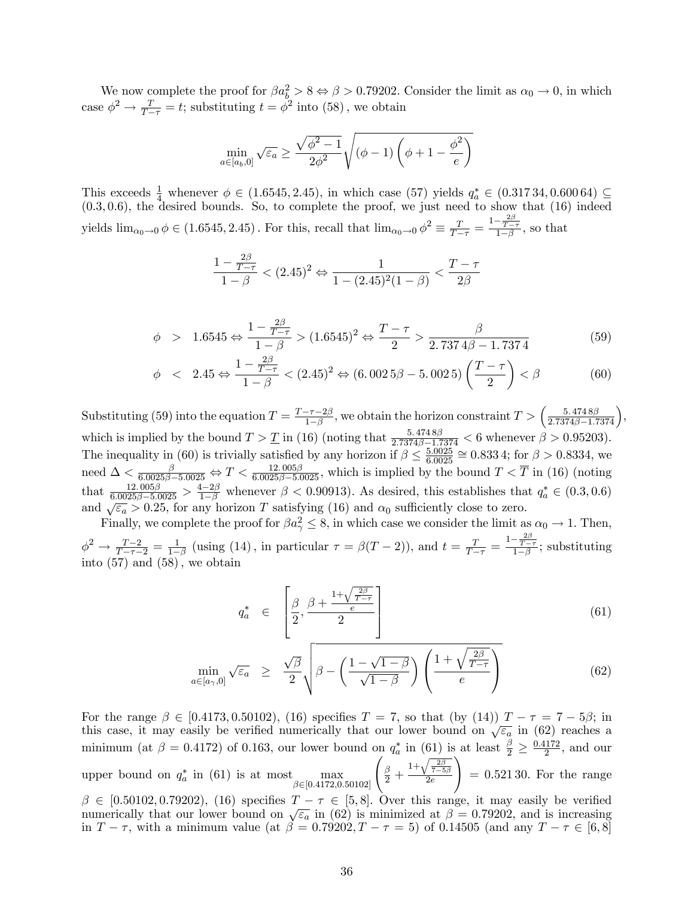We now complete the proof for $\beta a_b^2 > 8 \Leftrightarrow \beta > 0.79202$. Consider the limit as $\alpha_0 \to 0$, in which case $\phi^2 \to \frac{T}{T-\tau} = t$; substituting $t = \phi^2$ into (58) , we obtain

$$\min_{a\in[a_b,0]} \sqrt{\varepsilon_a} \geq \frac{\sqrt{\phi^2-1}}{2\phi^2}\sqrt{(\phi-1)\left(\phi+1-\frac{\phi^2}{e}\right)}$$

This exceeds $\frac{1}{4}$ whenever $\phi \in (1.6545, 2.45)$, in which case (57) yields $q_a^* \in (0.317\,34, 0.600\,64) \subseteq (0.3, 0.6)$, the desired bounds. So, to complete the proof, we just need to show that (16) indeed yields $\lim_{\alpha_0\to 0}\phi \in (1.6545, 2.45)$ . For this, recall that $\lim_{\alpha_0\to 0}\phi^2 \equiv \frac{T}{T-\tau} = \frac{1-\frac{2\beta}{T-\tau}}{1-\beta}$, so that

$$\frac{1-\frac{2\beta}{T-\tau}}{1-\beta} < (2.45)^2 \Leftrightarrow \frac{1}{1-(2.45)^2(1-\beta)} < \frac{T-\tau}{2\beta}$$

$$\phi \;\;>\;\; 1.6545 \Leftrightarrow \frac{1-\frac{2\beta}{T-\tau}}{1-\beta} > (1.6545)^2 \Leftrightarrow \frac{T-\tau}{2} > \frac{\beta}{2.737\,4\beta - 1.737\,4} \tag{59}$$

$$\phi \;\;<\;\; 2.45 \Leftrightarrow \frac{1-\frac{2\beta}{T-\tau}}{1-\beta} < (2.45)^2 \Leftrightarrow (6.002\,5\beta - 5.002\,5)\left(\frac{T-\tau}{2}\right) < \beta \tag{60}$$

Substituting (59) into the equation $T = \frac{T-\tau-2\beta}{1-\beta}$, we obtain the horizon constraint $T > \left(\frac{5.474\,8\beta}{2.7374\beta-1.7374}\right)$, which is implied by the bound $T > \underline{T}$ in (16) (noting that $\frac{5.474\,8\beta}{2.7374\beta-1.7374} < 6$ whenever $\beta > 0.95203$). The inequality in (60) is trivially satisfied by any horizon if $\beta \leq \frac{5.0025}{6.0025} \cong 0.833\,4$; for $\beta > 0.8334$, we need $\Delta < \frac{\beta}{6.0025\beta-5.0025} \Leftrightarrow T < \frac{12.005\beta}{6.0025\beta-5.0025}$, which is implied by the bound $T < \overline{T}$ in (16) (noting that $\frac{12.005\beta}{6.0025\beta-5.0025} > \frac{4-2\beta}{1-\beta}$ whenever $\beta < 0.90913$). As desired, this establishes that $q_a^* \in (0.3, 0.6)$ and $\sqrt{\varepsilon_a} > 0.25$, for any horizon $T$ satisfying (16) and $\alpha_0$ sufficiently close to zero.

Finally, we complete the proof for $\beta a_\gamma^2 \leq 8$, in which case we consider the limit as $\alpha_0 \to 1$. Then, $\phi^2 \to \frac{T-2}{T-\tau-2} = \frac{1}{1-\beta}$ (using (14) , in particular $\tau = \beta(T-2)$), and $t = \frac{T}{T-\tau} = \frac{1-\frac{2\beta}{T-\tau}}{1-\beta}$; substituting into (57) and (58) , we obtain

$$q_a^* \;\;\in\;\; \left[\frac{\beta}{2}, \frac{\beta + \frac{1+\sqrt{\frac{2\beta}{T-\tau}}}{e}}{2}\right] \tag{61}$$

$$\min_{a\in[a_\gamma,0]} \sqrt{\varepsilon_a} \;\;\geq\;\; \frac{\sqrt{\beta}}{2}\sqrt{\beta - \left(\frac{1-\sqrt{1-\beta}}{\sqrt{1-\beta}}\right)\left(\frac{1+\sqrt{\frac{2\beta}{T-\tau}}}{e}\right)} \tag{62}$$

For the range $\beta \in [0.4173, 0.50102)$, (16) specifies $T = 7$, so that (by (14)) $T - \tau = 7 - 5\beta$; in this case, it may easily be verified numerically that our lower bound on $\sqrt{\varepsilon_a}$ in (62) reaches a minimum (at $\beta = 0.4172$) of 0.163, our lower bound on $q_a^*$ in (61) is at least $\frac{\beta}{2} \geq \frac{0.4172}{2}$, and our upper bound on $q_a^*$ in (61) is at most $\max_{\beta\in[0.4172,0.50102]}\left(\frac{\beta}{2} + \frac{1+\sqrt{\frac{2\beta}{7-5\beta}}}{2e}\right) = 0.521\,30$. For the range $\beta \in [0.50102, 0.79202)$, (16) specifies $T - \tau \in [5, 8]$. Over this range, it may easily be verified numerically that our lower bound on $\sqrt{\varepsilon_a}$ in (62) is minimized at $\beta = 0.79202$, and is increasing in $T - \tau$, with a minimum value (at $\beta = 0.79202, T - \tau = 5$) of 0.14505 (and any $T - \tau \in [6, 8]$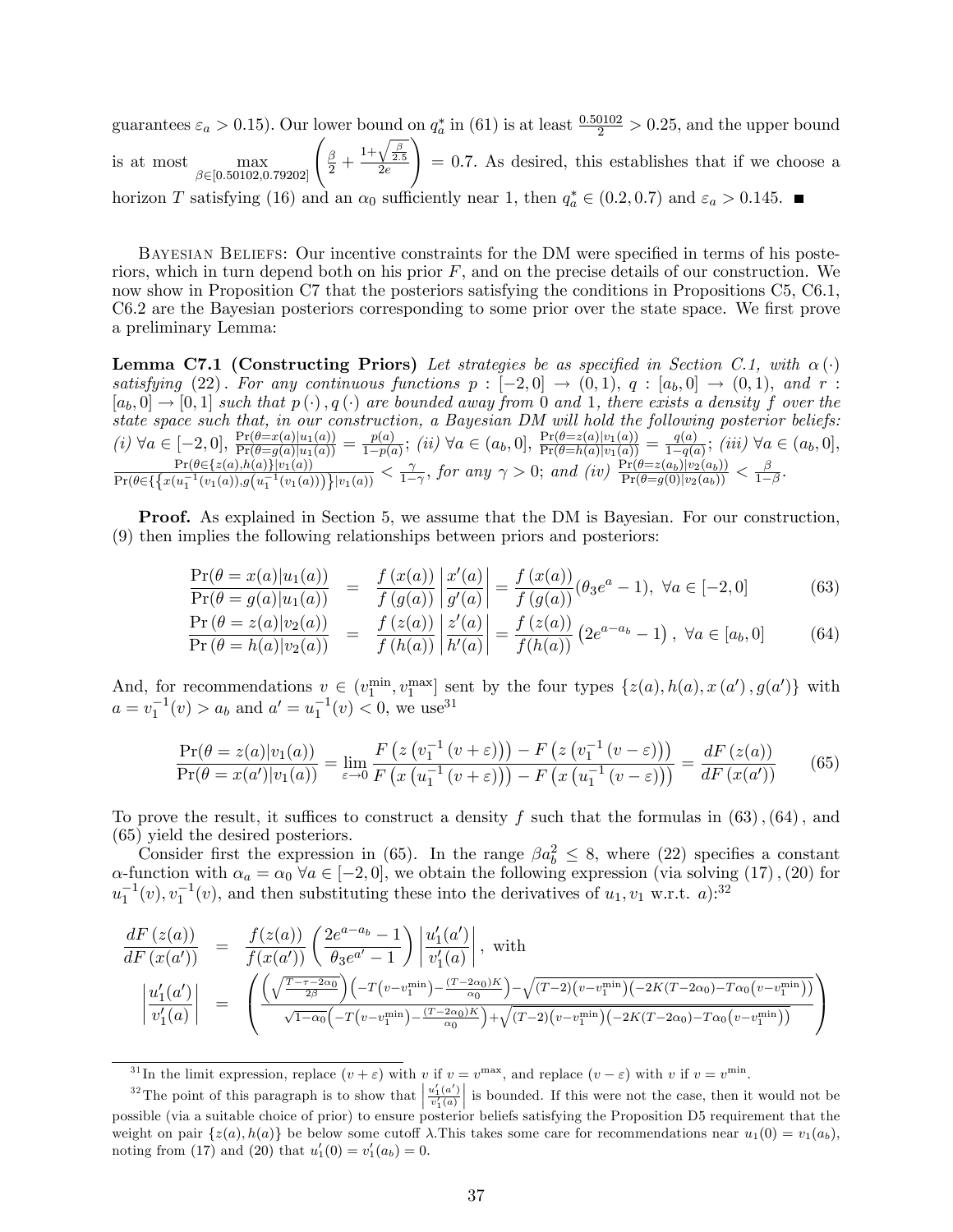guarantees $\varepsilon_a > 0.15$). Our lower bound on $q_a^*$ in (61) is at least $\frac{0.50102}{2} > 0.25$, and the upper bound is at most $\max_{\beta \in [0.50102, 0.79202]} \left( \frac{\beta}{2} + \frac{1+\sqrt{\frac{\beta}{2.5}}}{2e} \right) = 0.7$. As desired, this establishes that if we choose a horizon $T$ satisfying (16) and an $\alpha_0$ sufficiently near 1, then $q_a^* \in (0.2, 0.7)$ and $\varepsilon_a > 0.145$. ■

Bayesian Beliefs: Our incentive constraints for the DM were specified in terms of his posteriors, which in turn depend both on his prior $F$, and on the precise details of our construction. We now show in Proposition C7 that the posteriors satisfying the conditions in Propositions C5, C6.1, C6.2 are the Bayesian posteriors corresponding to some prior over the state space. We first prove a preliminary Lemma:

**Lemma C7.1 (Constructing Priors)** *Let strategies be as specified in Section C.1, with $\alpha(\cdot)$ satisfying (22). For any continuous functions $p : [-2, 0] \to (0, 1)$, $q : [a_b, 0] \to (0, 1)$, and $r : [a_b, 0] \to [0, 1]$ such that $p(\cdot), q(\cdot)$ are bounded away from 0 and 1, there exists a density $f$ over the state space such that, in our construction, a Bayesian DM will hold the following posterior beliefs: (i) $\forall a \in [-2, 0]$, $\frac{\Pr(\theta = x(a)|u_1(a))}{\Pr(\theta = g(a)|u_1(a))} = \frac{p(a)}{1-p(a)}$; (ii) $\forall a \in (a_b, 0]$, $\frac{\Pr(\theta = z(a)|v_1(a))}{\Pr(\theta = h(a)|v_1(a))} = \frac{q(a)}{1-q(a)}$; (iii) $\forall a \in (a_b, 0]$, $\frac{\Pr(\theta \in \{z(a), h(a)\}|v_1(a))}{\Pr(\theta \in \{x(u_1^{-1}(v_1(a)), g(u_1^{-1}(v_1(a)))\}|v_1(a))} < \frac{\gamma}{1-\gamma}$, for any $\gamma > 0$; and (iv) $\frac{\Pr(\theta = z(a_b)|v_2(a_b))}{\Pr(\theta = g(0)|v_2(a_b))} < \frac{\beta}{1-\beta}$.*

**Proof.** As explained in Section 5, we assume that the DM is Bayesian. For our construction, (9) then implies the following relationships between priors and posteriors:

$$
\frac{\Pr(\theta = x(a)|u_1(a))}{\Pr(\theta = g(a)|u_1(a))} = \frac{f(x(a))}{f(g(a))} \left| \frac{x'(a)}{g'(a)} \right| = \frac{f(x(a))}{f(g(a))} (\theta_3 e^a - 1), \ \forall a \in [-2, 0] \tag{63}
$$

$$
\frac{\Pr(\theta = z(a)|v_2(a))}{\Pr(\theta = h(a)|v_2(a))} = \frac{f(z(a))}{f(h(a))} \left| \frac{z'(a)}{h'(a)} \right| = \frac{f(z(a))}{f(h(a))} \left(2e^{a-a_b} - 1\right), \ \forall a \in [a_b, 0] \tag{64}
$$

And, for recommendations $v \in (v_1^{\min}, v_1^{\max}]$ sent by the four types $\{z(a), h(a), x(a'), g(a')\}$ with $a = v_1^{-1}(v) > a_b$ and $a' = u_1^{-1}(v) < 0$, we use[31]

$$
\frac{\Pr(\theta = z(a)|v_1(a))}{\Pr(\theta = x(a')|v_1(a))} = \lim_{\varepsilon \to 0} \frac{F\left(z\left(v_1^{-1}(v + \varepsilon)\right)\right) - F\left(z\left(v_1^{-1}(v - \varepsilon)\right)\right)}{F\left(x\left(u_1^{-1}(v + \varepsilon)\right)\right) - F\left(x\left(u_1^{-1}(v - \varepsilon)\right)\right)} = \frac{dF(z(a))}{dF(x(a'))} \tag{65}
$$

To prove the result, it suffices to construct a density $f$ such that the formulas in (63), (64), and (65) yield the desired posteriors.

Consider first the expression in (65). In the range $\beta a_b^2 \leq 8$, where (22) specifies a constant $\alpha$-function with $\alpha_a = \alpha_0 \ \forall a \in [-2, 0]$, we obtain the following expression (via solving (17), (20) for $u_1^{-1}(v), v_1^{-1}(v)$, and then substituting these into the derivatives of $u_1, v_1$ w.r.t. $a$):[32]

$$
\frac{dF(z(a))}{dF(x(a'))} = \frac{f(z(a))}{f(x(a'))} \left( \frac{2e^{a-a_b} - 1}{\theta_3 e^{a'} - 1} \right) \left| \frac{u_1'(a')}{v_1'(a)} \right|, \text{ with}
$$

$$
\left| \frac{u_1'(a')}{v_1'(a)} \right| = \left( \frac{\left(\sqrt{\frac{T-\tau-2\alpha_0}{2\beta}}\right)\left(-T\left(v - v_1^{\min}\right) - \frac{(T-2\alpha_0)K}{\alpha_0}\right) - \sqrt{(T-2)\left(v - v_1^{\min}\right)\left(-2K(T-2\alpha_0) - T\alpha_0\left(v - v_1^{\min}\right)\right)}}{\sqrt{1-\alpha_0}\left(-T\left(v - v_1^{\min}\right) - \frac{(T-2\alpha_0)K}{\alpha_0}\right) + \sqrt{(T-2)\left(v - v_1^{\min}\right)\left(-2K(T-2\alpha_0) - T\alpha_0\left(v - v_1^{\min}\right)\right)}} \right)
$$

---

[31] In the limit expression, replace $(v + \varepsilon)$ with $v$ if $v = v^{\max}$, and replace $(v - \varepsilon)$ with $v$ if $v = v^{\min}$.

[32] The point of this paragraph is to show that $\left| \frac{u_1'(a')}{v_1'(a)} \right|$ is bounded. If this were not the case, then it would not be possible (via a suitable choice of prior) to ensure posterior beliefs satisfying the Proposition D5 requirement that the weight on pair $\{z(a), h(a)\}$ be below some cutoff $\lambda$. This takes some care for recommendations near $u_1(0) = v_1(a_b)$, noting from (17) and (20) that $u_1'(0) = v_1'(a_b) = 0$.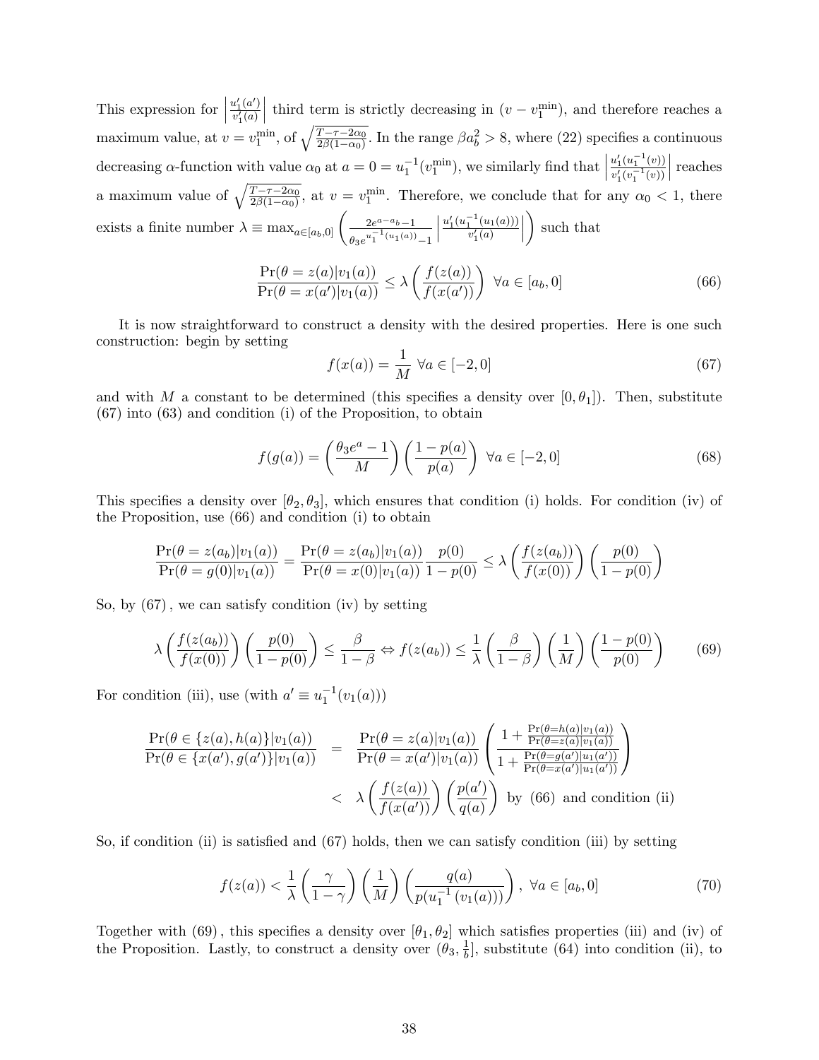This expression for $\left|\frac{u_1'(a')}{v_1'(a)}\right|$ third term is strictly decreasing in $(v - v_1^{\min})$, and therefore reaches a maximum value, at $v = v_1^{\min}$, of $\sqrt{\frac{T-\tau-2\alpha_0}{2\beta(1-\alpha_0)}}$. In the range $\beta a_b^2 > 8$, where (22) specifies a continuous decreasing $\alpha$-function with value $\alpha_0$ at $a = 0 = u_1^{-1}(v_1^{\min})$, we similarly find that $\left|\frac{u_1'(u_1^{-1}(v))}{v_1'(v_1^{-1}(v))}\right|$ reaches a maximum value of $\sqrt{\frac{T-\tau-2\alpha_0}{2\beta(1-\alpha_0)}}$, at $v = v_1^{\min}$. Therefore, we conclude that for any $\alpha_0 < 1$, there exists a finite number $\lambda \equiv \max_{a\in[a_b,0]}\left(\frac{2e^{a-a_b}-1}{\theta_3 e^{u_1^{-1}(u_1(a))}-1}\left|\frac{u_1'(u_1^{-1}(u_1(a)))}{v_1'(a)}\right|\right)$ such that

$$\frac{\Pr(\theta = z(a)|v_1(a))}{\Pr(\theta = x(a')|v_1(a))} \leq \lambda\left(\frac{f(z(a))}{f(x(a'))}\right) \ \forall a \in [a_b, 0] \tag{66}$$

It is now straightforward to construct a density with the desired properties. Here is one such construction: begin by setting

$$f(x(a)) = \frac{1}{M} \ \forall a \in [-2, 0] \tag{67}$$

and with $M$ a constant to be determined (this specifies a density over $[0, \theta_1]$). Then, substitute (67) into (63) and condition (i) of the Proposition, to obtain

$$f(g(a)) = \left(\frac{\theta_3 e^a - 1}{M}\right)\left(\frac{1-p(a)}{p(a)}\right) \ \forall a \in [-2, 0] \tag{68}$$

This specifies a density over $[\theta_2, \theta_3]$, which ensures that condition (i) holds. For condition (iv) of the Proposition, use (66) and condition (i) to obtain

$$\frac{\Pr(\theta = z(a_b)|v_1(a))}{\Pr(\theta = g(0)|v_1(a))} = \frac{\Pr(\theta = z(a_b)|v_1(a))}{\Pr(\theta = x(0)|v_1(a))}\frac{p(0)}{1-p(0)} \leq \lambda\left(\frac{f(z(a_b))}{f(x(0))}\right)\left(\frac{p(0)}{1-p(0)}\right)$$

So, by (67), we can satisfy condition (iv) by setting

$$\lambda\left(\frac{f(z(a_b))}{f(x(0))}\right)\left(\frac{p(0)}{1-p(0)}\right) \leq \frac{\beta}{1-\beta} \Leftrightarrow f(z(a_b)) \leq \frac{1}{\lambda}\left(\frac{\beta}{1-\beta}\right)\left(\frac{1}{M}\right)\left(\frac{1-p(0)}{p(0)}\right) \tag{69}$$

For condition (iii), use (with $a' \equiv u_1^{-1}(v_1(a))$)

$$\begin{aligned}
\frac{\Pr(\theta \in \{z(a), h(a)\}|v_1(a))}{\Pr(\theta \in \{x(a'), g(a')\}|v_1(a))} &= \frac{\Pr(\theta = z(a)|v_1(a))}{\Pr(\theta = x(a')|v_1(a))}\left(\frac{1 + \frac{\Pr(\theta = h(a)|v_1(a))}{\Pr(\theta = z(a)|v_1(a))}}{1 + \frac{\Pr(\theta = g(a')|u_1(a'))}{\Pr(\theta = x(a')|u_1(a'))}}\right) \\
&< \lambda\left(\frac{f(z(a))}{f(x(a'))}\right)\left(\frac{p(a')}{q(a)}\right) \text{ by (66) and condition (ii)}
\end{aligned}$$

So, if condition (ii) is satisfied and (67) holds, then we can satisfy condition (iii) by setting

$$f(z(a)) < \frac{1}{\lambda}\left(\frac{\gamma}{1-\gamma}\right)\left(\frac{1}{M}\right)\left(\frac{q(a)}{p(u_1^{-1}(v_1(a)))}\right), \ \forall a \in [a_b, 0] \tag{70}$$

Together with (69), this specifies a density over $[\theta_1, \theta_2]$ which satisfies properties (iii) and (iv) of the Proposition. Lastly, to construct a density over $(\theta_3, \frac{1}{b}]$, substitute (64) into condition (ii), to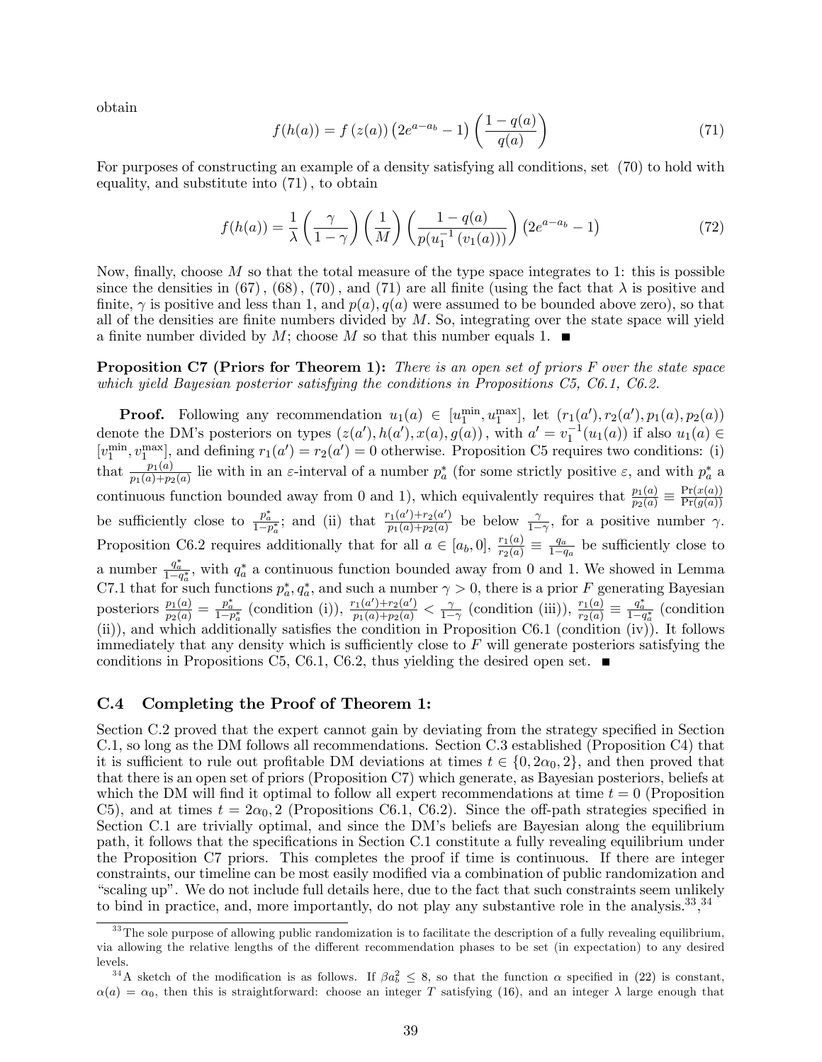obtain

$$f(h(a)) = f(z(a)) \left(2e^{a-a_b} - 1\right) \left(\frac{1-q(a)}{q(a)}\right) \tag{71}$$

For purposes of constructing an example of a density satisfying all conditions, set (70) to hold with equality, and substitute into (71), to obtain

$$f(h(a)) = \frac{1}{\lambda} \left(\frac{\gamma}{1-\gamma}\right) \left(\frac{1}{M}\right) \left(\frac{1-q(a)}{p(u_1^{-1}(v_1(a)))}\right) \left(2e^{a-a_b} - 1\right) \tag{72}$$

Now, finally, choose $M$ so that the total measure of the type space integrates to 1: this is possible since the densities in (67), (68), (70), and (71) are all finite (using the fact that $\lambda$ is positive and finite, $\gamma$ is positive and less than 1, and $p(a), q(a)$ were assumed to be bounded above zero), so that all of the densities are finite numbers divided by $M$. So, integrating over the state space will yield a finite number divided by $M$; choose $M$ so that this number equals 1. ∎

**Proposition C7 (Priors for Theorem 1):** *There is an open set of priors $F$ over the state space which yield Bayesian posterior satisfying the conditions in Propositions C5, C6.1, C6.2.*

**Proof.** Following any recommendation $u_1(a) \in [u_1^{\min}, u_1^{\max}]$, let $(r_1(a'), r_2(a'), p_1(a), p_2(a))$ denote the DM's posteriors on types $(z(a'), h(a'), x(a), g(a))$, with $a' = v_1^{-1}(u_1(a))$ if also $u_1(a) \in [v_1^{\min}, v_1^{\max}]$, and defining $r_1(a') = r_2(a') = 0$ otherwise. Proposition C5 requires two conditions: (i) that $\frac{p_1(a)}{p_1(a)+p_2(a)}$ lie with in an $\varepsilon$-interval of a number $p_a^*$ (for some strictly positive $\varepsilon$, and with $p_a^*$ a continuous function bounded away from 0 and 1), which equivalently requires that $\frac{p_1(a)}{p_2(a)} \equiv \frac{\Pr(x(a))}{\Pr(g(a))}$ be sufficiently close to $\frac{p_a^*}{1-p_a^*}$; and (ii) that $\frac{r_1(a')+r_2(a')}{p_1(a)+p_2(a)}$ be below $\frac{\gamma}{1-\gamma}$, for a positive number $\gamma$. Proposition C6.2 requires additionally that for all $a \in [a_b, 0]$, $\frac{r_1(a)}{r_2(a)} \equiv \frac{q_a}{1-q_a}$ be sufficiently close to a number $\frac{q_a^*}{1-q_a^*}$, with $q_a^*$ a continuous function bounded away from 0 and 1. We showed in Lemma C7.1 that for such functions $p_a^*, q_a^*$, and such a number $\gamma > 0$, there is a prior $F$ generating Bayesian posteriors $\frac{p_1(a)}{p_2(a)} = \frac{p_a^*}{1-p_a^*}$ (condition (i)), $\frac{r_1(a')+r_2(a')}{p_1(a)+p_2(a)} < \frac{\gamma}{1-\gamma}$ (condition (iii)), $\frac{r_1(a)}{r_2(a)} \equiv \frac{q_a^*}{1-q_a^*}$ (condition (ii)), and which additionally satisfies the condition in Proposition C6.1 (condition (iv)). It follows immediately that any density which is sufficiently close to $F$ will generate posteriors satisfying the conditions in Propositions C5, C6.1, C6.2, thus yielding the desired open set. ∎

### C.4 Completing the Proof of Theorem 1:

Section C.2 proved that the expert cannot gain by deviating from the strategy specified in Section C.1, so long as the DM follows all recommendations. Section C.3 established (Proposition C4) that it is sufficient to rule out profitable DM deviations at times $t \in \{0, 2\alpha_0, 2\}$, and then proved that that there is an open set of priors (Proposition C7) which generate, as Bayesian posteriors, beliefs at which the DM will find it optimal to follow all expert recommendations at time $t = 0$ (Proposition C5), and at times $t = 2\alpha_0, 2$ (Propositions C6.1, C6.2). Since the off-path strategies specified in Section C.1 are trivially optimal, and since the DM's beliefs are Bayesian along the equilibrium path, it follows that the specifications in Section C.1 constitute a fully revealing equilibrium under the Proposition C7 priors. This completes the proof if time is continuous. If there are integer constraints, our timeline can be most easily modified via a combination of public randomization and "scaling up". We do not include full details here, due to the fact that such constraints seem unlikely to bind in practice, and, more importantly, do not play any substantive role in the analysis.[33],[34]

[33] The sole purpose of allowing public randomization is to facilitate the description of a fully revealing equilibrium, via allowing the relative lengths of the different recommendation phases to be set (in expectation) to any desired levels.

[34] A sketch of the modification is as follows. If $\beta a_b^2 \leq 8$, so that the function $\alpha$ specified in (22) is constant, $\alpha(a) = \alpha_0$, then this is straightforward: choose an integer $T$ satisfying (16), and an integer $\lambda$ large enough that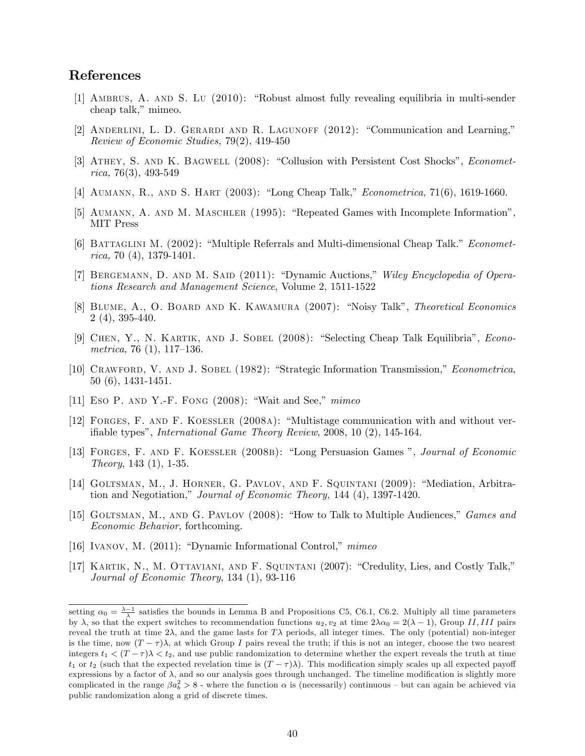## References

[1] Ambrus, A. and S. Lu (2010): "Robust almost fully revealing equilibria in multi-sender cheap talk," mimeo.

[2] Anderlini, L. D. Gerardi and R. Lagunoff (2012): "Communication and Learning," *Review of Economic Studies,* 79(2), 419-450

[3] Athey, S. and K. Bagwell (2008): "Collusion with Persistent Cost Shocks", *Econometrica,* 76(3), 493-549

[4] Aumann, R., and S. Hart (2003): "Long Cheap Talk," *Econometrica,* 71(6), 1619-1660.

[5] Aumann, A. and M. Maschler (1995): "Repeated Games with Incomplete Information", MIT Press

[6] Battaglini M. (2002): "Multiple Referrals and Multi-dimensional Cheap Talk." *Econometrica,* 70 (4), 1379-1401.

[7] Bergemann, D. and M. Said (2011): "Dynamic Auctions," *Wiley Encyclopedia of Operations Research and Management Science*, Volume 2, 1511-1522

[8] Blume, A., O. Board and K. Kawamura (2007): "Noisy Talk", *Theoretical Economics* 2 (4), 395-440.

[9] Chen, Y., N. Kartik, and J. Sobel (2008): "Selecting Cheap Talk Equilibria", *Econometrica*, 76 (1), 117–136.

[10] Crawford, V. and J. Sobel (1982): "Strategic Information Transmission," *Econometrica*, 50 (6), 1431-1451.

[11] Eso P. and Y.-F. Fong (2008): "Wait and See," *mimeo*

[12] Forges, F. and F. Koessler (2008a): "Multistage communication with and without verifiable types", *International Game Theory Review*, 2008, 10 (2), 145-164.

[13] Forges, F. and F. Koessler (2008b): "Long Persuasion Games ", *Journal of Economic Theory*, 143 (1), 1-35.

[14] Goltsman, M., J. Horner, G. Pavlov, and F. Squintani (2009): "Mediation, Arbitration and Negotiation," *Journal of Economic Theory,* 144 (4), 1397-1420.

[15] Goltsman, M., and G. Pavlov (2008): "How to Talk to Multiple Audiences," *Games and Economic Behavior*, forthcoming.

[16] Ivanov, M. (2011): "Dynamic Informational Control," *mimeo*

[17] Kartik, N., M. Ottaviani, and F. Squintani (2007): "Credulity, Lies, and Costly Talk," *Journal of Economic Theory*, 134 (1), 93-116

---

setting $\alpha_0 = \frac{\lambda-1}{\lambda}$ satisfies the bounds in Lemma B and Propositions C5, C6.1, C6.2. Multiply all time parameters by $\lambda$, so that the expert switches to recommendation functions $u_2, v_2$ at time $2\lambda\alpha_0 = 2(\lambda-1)$, Group $II, III$ pairs reveal the truth at time $2\lambda$, and the game lasts for $T\lambda$ periods, all integer times. The only (potential) non-integer is the time, now $(T-\tau)\lambda$, at which Group $I$ pairs reveal the truth; if this is not an integer, choose the two nearest integers $t_1 < (T-\tau)\lambda < t_2$, and use public randomization to determine whether the expert reveals the truth at time $t_1$ or $t_2$ (such that the expected revelation time is $(T-\tau)\lambda$). This modification simply scales up all expected payoff expressions by a factor of $\lambda$, and so our analysis goes through unchanged. The timeline modification is slightly more complicated in the range $\beta a_b^2 > 8$ - where the function $\alpha$ is (necessarily) continuous – but can again be achieved via public randomization along a grid of discrete times.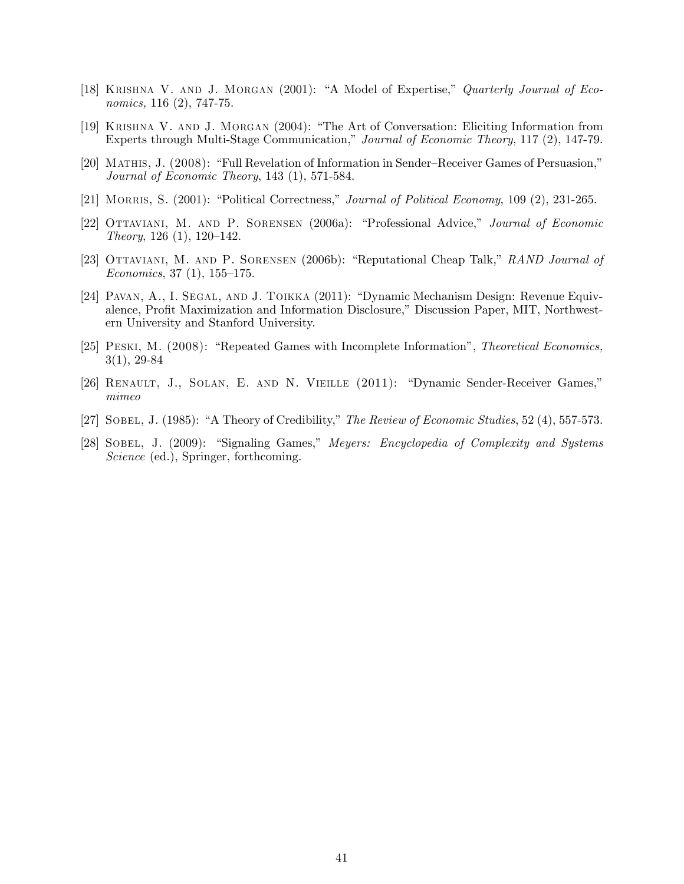[18] Krishna V. and J. Morgan (2001): "A Model of Expertise," *Quarterly Journal of Economics,* 116 (2), 747-75.

[19] Krishna V. and J. Morgan (2004): "The Art of Conversation: Eliciting Information from Experts through Multi-Stage Communication," *Journal of Economic Theory*, 117 (2), 147-79.

[20] Mathis, J. (2008): "Full Revelation of Information in Sender–Receiver Games of Persuasion," *Journal of Economic Theory*, 143 (1), 571-584.

[21] Morris, S. (2001): "Political Correctness," *Journal of Political Economy*, 109 (2), 231-265.

[22] Ottaviani, M. and P. Sorensen (2006a): "Professional Advice," *Journal of Economic Theory*, 126 (1), 120–142.

[23] Ottaviani, M. and P. Sorensen (2006b): "Reputational Cheap Talk," *RAND Journal of Economics*, 37 (1), 155–175.

[24] Pavan, A., I. Segal, and J. Toikka (2011): "Dynamic Mechanism Design: Revenue Equivalence, Profit Maximization and Information Disclosure," Discussion Paper, MIT, Northwestern University and Stanford University.

[25] Peski, M. (2008): "Repeated Games with Incomplete Information", *Theoretical Economics,* 3(1), 29-84

[26] Renault, J., Solan, E. and N. Vieille (2011): "Dynamic Sender-Receiver Games," *mimeo*

[27] Sobel, J. (1985): "A Theory of Credibility," *The Review of Economic Studies*, 52 (4), 557-573.

[28] Sobel, J. (2009): "Signaling Games," *Meyers: Encyclopedia of Complexity and Systems Science* (ed.), Springer, forthcoming.